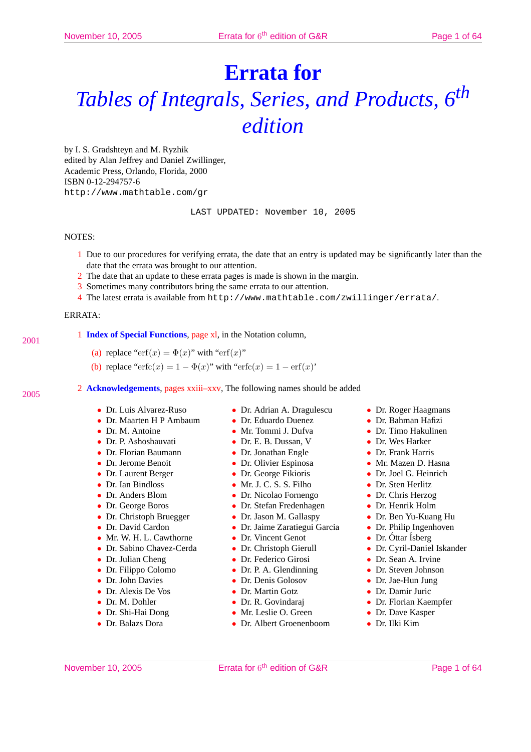# Errata for

## *Tables of Integrals, Series, and Products, 6$^{th}$ edition*

by I. S. Gradshteyn and M. Ryzhik
edited by Alan Jeffrey and Daniel Zwillinger,
Academic Press, Orlando, Florida, 2000
ISBN 0-12-294757-6
`http://www.mathtable.com/gr`

LAST UPDATED: November 10, 2005

NOTES:

1. Due to our procedures for verifying errata, the date that an entry is updated may be significantly later than the date that the errata was brought to our attention.
2. The date that an update to these errata pages is made is shown in the margin.
3. Sometimes many contributors bring the same errata to our attention.
4. The latest errata is available from `http://www.mathtable.com/zwillinger/errata/`.

ERRATA:

2001

1. **Index of Special Functions**, page xl, in the Notation column,
   (a) replace "$\text{erf}(x) = \Phi(x)$" with "$\text{erf}(x)$"
   (b) replace "$\text{erfc}(x) = 1 - \Phi(x)$" with "$\text{erfc}(x) = 1 - \text{erf}(x)$'

2005

2. **Acknowledgements**, pages xxiii–xxv, The following names should be added

- Dr. Luis Alvarez-Ruso
- Dr. Maarten H P Ambaum
- Dr. M. Antoine
- Dr. P. Ashoshauvati
- Dr. Florian Baumann
- Dr. Jerome Benoit
- Dr. Laurent Berger
- Dr. Ian Bindloss
- Dr. Anders Blom
- Dr. George Boros
- Dr. Christoph Bruegger
- Dr. David Cardon
- Mr. W. H. L. Cawthorne
- Dr. Sabino Chavez-Cerda
- Dr. Julian Cheng
- Dr. Filippo Colomo
- Dr. John Davies
- Dr. Alexis De Vos
- Dr. M. Dohler
- Dr. Shi-Hai Dong
- Dr. Balazs Dora
- Dr. Adrian A. Dragulescu
- Dr. Eduardo Duenez
- Mr. Tommi J. Dufva
- Dr. E. B. Dussan, V
- Dr. Jonathan Engle
- Dr. Olivier Espinosa
- Dr. George Fikioris
- Mr. J. C. S. S. Filho
- Dr. Nicolao Fornengo
- Dr. Stefan Fredenhagen
- Dr. Jason M. Gallaspy
- Dr. Jaime Zaratiegui Garcia
- Dr. Vincent Genot
- Dr. Christoph Gierull
- Dr. Federico Girosi
- Dr. P. A. Glendinning
- Dr. Denis Golosov
- Dr. Martin Gotz
- Dr. R. Govindaraj
- Mr. Leslie O. Green
- Dr. Albert Groenenboom
- Dr. Roger Haagmans
- Dr. Bahman Hafizi
- Dr. Timo Hakulinen
- Dr. Wes Harker
- Dr. Frank Harris
- Mr. Mazen D. Hasna
- Dr. Joel G. Heinrich
- Dr. Sten Herlitz
- Dr. Chris Herzog
- Dr. Henrik Holm
- Dr. Ben Yu-Kuang Hu
- Dr. Philip Ingenhoven
- Dr. Óttar Ísberg
- Dr. Cyril-Daniel Iskander
- Dr. Sean A. Irvine
- Dr. Steven Johnson
- Dr. Jae-Hun Jung
- Dr. Damir Juric
- Dr. Florian Kaempfer
- Dr. Dave Kasper
- Dr. Ilki Kim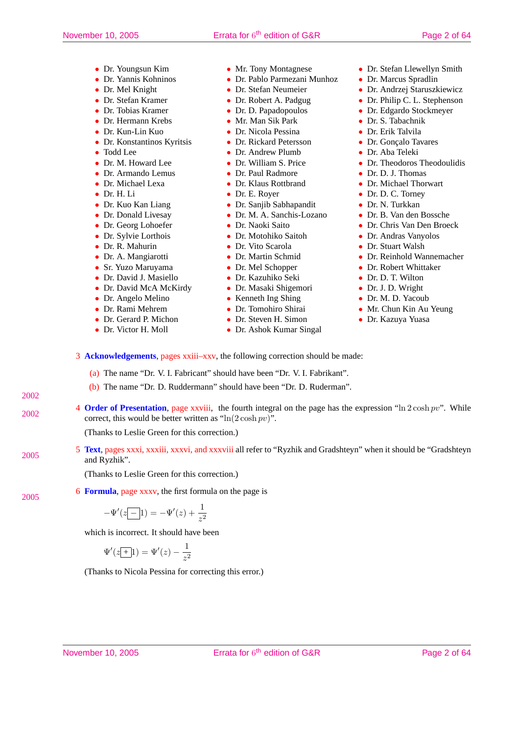- Dr. Youngsun Kim
- Dr. Yannis Kohninos
- Dr. Mel Knight
- Dr. Stefan Kramer
- Dr. Tobias Kramer
- Dr. Hermann Krebs
- Dr. Kun-Lin Kuo
- Dr. Konstantinos Kyritsis
- Todd Lee
- Dr. M. Howard Lee
- Dr. Armando Lemus
- Dr. Michael Lexa
- Dr. H. Li
- Dr. Kuo Kan Liang
- Dr. Donald Livesay
- Dr. Georg Lohoefer
- Dr. Sylvie Lorthois
- Dr. R. Mahurin
- Dr. A. Mangiarotti
- Sr. Yuzo Maruyama
- Dr. David J. Masiello
- Dr. David McA McKirdy
- Dr. Angelo Melino
- Dr. Rami Mehrem
- Dr. Gerard P. Michon
- Dr. Victor H. Moll
- Mr. Tony Montagnese
- Dr. Pablo Parmezani Munhoz
- Dr. Stefan Neumeier
- Dr. Robert A. Padgug
- Dr. D. Papadopoulos
- Mr. Man Sik Park
- Dr. Nicola Pessina
- Dr. Rickard Petersson
- Dr. Andrew Plumb
- Dr. William S. Price
- Dr. Paul Radmore
- Dr. Klaus Rottbrand
- Dr. E. Royer
- Dr. Sanjib Sabhapandit
- Dr. M. A. Sanchis-Lozano
- Dr. Naoki Saito
- Dr. Motohiko Saitoh
- Dr. Vito Scarola
- Dr. Martin Schmid
- Dr. Mel Schopper
- Dr. Kazuhiko Seki
- Dr. Masaki Shigemori
- Kenneth Ing Shing
- Dr. Tomohiro Shirai
- Dr. Steven H. Simon
- Dr. Ashok Kumar Singal
- Dr. Stefan Llewellyn Smith
- Dr. Marcus Spradlin
- Dr. Andrzej Staruszkiewicz
- Dr. Philip C. L. Stephenson
- Dr. Edgardo Stockmeyer
- Dr. S. Tabachnik
- Dr. Erik Talvila
- Dr. Gonçalo Tavares
- Dr. Aba Teleki
- Dr. Theodoros Theodoulidis
- Dr. D. J. Thomas
- Dr. Michael Thorwart
- Dr. D. C. Torney
- Dr. N. Turkkan
- Dr. B. Van den Bossche
- Dr. Chris Van Den Broeck
- Dr. Andras Vanyolos
- Dr. Stuart Walsh
- Dr. Reinhold Wannemacher
- Dr. Robert Whittaker
- Dr. D. T. Wilton
- Dr. J. D. Wright
- Dr. M. D. Yacoub
- Mr. Chun Kin Au Yeung
- Dr. Kazuya Yuasa

3 **Acknowledgements**, pages xxiii–xxv, the following correction should be made:

(a) The name "Dr. V. I. Fabricant" should have been "Dr. V. I. Fabrikant".

(b) The name "Dr. D. Ruddermann" should have been "Dr. D. Ruderman".

2002

2002 4 **Order of Presentation**, page xxviii, the fourth integral on the page has the expression "$\ln 2 \cosh pv$". While correct, this would be better written as "$\ln(2 \cosh pv)$".

(Thanks to Leslie Green for this correction.)

2005 5 **Text**, pages xxxi, xxxiii, xxxvi, and xxxviii all refer to "Ryzhik and Gradshteyn" when it should be "Gradshteyn and Ryzhik".

(Thanks to Leslie Green for this correction.)

2005 6 **Formula**, page xxxv, the first formula on the page is

$$-\Psi'(z\boxed{-}1) = -\Psi'(z) + \frac{1}{z^2}$$

which is incorrect. It should have been

$$\Psi'(z\boxed{+}1) = \Psi'(z) - \frac{1}{z^2}$$

(Thanks to Nicola Pessina for correcting this error.)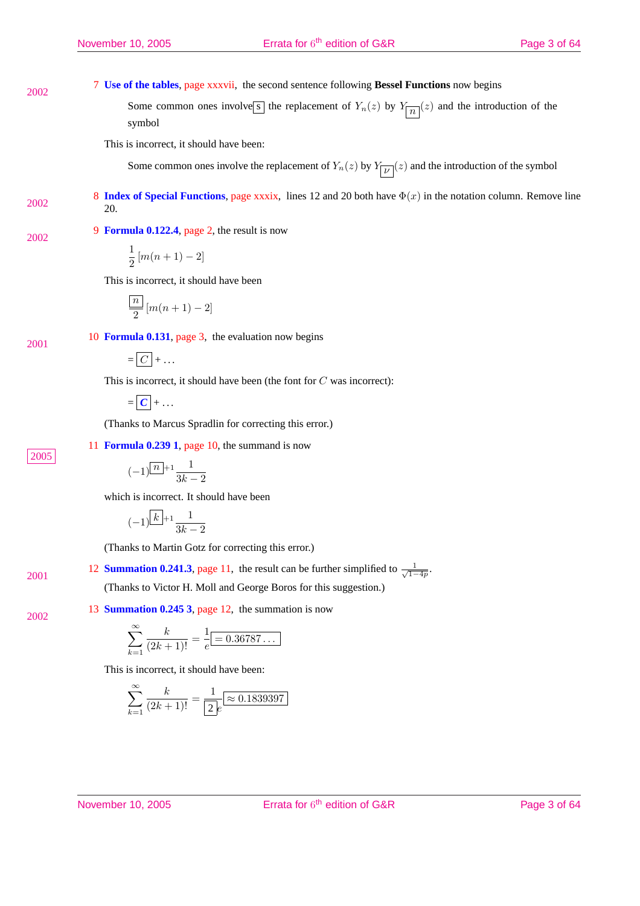2002

7 **Use of the tables**, page xxxvii, the second sentence following **Bessel Functions** now begins

> Some common ones involve s the replacement of $Y_n(z)$ by $Y_{\boxed{n}}(z)$ and the introduction of the symbol

This is incorrect, it should have been:

> Some common ones involve the replacement of $Y_n(z)$ by $Y_{\boxed{\nu}}(z)$ and the introduction of the symbol

2002

8 **Index of Special Functions**, page xxxix, lines 12 and 20 both have $\Phi(x)$ in the notation column. Remove line 20.

2002

9 **Formula 0.122.4**, page 2, the result is now

$$\frac{1}{2}[m(n+1) - 2]$$

This is incorrect, it should have been

$$\frac{\boxed{n}}{2}[m(n+1) - 2]$$

2001

10 **Formula 0.131**, page 3, the evaluation now begins

$$= \boxed{C} + \ldots$$

This is incorrect, it should have been (the font for $C$ was incorrect):

$$= \boxed{\boldsymbol{C}} + \ldots$$

(Thanks to Marcus Spradlin for correcting this error.)

2005

11 **Formula 0.239 1**, page 10, the summand is now

$$(-1)^{\boxed{n}+1}\frac{1}{3k-2}$$

which is incorrect. It should have been

$$(-1)^{\boxed{k}+1}\frac{1}{3k-2}$$

(Thanks to Martin Gotz for correcting this error.)

2001

12 **Summation 0.241.3**, page 11, the result can be further simplified to $\frac{1}{\sqrt{1-4p}}$.

(Thanks to Victor H. Moll and George Boros for this suggestion.)

2002

13 **Summation 0.245 3**, page 12, the summation is now

$$\sum_{k=1}^{\infty}\frac{k}{(2k+1)!} = \frac{1}{e}\boxed{= 0.36787\ldots}$$

This is incorrect, it should have been:

$$\sum_{k=1}^{\infty}\frac{k}{(2k+1)!} = \frac{1}{\boxed{2}e}\boxed{\approx 0.1839397}$$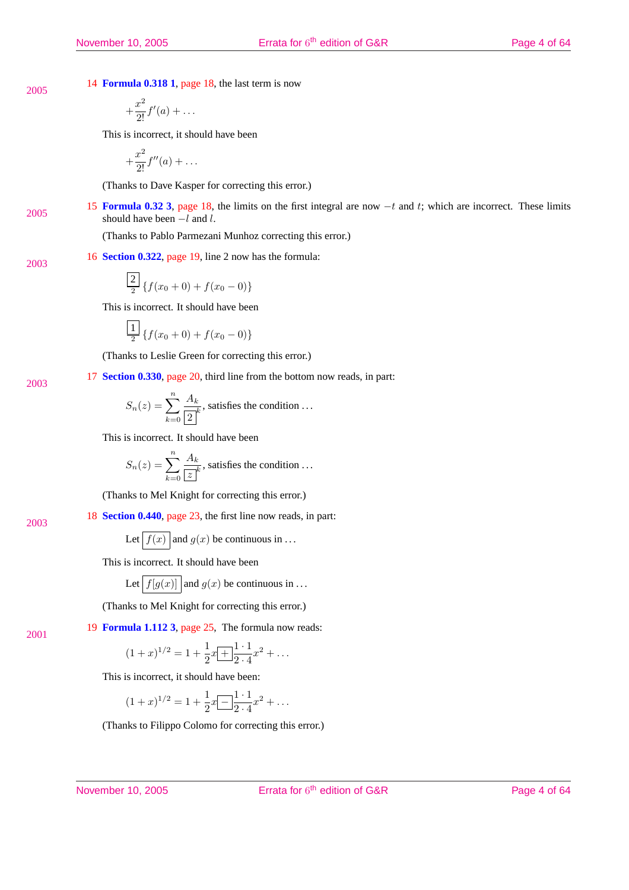2005

14 **Formula 0.318 1**, page 18, the last term is now

$$+\frac{x^2}{2!}f'(a)+\ldots$$

This is incorrect, it should have been

$$+\frac{x^2}{2!}f''(a)+\ldots$$

(Thanks to Dave Kasper for correcting this error.)

2005

15 **Formula 0.32 3**, page 18, the limits on the first integral are now $-t$ and $t$; which are incorrect. These limits should have been $-l$ and $l$.

(Thanks to Pablo Parmezani Munhoz correcting this error.)

2003

16 **Section 0.322**, page 19, line 2 now has the formula:

$$\frac{\boxed{2}}{2}\{f(x_0+0)+f(x_0-0)\}$$

This is incorrect. It should have been

$$\frac{\boxed{1}}{2}\{f(x_0+0)+f(x_0-0)\}$$

(Thanks to Leslie Green for correcting this error.)

2003

17 **Section 0.330**, page 20, third line from the bottom now reads, in part:

$$S_n(z)=\sum_{k=0}^{n}\frac{A_k}{\boxed{2}^k},\text{ satisfies the condition }\ldots$$

This is incorrect. It should have been

$$S_n(z)=\sum_{k=0}^{n}\frac{A_k}{\boxed{z}^k},\text{ satisfies the condition }\ldots$$

(Thanks to Mel Knight for correcting this error.)

2003

18 **Section 0.440**, page 23, the first line now reads, in part:

Let $\boxed{f(x)}$ and $g(x)$ be continuous in …

This is incorrect. It should have been

Let $\boxed{f[g(x)]}$ and $g(x)$ be continuous in …

(Thanks to Mel Knight for correcting this error.)

2001

19 **Formula 1.112 3**, page 25, The formula now reads:

$$(1+x)^{1/2}=1+\frac{1}{2}x\boxed{+}\frac{1\cdot 1}{2\cdot 4}x^2+\ldots$$

This is incorrect, it should have been:

$$(1+x)^{1/2}=1+\frac{1}{2}x\boxed{-}\frac{1\cdot 1}{2\cdot 4}x^2+\ldots$$

(Thanks to Filippo Colomo for correcting this error.)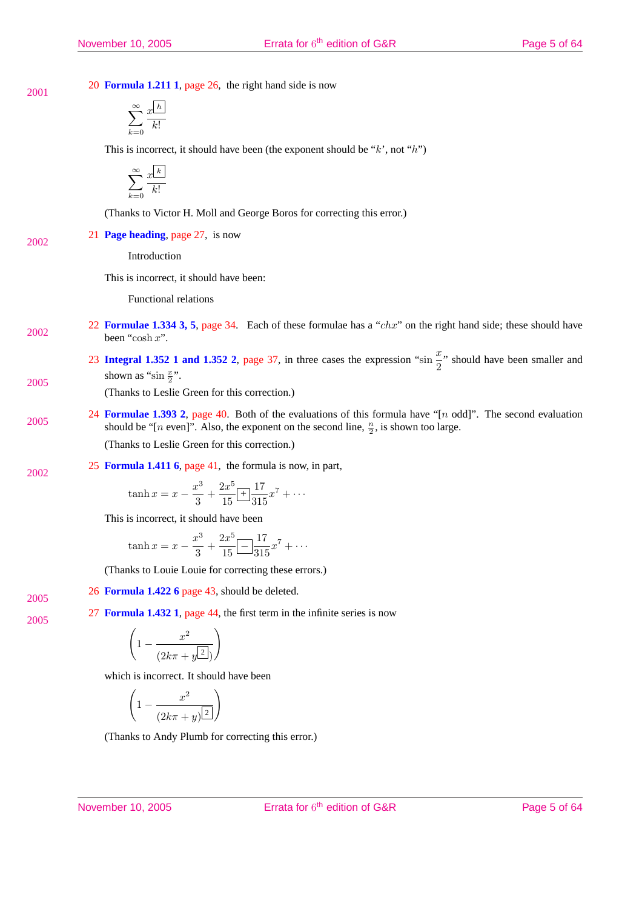2001

20 **Formula 1.211 1**, page 26, the right hand side is now

$$\sum_{k=0}^{\infty} \frac{x^{\boxed{h}}}{k!}$$

This is incorrect, it should have been (the exponent should be "$k$', not "$h$")

$$\sum_{k=0}^{\infty} \frac{x^{\boxed{k}}}{k!}$$

(Thanks to Victor H. Moll and George Boros for correcting this error.)

2002

21 **Page heading**, page 27, is now

Introduction

This is incorrect, it should have been:

Functional relations

2002

22 **Formulae 1.334 3, 5**, page 34. Each of these formulae has a "$chx$" on the right hand side; these should have been "$\cosh x$".

2005

23 **Integral 1.352 1 and 1.352 2**, page 37, in three cases the expression "$\sin \dfrac{x}{2}$" should have been smaller and shown as "$\sin \frac{x}{2}$".

(Thanks to Leslie Green for this correction.)

2005

24 **Formulae 1.393 2**, page 40. Both of the evaluations of this formula have "[$n$ odd]". The second evaluation should be "[$n$ even]". Also, the exponent on the second line, $\frac{n}{2}$, is shown too large.

(Thanks to Leslie Green for this correction.)

2002

25 **Formula 1.411 6**, page 41, the formula is now, in part,

$$\tanh x = x - \frac{x^3}{3} + \frac{2x^5}{15} \boxed{+} \frac{17}{315} x^7 + \cdots$$

This is incorrect, it should have been

$$\tanh x = x - \frac{x^3}{3} + \frac{2x^5}{15} \boxed{-} \frac{17}{315} x^7 + \cdots$$

(Thanks to Louie Louie for correcting these errors.)

2005

26 **Formula 1.422 6** page 43, should be deleted.

2005

27 **Formula 1.432 1**, page 44, the first term in the infinite series is now

$$\left(1 - \frac{x^2}{(2k\pi + y^{\boxed{2}})}\right)$$

which is incorrect. It should have been

$$\left(1 - \frac{x^2}{(2k\pi + y)^{\boxed{2}}}\right)$$

(Thanks to Andy Plumb for correcting this error.)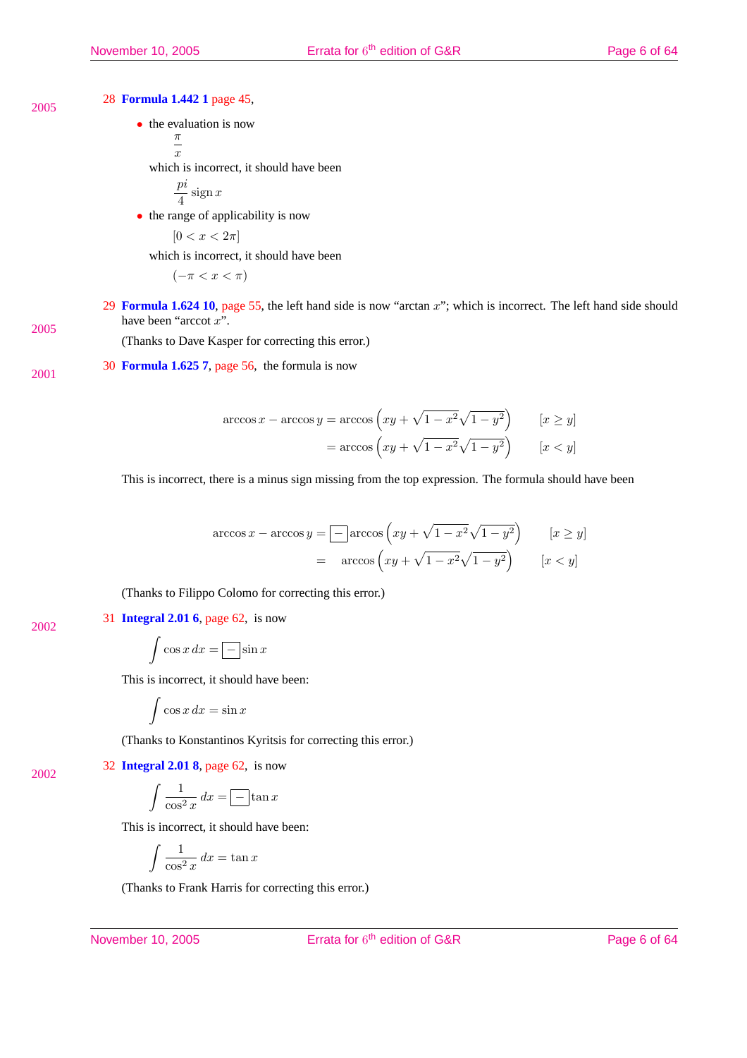2005

28 **Formula 1.442 1** page 45,

- the evaluation is now

  $$\frac{\pi}{x}$$

  which is incorrect, it should have been

  $$\frac{pi}{4}\operatorname{sign} x$$

- the range of applicability is now

  $$[0 < x < 2\pi]$$

  which is incorrect, it should have been

  $$(-\pi < x < \pi)$$

2005

29 **Formula 1.624 10**, page 55, the left hand side is now "arctan $x$"; which is incorrect. The left hand side should have been "arccot $x$".

(Thanks to Dave Kasper for correcting this error.)

2001

30 **Formula 1.625 7**, page 56, the formula is now

$$\begin{aligned}
\arccos x - \arccos y &= \arccos\left(xy + \sqrt{1-x^2}\sqrt{1-y^2}\right) & [x \geq y] \\
&= \arccos\left(xy + \sqrt{1-x^2}\sqrt{1-y^2}\right) & [x < y]
\end{aligned}$$

This is incorrect, there is a minus sign missing from the top expression. The formula should have been

$$\begin{aligned}
\arccos x - \arccos y &= \boxed{-}\arccos\left(xy + \sqrt{1-x^2}\sqrt{1-y^2}\right) & [x \geq y] \\
&= \quad \arccos\left(xy + \sqrt{1-x^2}\sqrt{1-y^2}\right) & [x < y]
\end{aligned}$$

(Thanks to Filippo Colomo for correcting this error.)

2002

31 **Integral 2.01 6**, page 62, is now

$$\int \cos x \, dx = \boxed{-}\sin x$$

This is incorrect, it should have been:

$$\int \cos x \, dx = \sin x$$

(Thanks to Konstantinos Kyritsis for correcting this error.)

2002

32 **Integral 2.01 8**, page 62, is now

$$\int \frac{1}{\cos^2 x} \, dx = \boxed{-}\tan x$$

This is incorrect, it should have been:

$$\int \frac{1}{\cos^2 x} \, dx = \tan x$$

(Thanks to Frank Harris for correcting this error.)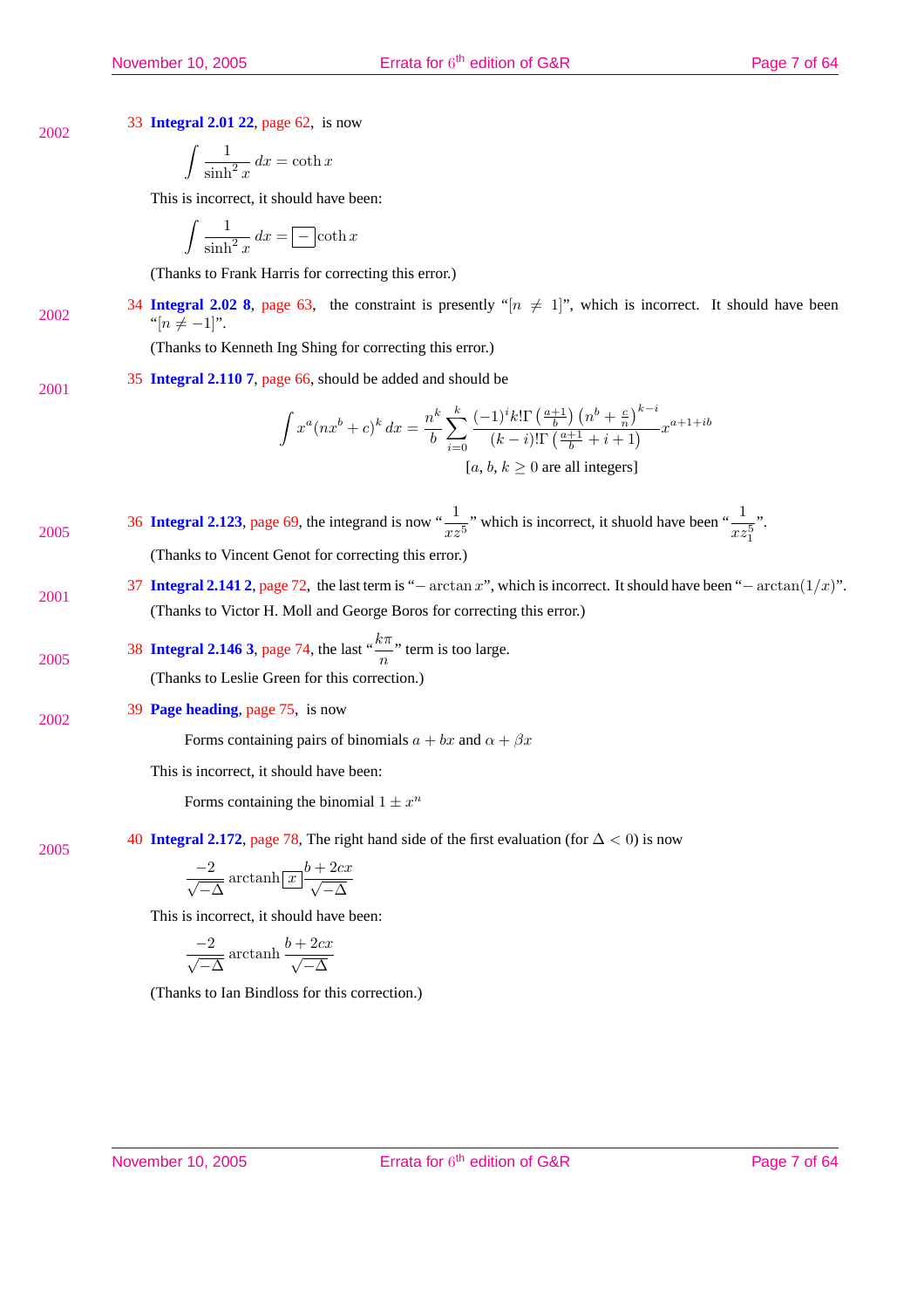2002

33 **Integral 2.01 22**, page 62, is now

$$\int \frac{1}{\sinh^2 x}\,dx = \coth x$$

This is incorrect, it should have been:

$$\int \frac{1}{\sinh^2 x}\,dx = \boxed{-}\coth x$$

(Thanks to Frank Harris for correcting this error.)

2002

34 **Integral 2.02 8**, page 63, the constraint is presently "$[n \neq 1]$", which is incorrect. It should have been "$[n \neq -1]$".

(Thanks to Kenneth Ing Shing for correcting this error.)

2001

35 **Integral 2.110 7**, page 66, should be added and should be

$$\int x^a (nx^b + c)^k\,dx = \frac{n^k}{b} \sum_{i=0}^{k} \frac{(-1)^i k!\Gamma\left(\frac{a+1}{b}\right)\left(n^b + \frac{c}{n}\right)^{k-i}}{(k-i)!\Gamma\left(\frac{a+1}{b} + i + 1\right)} x^{a+1+ib}$$

$[a,\, b,\, k \geq 0$ are all integers$]$

2005

36 **Integral 2.123**, page 69, the integrand is now "$\dfrac{1}{xz^5}$" which is incorrect, it shuold have been "$\dfrac{1}{xz_1^5}$".

(Thanks to Vincent Genot for correcting this error.)

2001

37 **Integral 2.141 2**, page 72, the last term is "$-\arctan x$", which is incorrect. It should have been "$-\arctan(1/x)$".

(Thanks to Victor H. Moll and George Boros for correcting this error.)

2005

38 **Integral 2.146 3**, page 74, the last "$\dfrac{k\pi}{n}$" term is too large.

(Thanks to Leslie Green for this correction.)

2002

39 **Page heading**, page 75, is now

Forms containing pairs of binomials $a + bx$ and $\alpha + \beta x$

This is incorrect, it should have been:

Forms containing the binomial $1 \pm x^n$

2005

40 **Integral 2.172**, page 78, The right hand side of the first evaluation (for $\Delta < 0$) is now

$$\frac{-2}{\sqrt{-\Delta}} \operatorname{arctanh} \boxed{x} \frac{b + 2cx}{\sqrt{-\Delta}}$$

This is incorrect, it should have been:

$$\frac{-2}{\sqrt{-\Delta}} \operatorname{arctanh} \frac{b + 2cx}{\sqrt{-\Delta}}$$

(Thanks to Ian Bindloss for this correction.)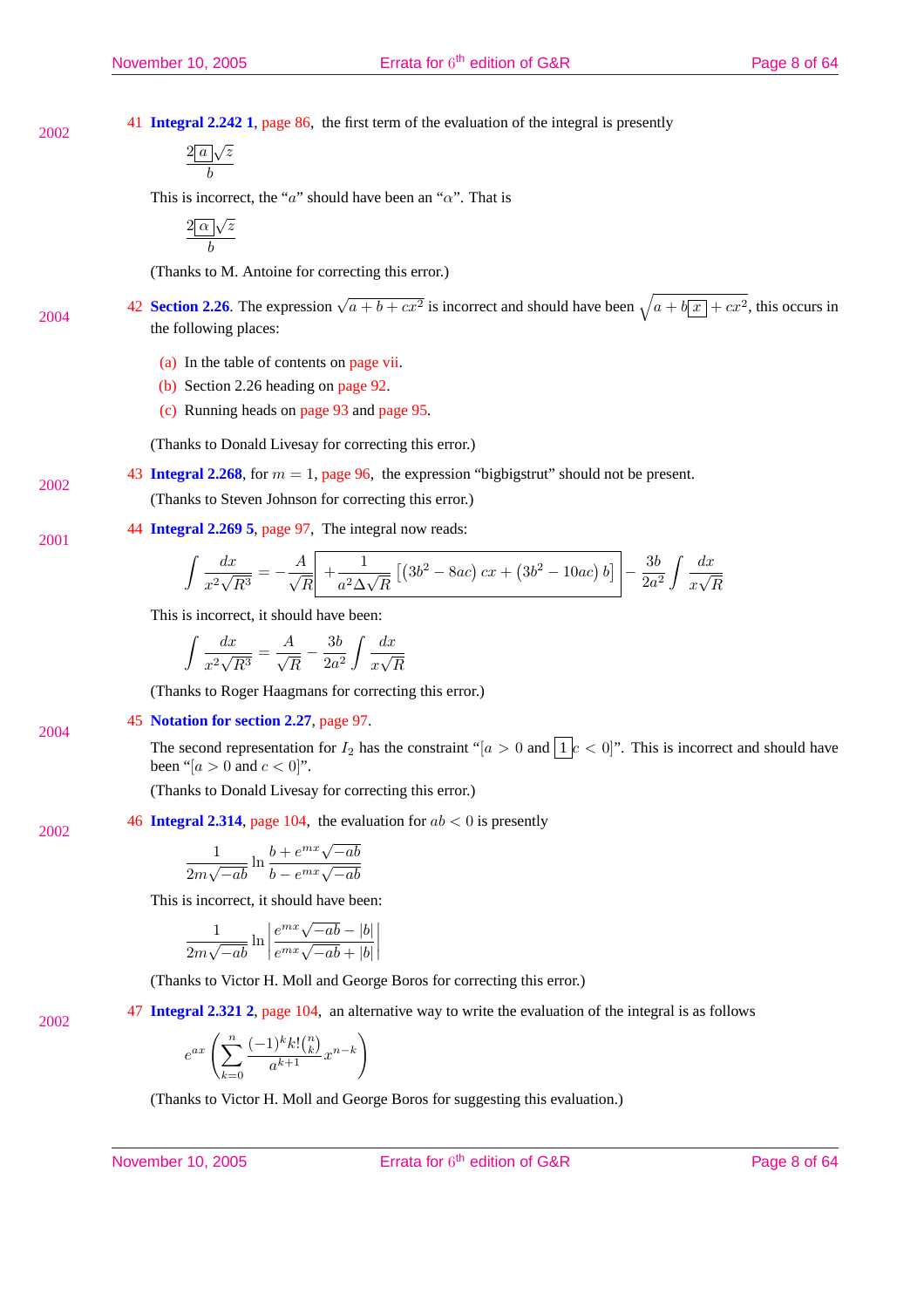2002

41 **Integral 2.242 1**, page 86, the first term of the evaluation of the integral is presently

$$\frac{2\boxed{a}\sqrt{z}}{b}$$

This is incorrect, the "$a$" should have been an "$\alpha$". That is

$$\frac{2\boxed{\alpha}\sqrt{z}}{b}$$

(Thanks to M. Antoine for correcting this error.)

2004

42 **Section 2.26**. The expression $\sqrt{a+b+cx^2}$ is incorrect and should have been $\sqrt{a+b\boxed{x}+cx^2}$, this occurs in the following places:

(a) In the table of contents on page vii.
(b) Section 2.26 heading on page 92.
(c) Running heads on page 93 and page 95.

(Thanks to Donald Livesay for correcting this error.)

2002

43 **Integral 2.268**, for $m=1$, page 96, the expression "bigbigstrut" should not be present.

(Thanks to Steven Johnson for correcting this error.)

2001

44 **Integral 2.269 5**, page 97, The integral now reads:

$$\int \frac{dx}{x^2\sqrt{R^3}} = -\frac{A}{\sqrt{R}} \boxed{+\frac{1}{a^2\Delta\sqrt{R}}\left[\left(3b^2-8ac\right)cx+\left(3b^2-10ac\right)b\right]} - \frac{3b}{2a^2}\int\frac{dx}{x\sqrt{R}}$$

This is incorrect, it should have been:

$$\int \frac{dx}{x^2\sqrt{R^3}} = \frac{A}{\sqrt{R}} - \frac{3b}{2a^2}\int\frac{dx}{x\sqrt{R}}$$

(Thanks to Roger Haagmans for correcting this error.)

2004

45 **Notation for section 2.27**, page 97.

The second representation for $I_2$ has the constraint "$[a>0$ and $\boxed{1}c<0]$". This is incorrect and should have been "$[a>0$ and $c<0]$".

(Thanks to Donald Livesay for correcting this error.)

2002

46 **Integral 2.314**, page 104, the evaluation for $ab<0$ is presently

$$\frac{1}{2m\sqrt{-ab}}\ln\frac{b+e^{mx}\sqrt{-ab}}{b-e^{mx}\sqrt{-ab}}$$

This is incorrect, it should have been:

$$\frac{1}{2m\sqrt{-ab}}\ln\left|\frac{e^{mx}\sqrt{-ab}-|b|}{e^{mx}\sqrt{-ab}+|b|}\right|$$

(Thanks to Victor H. Moll and George Boros for correcting this error.)

2002

47 **Integral 2.321 2**, page 104, an alternative way to write the evaluation of the integral is as follows

$$e^{ax}\left(\sum_{k=0}^{n}\frac{(-1)^k k!\binom{n}{k}}{a^{k+1}}x^{n-k}\right)$$

(Thanks to Victor H. Moll and George Boros for suggesting this evaluation.)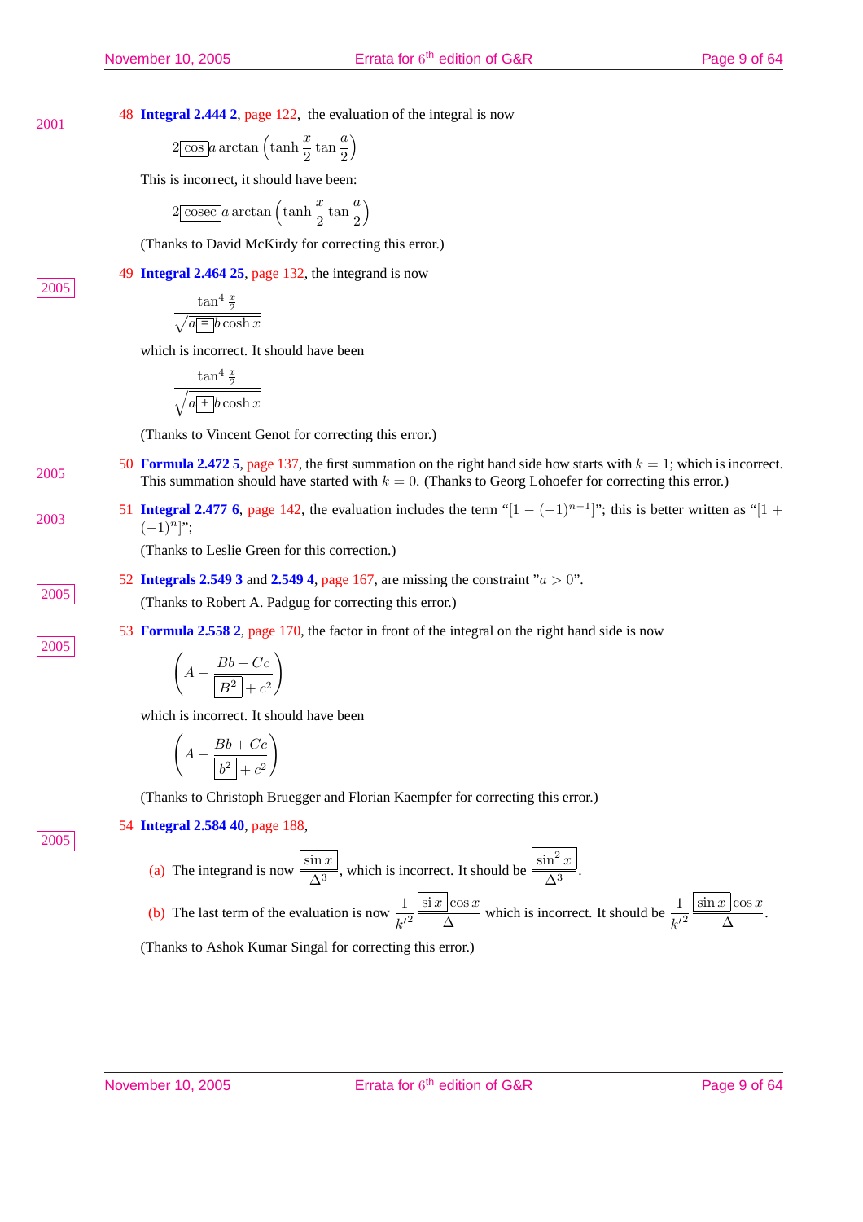2001

48 **Integral 2.444 2**, page 122, the evaluation of the integral is now

$$2\boxed{\cos}a \arctan\left(\tanh\frac{x}{2}\tan\frac{a}{2}\right)$$

This is incorrect, it should have been:

$$2\boxed{\operatorname{cosec}}a \arctan\left(\tanh\frac{x}{2}\tan\frac{a}{2}\right)$$

(Thanks to David McKirdy for correcting this error.)

2005

49 **Integral 2.464 25**, page 132, the integrand is now

$$\frac{\tan^4\frac{x}{2}}{\sqrt{a\boxed{=}b\cosh x}}$$

which is incorrect. It should have been

$$\frac{\tan^4\frac{x}{2}}{\sqrt{a\boxed{+}b\cosh x}}$$

(Thanks to Vincent Genot for correcting this error.)

2005

50 **Formula 2.472 5**, page 137, the first summation on the right hand side how starts with $k = 1$; which is incorrect. This summation should have started with $k = 0$. (Thanks to Georg Lohoefer for correcting this error.)

2003

51 **Integral 2.477 6**, page 142, the evaluation includes the term "$[1 - (-1)^{n-1}]$"; this is better written as "$[1 + (-1)^n]$";

(Thanks to Leslie Green for this correction.)

2005

52 **Integrals 2.549 3** and **2.549 4**, page 167, are missing the constraint "$a > 0$".

(Thanks to Robert A. Padgug for correcting this error.)

2005

53 **Formula 2.558 2**, page 170, the factor in front of the integral on the right hand side is now

$$\left(A - \frac{Bb + Cc}{\boxed{B^2} + c^2}\right)$$

which is incorrect. It should have been

$$\left(A - \frac{Bb + Cc}{\boxed{b^2} + c^2}\right)$$

(Thanks to Christoph Bruegger and Florian Kaempfer for correcting this error.)

2005

54 **Integral 2.584 40**, page 188,

(a) The integrand is now $\dfrac{\boxed{\sin x}}{\Delta^3}$, which is incorrect. It should be $\dfrac{\boxed{\sin^2 x}}{\Delta^3}$.

(b) The last term of the evaluation is now $\dfrac{1}{k'^2}\dfrac{\boxed{\text{si } x}\cos x}{\Delta}$ which is incorrect. It should be $\dfrac{1}{k'^2}\dfrac{\boxed{\sin x}\cos x}{\Delta}$.

(Thanks to Ashok Kumar Singal for correcting this error.)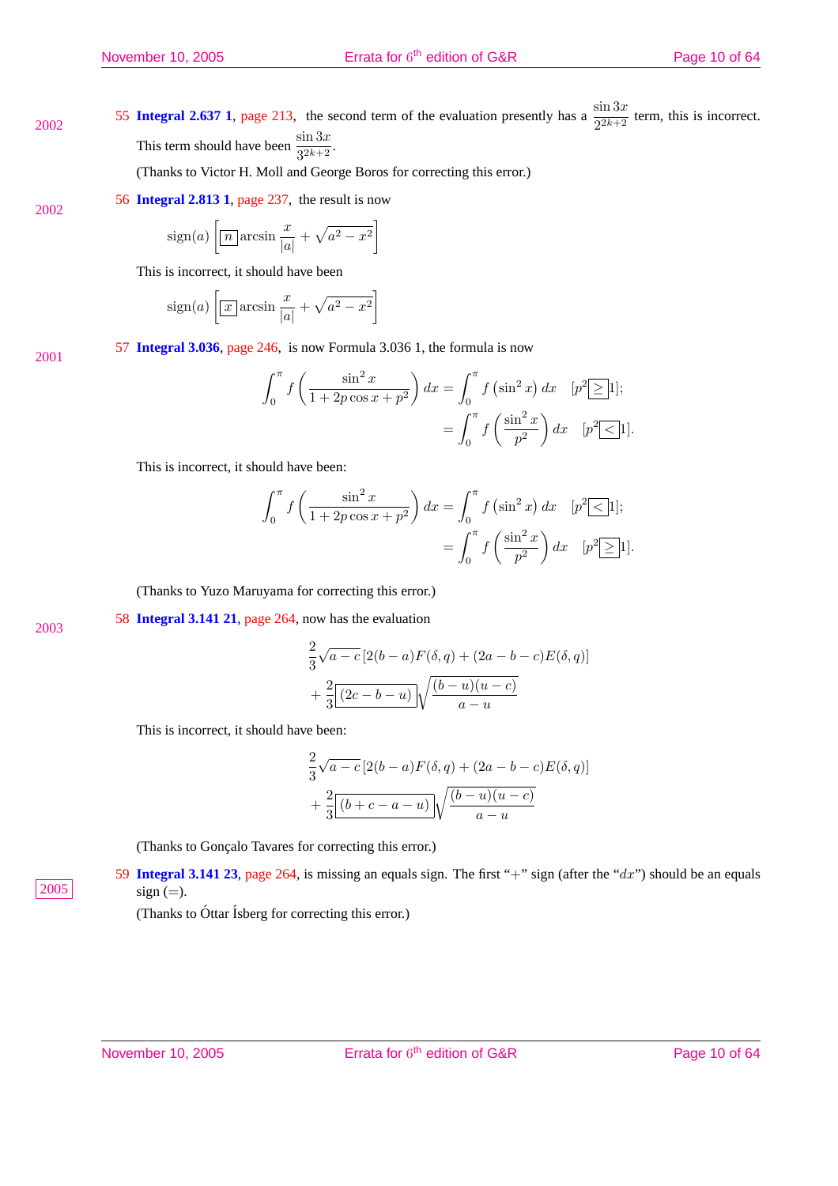2002

55 **Integral 2.637 1**, page 213, the second term of the evaluation presently has a $\frac{\sin 3x}{2^{2k+2}}$ term, this is incorrect. This term should have been $\frac{\sin 3x}{3^{2k+2}}$.

(Thanks to Victor H. Moll and George Boros for correcting this error.)

2002

56 **Integral 2.813 1**, page 237, the result is now

$$\operatorname{sign}(a)\left[\boxed{n}\arcsin\frac{x}{|a|} + \sqrt{a^2 - x^2}\right]$$

This is incorrect, it should have been

$$\operatorname{sign}(a)\left[\boxed{x}\arcsin\frac{x}{|a|} + \sqrt{a^2 - x^2}\right]$$

2001

57 **Integral 3.036**, page 246, is now Formula 3.036 1, the formula is now

$$\begin{aligned}\int_0^{\pi} f\left(\frac{\sin^2 x}{1 + 2p\cos x + p^2}\right) dx &= \int_0^{\pi} f\left(\sin^2 x\right) dx \quad [p^2 \boxed{\geq} 1]; \\ &= \int_0^{\pi} f\left(\frac{\sin^2 x}{p^2}\right) dx \quad [p^2 \boxed{<} 1].\end{aligned}$$

This is incorrect, it should have been:

$$\begin{aligned}\int_0^{\pi} f\left(\frac{\sin^2 x}{1 + 2p\cos x + p^2}\right) dx &= \int_0^{\pi} f\left(\sin^2 x\right) dx \quad [p^2 \boxed{<} 1]; \\ &= \int_0^{\pi} f\left(\frac{\sin^2 x}{p^2}\right) dx \quad [p^2 \boxed{\geq} 1].\end{aligned}$$

(Thanks to Yuzo Maruyama for correcting this error.)

2003

58 **Integral 3.141 21**, page 264, now has the evaluation

$$\begin{aligned}&\frac{2}{3}\sqrt{a-c}\,[2(b-a)F(\delta,q) + (2a-b-c)E(\delta,q)] \\ &+ \frac{2}{3}\boxed{(2c-b-u)}\sqrt{\frac{(b-u)(u-c)}{a-u}}\end{aligned}$$

This is incorrect, it should have been:

$$\begin{aligned}&\frac{2}{3}\sqrt{a-c}\,[2(b-a)F(\delta,q) + (2a-b-c)E(\delta,q)] \\ &+ \frac{2}{3}\boxed{(b+c-a-u)}\sqrt{\frac{(b-u)(u-c)}{a-u}}\end{aligned}$$

(Thanks to Gonçalo Tavares for correcting this error.)

2005

59 **Integral 3.141 23**, page 264, is missing an equals sign. The first "+" sign (after the "$dx$") should be an equals sign (=).

(Thanks to Óttar Ísberg for correcting this error.)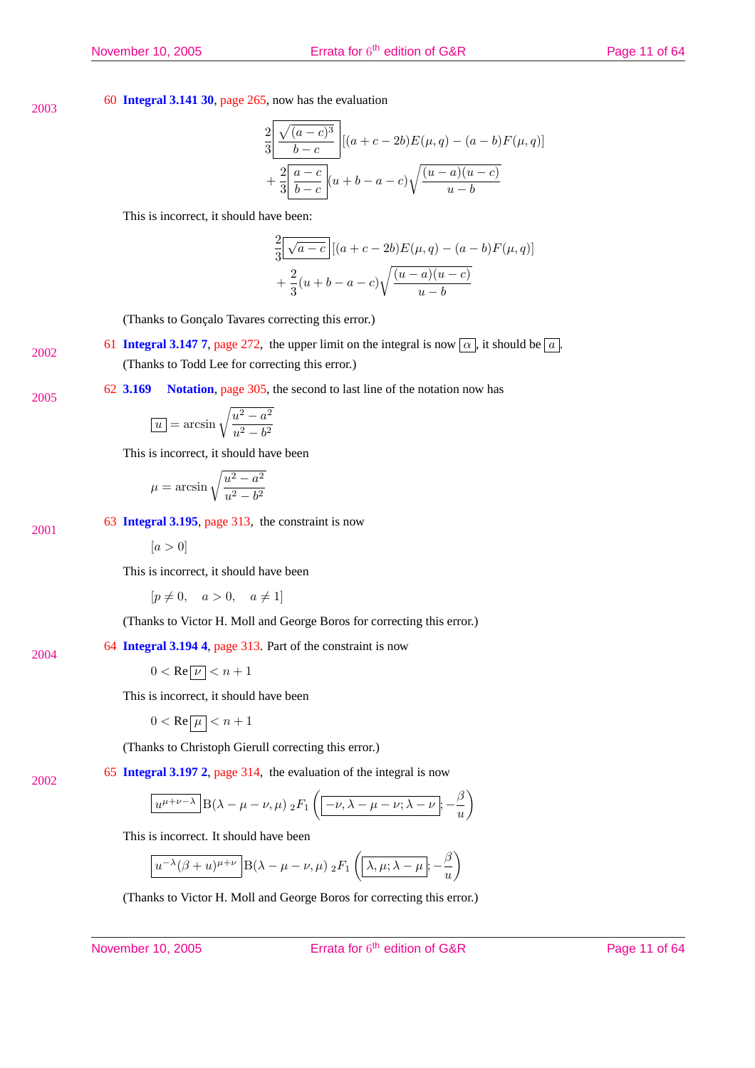2003

60 **Integral 3.141 30**, page 265, now has the evaluation

$$\frac{2}{3}\boxed{\frac{\sqrt{(a-c)^3}}{b-c}}[(a+c-2b)E(\mu,q)-(a-b)F(\mu,q)] + \frac{2}{3}\boxed{\frac{a-c}{b-c}}(u+b-a-c)\sqrt{\frac{(u-a)(u-c)}{u-b}}$$

This is incorrect, it should have been:

$$\frac{2}{3}\boxed{\sqrt{a-c}}[(a+c-2b)E(\mu,q)-(a-b)F(\mu,q)] + \frac{2}{3}(u+b-a-c)\sqrt{\frac{(u-a)(u-c)}{u-b}}$$

(Thanks to Gonçalo Tavares correcting this error.)

2002

61 **Integral 3.147 7**, page 272, the upper limit on the integral is now $\boxed{\alpha}$, it should be $\boxed{a}$.
(Thanks to Todd Lee for correcting this error.)

2005

62 **3.169 Notation**, page 305, the second to last line of the notation now has

$$\boxed{u} = \arcsin\sqrt{\frac{u^2-a^2}{u^2-b^2}}$$

This is incorrect, it should have been

$$\mu = \arcsin\sqrt{\frac{u^2-a^2}{u^2-b^2}}$$

2001

63 **Integral 3.195**, page 313, the constraint is now

$$[a>0]$$

This is incorrect, it should have been

$$[p \neq 0, \quad a>0, \quad a \neq 1]$$

(Thanks to Victor H. Moll and George Boros for correcting this error.)

2004

64 **Integral 3.194 4**, page 313. Part of the constraint is now

$$0 < \operatorname{Re}\boxed{\nu} < n+1$$

This is incorrect, it should have been

$$0 < \operatorname{Re}\boxed{\mu} < n+1$$

(Thanks to Christoph Gierull correcting this error.)

2002

65 **Integral 3.197 2**, page 314, the evaluation of the integral is now

$$\boxed{u^{\mu+\nu-\lambda}}\mathrm{B}(\lambda-\mu-\nu,\mu)\; {}_2F_1\left(\boxed{-\nu,\lambda-\mu-\nu;\lambda-\nu}; -\frac{\beta}{u}\right)$$

This is incorrect. It should have been

$$\boxed{u^{-\lambda}(\beta+u)^{\mu+\nu}}\mathrm{B}(\lambda-\mu-\nu,\mu)\; {}_2F_1\left(\boxed{\lambda,\mu;\lambda-\mu}; -\frac{\beta}{u}\right)$$

(Thanks to Victor H. Moll and George Boros for correcting this error.)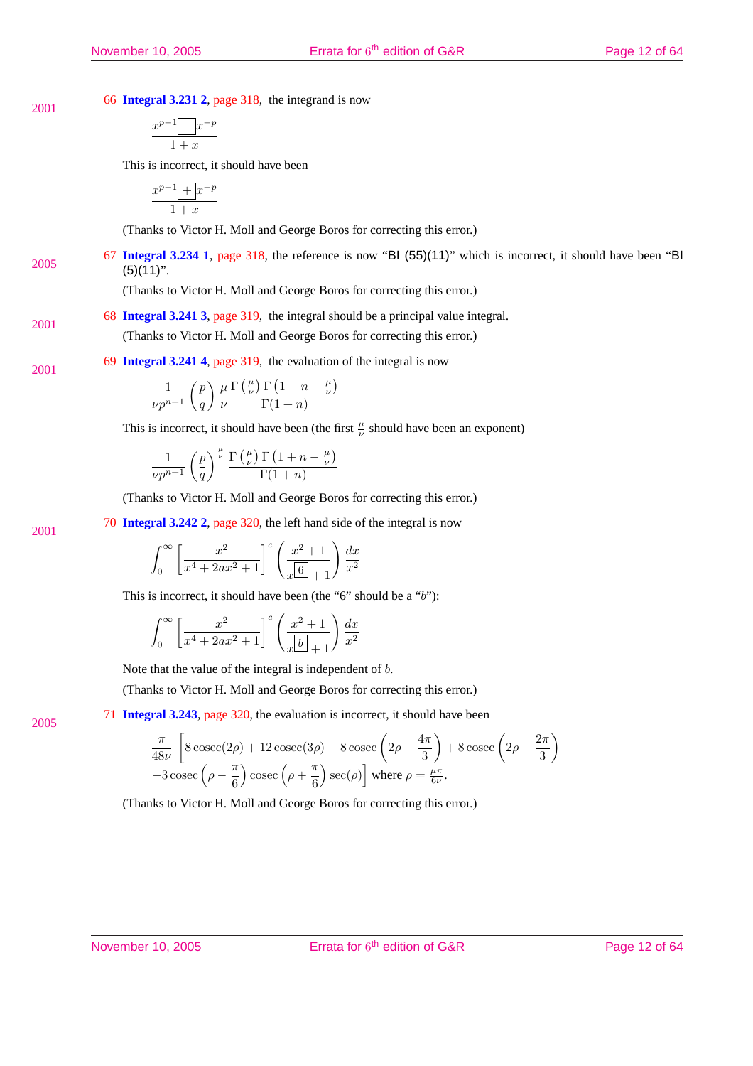2001

66 **Integral 3.231 2**, page 318, the integrand is now

$$\frac{x^{p-1} \boxed{-} x^{-p}}{1+x}$$

This is incorrect, it should have been

$$\frac{x^{p-1} \boxed{+} x^{-p}}{1+x}$$

(Thanks to Victor H. Moll and George Boros for correcting this error.)

2005

67 **Integral 3.234 1**, page 318, the reference is now "BI (55)(11)" which is incorrect, it should have been "BI (5)(11)".

(Thanks to Victor H. Moll and George Boros for correcting this error.)

2001

68 **Integral 3.241 3**, page 319, the integral should be a principal value integral.

(Thanks to Victor H. Moll and George Boros for correcting this error.)

2001

69 **Integral 3.241 4**, page 319, the evaluation of the integral is now

$$\frac{1}{\nu p^{n+1}}\left(\frac{p}{q}\right)\frac{\mu}{\nu}\frac{\Gamma\left(\frac{\mu}{\nu}\right)\Gamma\left(1+n-\frac{\mu}{\nu}\right)}{\Gamma(1+n)}$$

This is incorrect, it should have been (the first $\frac{\mu}{\nu}$ should have been an exponent)

$$\frac{1}{\nu p^{n+1}}\left(\frac{p}{q}\right)^{\frac{\mu}{\nu}}\frac{\Gamma\left(\frac{\mu}{\nu}\right)\Gamma\left(1+n-\frac{\mu}{\nu}\right)}{\Gamma(1+n)}$$

(Thanks to Victor H. Moll and George Boros for correcting this error.)

2001

70 **Integral 3.242 2**, page 320, the left hand side of the integral is now

$$\int_0^\infty \left[\frac{x^2}{x^4+2ax^2+1}\right]^c \left(\frac{x^2+1}{x^{\boxed{6}}+1}\right)\frac{dx}{x^2}$$

This is incorrect, it should have been (the "6" should be a "$b$"):

$$\int_0^\infty \left[\frac{x^2}{x^4+2ax^2+1}\right]^c \left(\frac{x^2+1}{x^{\boxed{b}}+1}\right)\frac{dx}{x^2}$$

Note that the value of the integral is independent of $b$.

(Thanks to Victor H. Moll and George Boros for correcting this error.)

2005

71 **Integral 3.243**, page 320, the evaluation is incorrect, it should have been

$$\frac{\pi}{48\nu}\left[8\operatorname{cosec}(2\rho)+12\operatorname{cosec}(3\rho)-8\operatorname{cosec}\left(2\rho-\frac{4\pi}{3}\right)+8\operatorname{cosec}\left(2\rho-\frac{2\pi}{3}\right)\right.$$
$$\left.-3\operatorname{cosec}\left(\rho-\frac{\pi}{6}\right)\operatorname{cosec}\left(\rho+\frac{\pi}{6}\right)\sec(\rho)\right] \text{ where } \rho=\frac{\mu\pi}{6\nu}.$$

(Thanks to Victor H. Moll and George Boros for correcting this error.)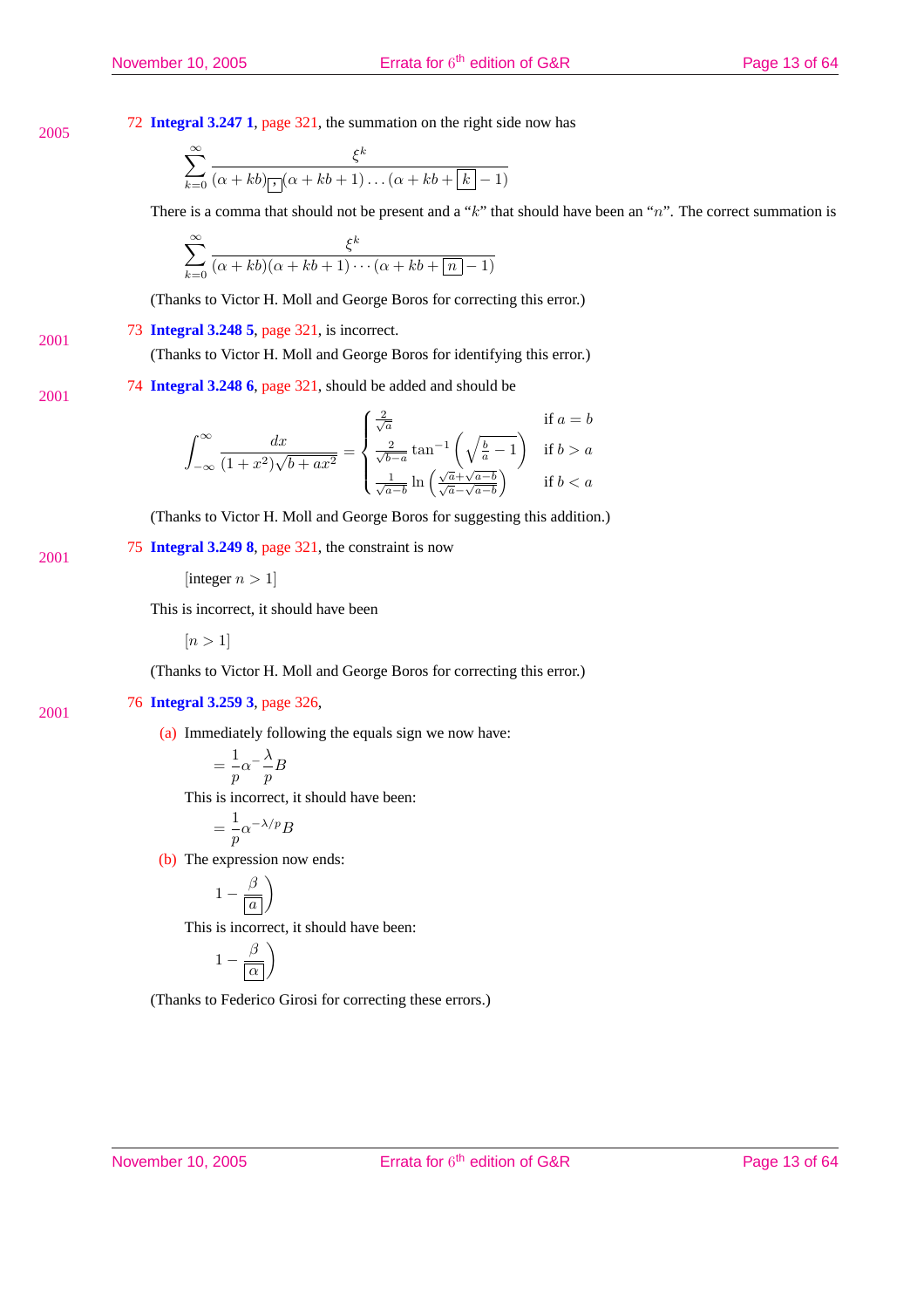2005

72 **Integral 3.247 1**, page 321, the summation on the right side now has

$$\sum_{k=0}^{\infty} \frac{\xi^k}{(\alpha+kb)\boxed{,}(\alpha+kb+1)\ldots(\alpha+kb+\boxed{k}-1)}$$

There is a comma that should not be present and a "$k$" that should have been an "$n$". The correct summation is

$$\sum_{k=0}^{\infty} \frac{\xi^k}{(\alpha+kb)(\alpha+kb+1)\cdots(\alpha+kb+\boxed{n}-1)}$$

(Thanks to Victor H. Moll and George Boros for correcting this error.)

2001

73 **Integral 3.248 5**, page 321, is incorrect.

(Thanks to Victor H. Moll and George Boros for identifying this error.)

2001

74 **Integral 3.248 6**, page 321, should be added and should be

$$\int_{-\infty}^{\infty} \frac{dx}{(1+x^2)\sqrt{b+ax^2}} = \begin{cases} \frac{2}{\sqrt{a}} & \text{if } a=b \\ \frac{2}{\sqrt{b-a}} \tan^{-1}\left(\sqrt{\frac{b}{a}-1}\right) & \text{if } b>a \\ \frac{1}{\sqrt{a-b}} \ln\left(\frac{\sqrt{a}+\sqrt{a-b}}{\sqrt{a}-\sqrt{a-b}}\right) & \text{if } b<a \end{cases}$$

(Thanks to Victor H. Moll and George Boros for suggesting this addition.)

2001

75 **Integral 3.249 8**, page 321, the constraint is now

[integer $n > 1$]

This is incorrect, it should have been

[$n > 1$]

(Thanks to Victor H. Moll and George Boros for correcting this error.)

2001

76 **Integral 3.259 3**, page 326,

(a) Immediately following the equals sign we now have:

$$= \frac{1}{p}\alpha^{-}\frac{\lambda}{p}B$$

This is incorrect, it should have been:

$$= \frac{1}{p}\alpha^{-\lambda/p}B$$

(b) The expression now ends:

$$1 - \frac{\beta}{\boxed{a}}\Big)$$

This is incorrect, it should have been:

$$1 - \frac{\beta}{\boxed{\alpha}}\Big)$$

(Thanks to Federico Girosi for correcting these errors.)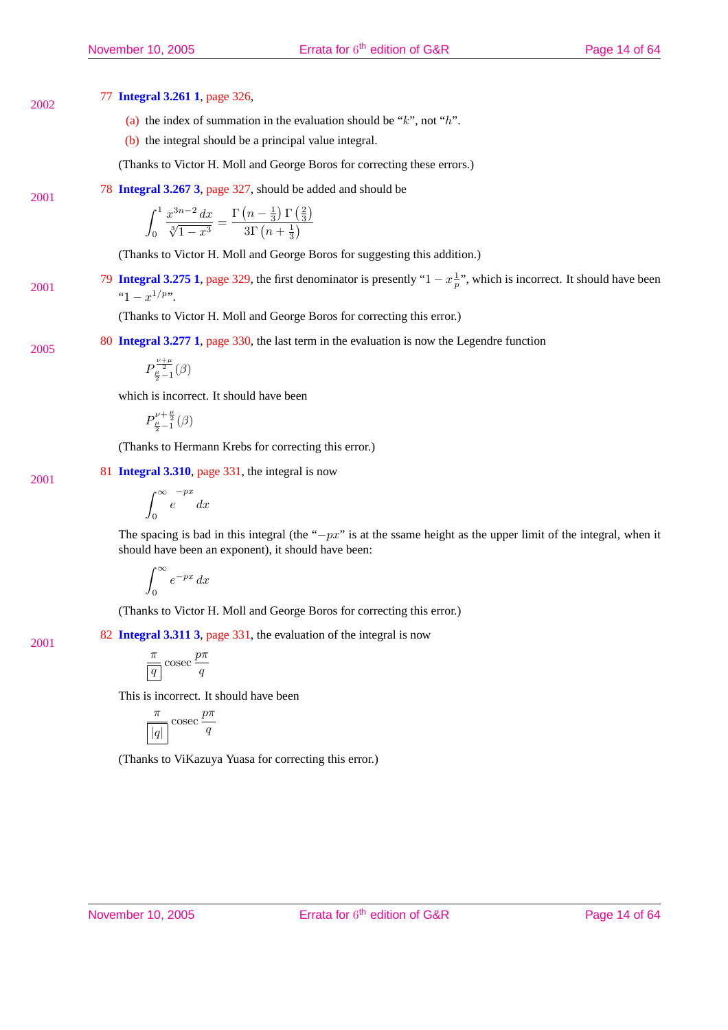2002

77 **Integral 3.261 1**, page 326,

(a) the index of summation in the evaluation should be "$k$", not "$h$".

(b) the integral should be a principal value integral.

(Thanks to Victor H. Moll and George Boros for correcting these errors.)

2001

78 **Integral 3.267 3**, page 327, should be added and should be

$$\int_0^1 \frac{x^{3n-2}\,dx}{\sqrt[3]{1-x^3}} = \frac{\Gamma\left(n-\frac{1}{3}\right)\Gamma\left(\frac{2}{3}\right)}{3\Gamma\left(n+\frac{1}{3}\right)}$$

(Thanks to Victor H. Moll and George Boros for suggesting this addition.)

2001

79 **Integral 3.275 1**, page 329, the first denominator is presently "$1-x\frac{1}{p}$", which is incorrect. It should have been "$1-x^{1/p}$".

(Thanks to Victor H. Moll and George Boros for correcting this error.)

2005

80 **Integral 3.277 1**, page 330, the last term in the evaluation is now the Legendre function

$$P_{\frac{\mu}{2}-1}^{\frac{\nu+\mu}{2}}(\beta)$$

which is incorrect. It should have been

$$P_{\frac{\mu}{2}-1}^{\nu+\frac{\mu}{2}}(\beta)$$

(Thanks to Hermann Krebs for correcting this error.)

2001

81 **Integral 3.310**, page 331, the integral is now

$$\int_0^\infty e^{\quad -px}\; dx$$

The spacing is bad in this integral (the "$-px$" is at the ssame height as the upper limit of the integral, when it should have been an exponent), it should have been:

$$\int_0^\infty e^{-px}\,dx$$

(Thanks to Victor H. Moll and George Boros for correcting this error.)

2001

82 **Integral 3.311 3**, page 331, the evaluation of the integral is now

$$\frac{\pi}{\boxed{q}}\operatorname{cosec}\frac{p\pi}{q}$$

This is incorrect. It should have been

$$\frac{\pi}{\boxed{|q|}}\operatorname{cosec}\frac{p\pi}{q}$$

(Thanks to ViKazuya Yuasa for correcting this error.)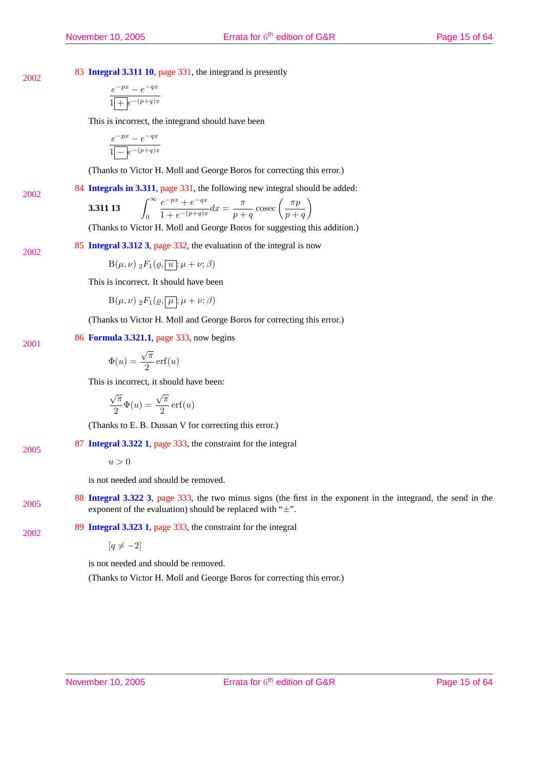2002

83 **Integral 3.311 10**, page 331, the integrand is presently

$$\frac{e^{-px} - e^{-qx}}{1 \boxed{+} e^{-(p+q)x}}$$

This is incorrect, the integrand should have been

$$\frac{e^{-px} - e^{-qx}}{1 \boxed{-} e^{-(p+q)x}}$$

(Thanks to Victor H. Moll and George Boros for correcting this error.)

2002

84 **Integrals in 3.311**, page 331, the following new integral should be added:

**3.311 13** $$\int_0^\infty \frac{e^{-px} + e^{-qx}}{1 + e^{-(p+q)x}} dx = \frac{\pi}{p+q} \operatorname{cosec}\left(\frac{\pi p}{p+q}\right)$$

(Thanks to Victor H. Moll and George Boros for suggesting this addition.)

2002

85 **Integral 3.312 3**, page 332, the evaluation of the integral is now

$$\mathrm{B}(\mu, \nu)\ {}_2F_1(\varrho, \boxed{u}; \mu + \nu; \beta)$$

This is incorrect. It should have been

$$\mathrm{B}(\mu, \nu)\ {}_2F_1(\varrho, \boxed{\mu}; \mu + \nu; \beta)$$

(Thanks to Victor H. Moll and George Boros for correcting this error.)

2001

86 **Formula 3.321.1**, page 333, now begins

$$\Phi(u) = \frac{\sqrt{\pi}}{2} \operatorname{erf}(u)$$

This is incorrect, it should have been:

$$\frac{\sqrt{\pi}}{2} \Phi(u) = \frac{\sqrt{\pi}}{2} \operatorname{erf}(u)$$

(Thanks to E. B. Dussan V for correcting this error.)

2005

87 **Integral 3.322 1**, page 333, the constraint for the integral

$$u > 0$$

is not needed and should be removed.

2005

88 **Integral 3.322 3**, page 333, the two minus signs (the first in the exponent in the integrand, the send in the exponent of the evaluation) should be replaced with "$\pm$".

2002

89 **Integral 3.323 1**, page 333, the constraint for the integral

$$[q \neq -2]$$

is not needed and should be removed.

(Thanks to Victor H. Moll and George Boros for correcting this error.)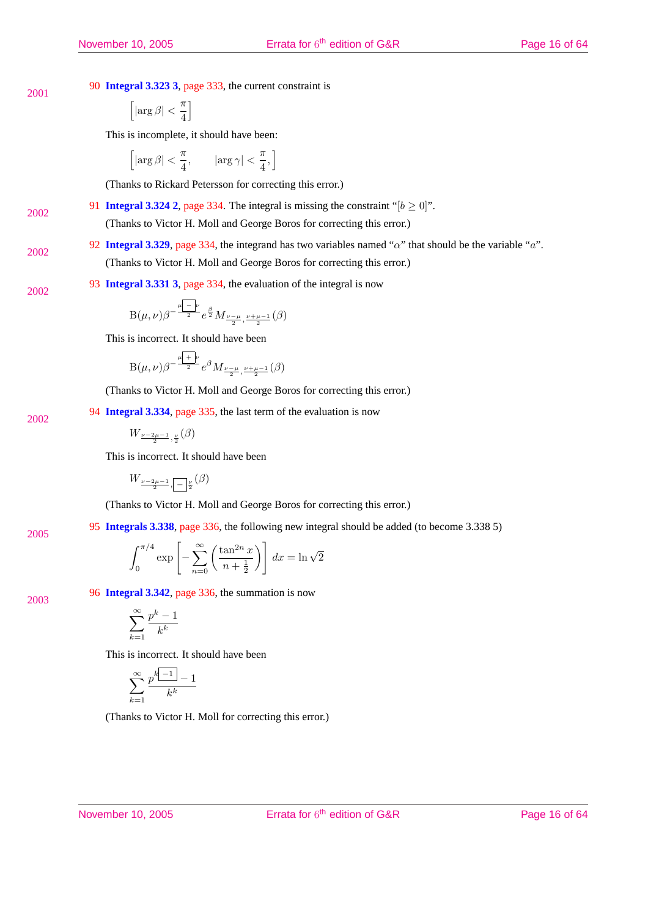2001

90 **Integral 3.323 3**, page 333, the current constraint is

$$\left[|\arg \beta| < \frac{\pi}{4}\right]$$

This is incomplete, it should have been:

$$\left[|\arg \beta| < \frac{\pi}{4}, \qquad |\arg \gamma| < \frac{\pi}{4},\right]$$

(Thanks to Rickard Petersson for correcting this error.)

2002

91 **Integral 3.324 2**, page 334. The integral is missing the constraint "$[b \geq 0]$".

(Thanks to Victor H. Moll and George Boros for correcting this error.)

2002

92 **Integral 3.329**, page 334, the integrand has two variables named "$\alpha$" that should be the variable "$a$".

(Thanks to Victor H. Moll and George Boros for correcting this error.)

2002

93 **Integral 3.331 3**, page 334, the evaluation of the integral is now

$$\mathrm{B}(\mu,\nu)\beta^{-\frac{\mu \boxed{-} \nu}{2}} e^{\frac{\beta}{2}} M_{\frac{\nu-\mu}{2},\frac{\nu+\mu-1}{2}}(\beta)$$

This is incorrect. It should have been

$$\mathrm{B}(\mu,\nu)\beta^{-\frac{\mu \boxed{+} \nu}{2}} e^{\beta} M_{\frac{\nu-\mu}{2},\frac{\nu+\mu-1}{2}}(\beta)$$

(Thanks to Victor H. Moll and George Boros for correcting this error.)

2002

94 **Integral 3.334**, page 335, the last term of the evaluation is now

$$W_{\frac{\nu-2\mu-1}{2},\frac{\nu}{2}}(\beta)$$

This is incorrect. It should have been

$$W_{\frac{\nu-2\mu-1}{2},\boxed{-}\frac{\nu}{2}}(\beta)$$

(Thanks to Victor H. Moll and George Boros for correcting this error.)

2005

95 **Integrals 3.338**, page 336, the following new integral should be added (to become 3.338 5)

$$\int_0^{\pi/4} \exp\left[-\sum_{n=0}^{\infty}\left(\frac{\tan^{2n} x}{n+\frac{1}{2}}\right)\right] dx = \ln\sqrt{2}$$

2003

96 **Integral 3.342**, page 336, the summation is now

$$\sum_{k=1}^{\infty} \frac{p^k - 1}{k^k}$$

This is incorrect. It should have been

$$\sum_{k=1}^{\infty} \frac{p^{k\boxed{-1}} - 1}{k^k}$$

(Thanks to Victor H. Moll for correcting this error.)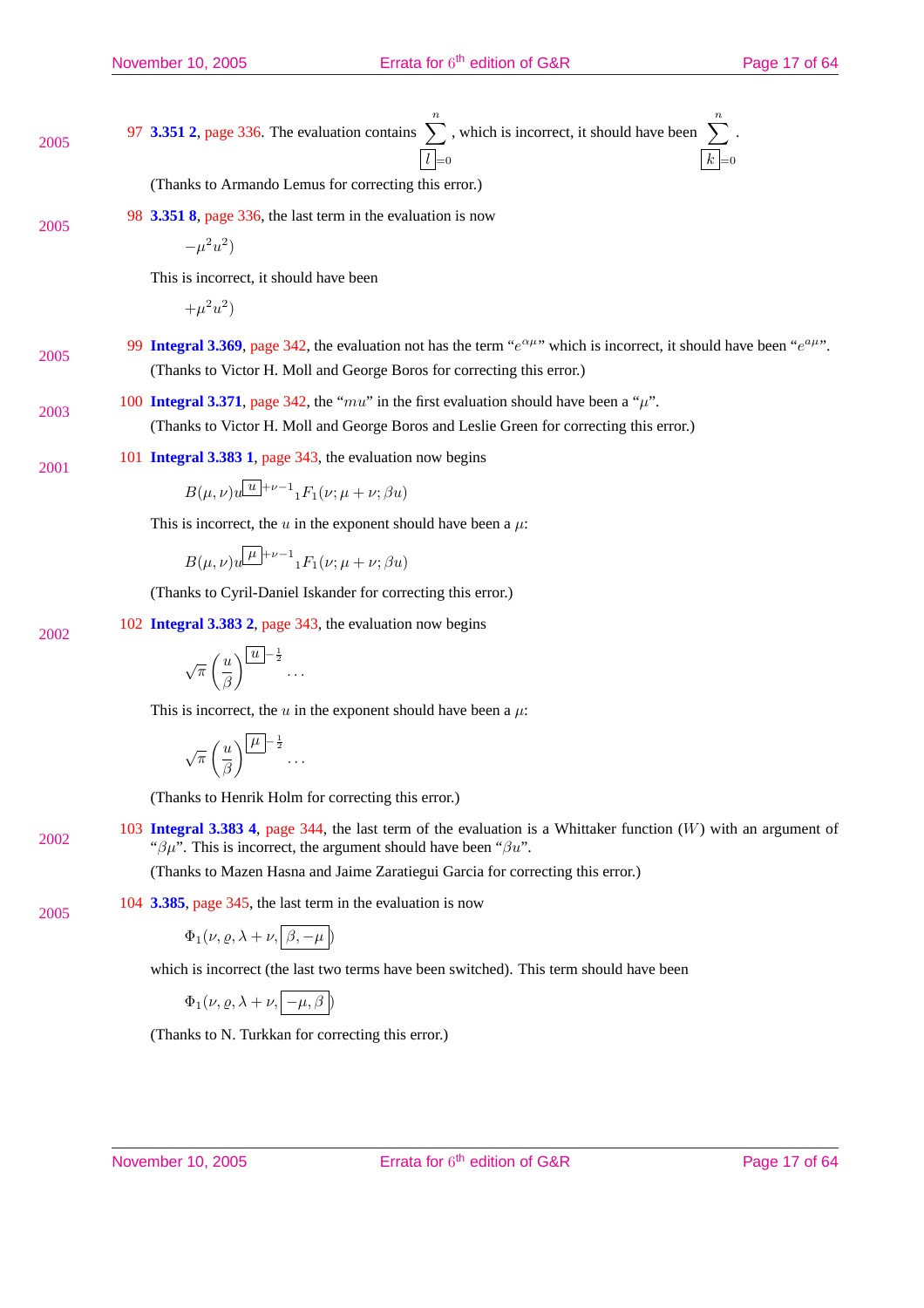2005 — 97 **3.351 2**, page 336. The evaluation contains $\sum_{\boxed{l}=0}^{n}$, which is incorrect, it should have been $\sum_{\boxed{k}=0}^{n}$.

(Thanks to Armando Lemus for correcting this error.)

2005 — 98 **3.351 8**, page 336, the last term in the evaluation is now

$$-\mu^2 u^2)$$

This is incorrect, it should have been

$$+\mu^2 u^2)$$

2005 — 99 **Integral 3.369**, page 342, the evaluation not has the term "$e^{\alpha\mu}$" which is incorrect, it should have been "$e^{a\mu}$".

(Thanks to Victor H. Moll and George Boros for correcting this error.)

2003 — 100 **Integral 3.371**, page 342, the "$mu$" in the first evaluation should have been a "$\mu$".

(Thanks to Victor H. Moll and George Boros and Leslie Green for correcting this error.)

2001 — 101 **Integral 3.383 1**, page 343, the evaluation now begins

$$B(\mu,\nu)u^{\boxed{u}+\nu-1}{}_1F_1(\nu;\mu+\nu;\beta u)$$

This is incorrect, the $u$ in the exponent should have been a $\mu$:

$$B(\mu,\nu)u^{\boxed{\mu}+\nu-1}{}_1F_1(\nu;\mu+\nu;\beta u)$$

(Thanks to Cyril-Daniel Iskander for correcting this error.)

2002 — 102 **Integral 3.383 2**, page 343, the evaluation now begins

$$\sqrt{\pi}\left(\frac{u}{\beta}\right)^{\boxed{u}-\frac{1}{2}}\ldots$$

This is incorrect, the $u$ in the exponent should have been a $\mu$:

$$\sqrt{\pi}\left(\frac{u}{\beta}\right)^{\boxed{\mu}-\frac{1}{2}}\ldots$$

(Thanks to Henrik Holm for correcting this error.)

2002 — 103 **Integral 3.383 4**, page 344, the last term of the evaluation is a Whittaker function ($W$) with an argument of "$\beta\mu$". This is incorrect, the argument should have been "$\beta u$".

(Thanks to Mazen Hasna and Jaime Zaratiegui Garcia for correcting this error.)

2005 — 104 **3.385**, page 345, the last term in the evaluation is now

$$\Phi_1(\nu,\varrho,\lambda+\nu,\boxed{\beta,-\mu})$$

which is incorrect (the last two terms have been switched). This term should have been

$$\Phi_1(\nu,\varrho,\lambda+\nu,\boxed{-\mu,\beta})$$

(Thanks to N. Turkkan for correcting this error.)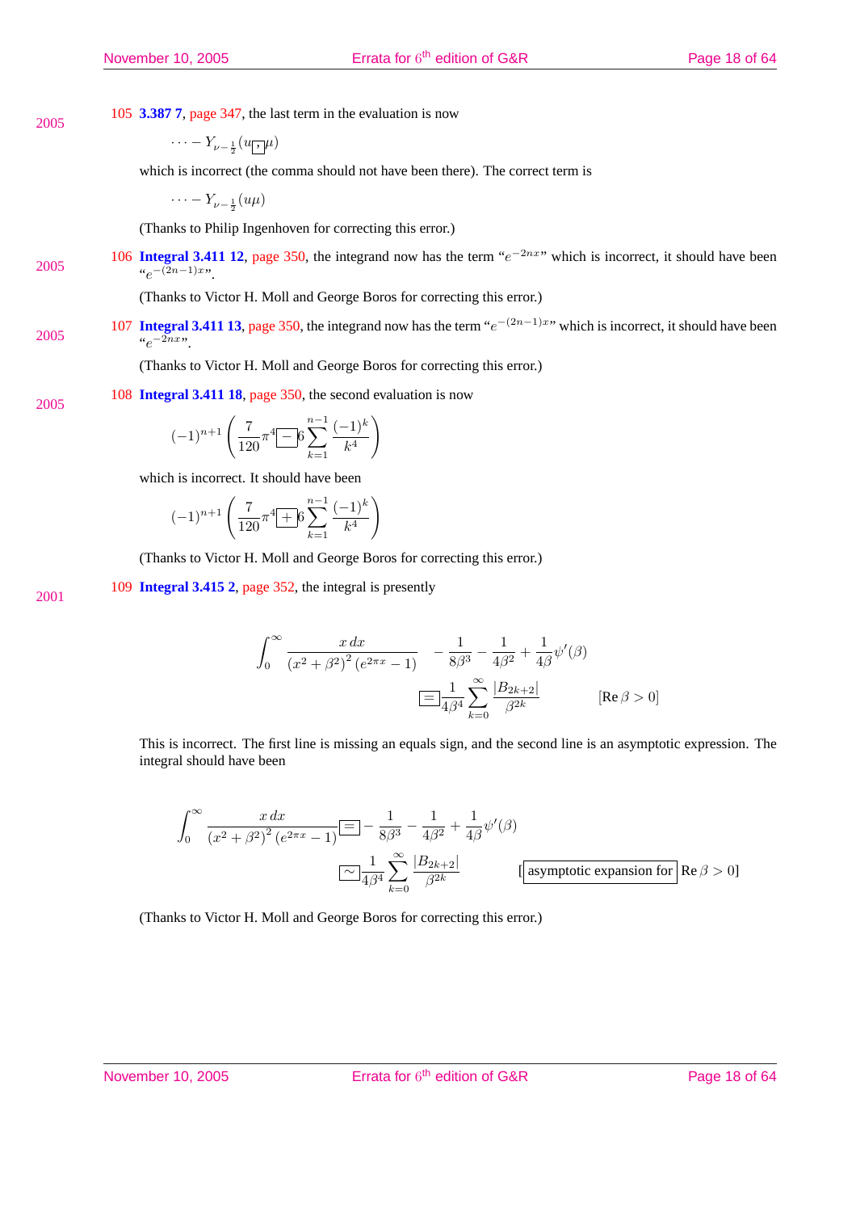2005 105 **3.387 7**, page 347, the last term in the evaluation is now

$$\cdots - Y_{\nu-\frac{1}{2}}(u\boxed{,}\mu)$$

which is incorrect (the comma should not have been there). The correct term is

$$\cdots - Y_{\nu-\frac{1}{2}}(u\mu)$$

(Thanks to Philip Ingenhoven for correcting this error.)

2005 106 **Integral 3.411 12**, page 350, the integrand now has the term "$e^{-2nx}$" which is incorrect, it should have been "$e^{-(2n-1)x}$".

(Thanks to Victor H. Moll and George Boros for correcting this error.)

2005 107 **Integral 3.411 13**, page 350, the integrand now has the term "$e^{-(2n-1)x}$" which is incorrect, it should have been "$e^{-2nx}$".

(Thanks to Victor H. Moll and George Boros for correcting this error.)

2005 108 **Integral 3.411 18**, page 350, the second evaluation is now

$$(-1)^{n+1}\left(\frac{7}{120}\pi^4\boxed{-}6\sum_{k=1}^{n-1}\frac{(-1)^k}{k^4}\right)$$

which is incorrect. It should have been

$$(-1)^{n+1}\left(\frac{7}{120}\pi^4\boxed{+}6\sum_{k=1}^{n-1}\frac{(-1)^k}{k^4}\right)$$

(Thanks to Victor H. Moll and George Boros for correcting this error.)

2001 109 **Integral 3.415 2**, page 352, the integral is presently

$$\int_0^\infty \frac{x\,dx}{\left(x^2+\beta^2\right)^2\left(e^{2\pi x}-1\right)} \quad -\frac{1}{8\beta^3}-\frac{1}{4\beta^2}+\frac{1}{4\beta}\psi'(\beta)$$
$$\boxed{=}\frac{1}{4\beta^4}\sum_{k=0}^{\infty}\frac{|B_{2k+2}|}{\beta^{2k}} \qquad [\operatorname{Re}\beta>0]$$

This is incorrect. The first line is missing an equals sign, and the second line is an asymptotic expression. The integral should have been

$$\int_0^\infty \frac{x\,dx}{\left(x^2+\beta^2\right)^2\left(e^{2\pi x}-1\right)}\boxed{=}-\frac{1}{8\beta^3}-\frac{1}{4\beta^2}+\frac{1}{4\beta}\psi'(\beta)$$
$$\boxed{\sim}\frac{1}{4\beta^4}\sum_{k=0}^{\infty}\frac{|B_{2k+2}|}{\beta^{2k}} \qquad [\boxed{\text{asymptotic expansion for}}\ \operatorname{Re}\beta>0]$$

(Thanks to Victor H. Moll and George Boros for correcting this error.)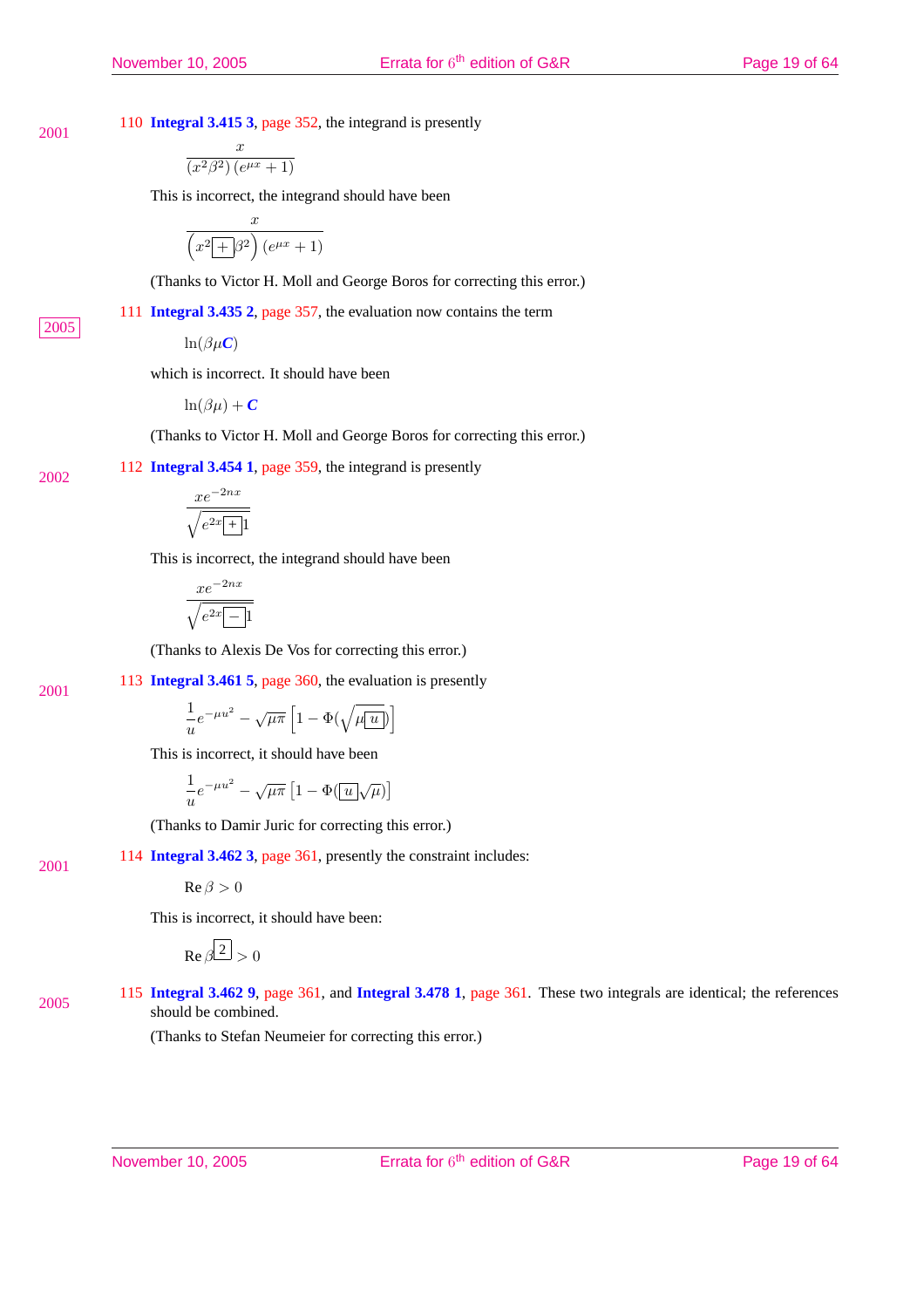2001

110 **Integral 3.415 3**, page 352, the integrand is presently

$$\frac{x}{(x^2\beta^2)\,(e^{\mu x}+1)}$$

This is incorrect, the integrand should have been

$$\frac{x}{\left(x^2\boxed{+}\beta^2\right)(e^{\mu x}+1)}$$

(Thanks to Victor H. Moll and George Boros for correcting this error.)

2005

111 **Integral 3.435 2**, page 357, the evaluation now contains the term

$$\ln(\beta\mu \boldsymbol{C})$$

which is incorrect. It should have been

$$\ln(\beta\mu) + \boldsymbol{C}$$

(Thanks to Victor H. Moll and George Boros for correcting this error.)

2002

112 **Integral 3.454 1**, page 359, the integrand is presently

$$\frac{xe^{-2nx}}{\sqrt{e^{2x}\boxed{+}1}}$$

This is incorrect, the integrand should have been

$$\frac{xe^{-2nx}}{\sqrt{e^{2x}\boxed{-}1}}$$

(Thanks to Alexis De Vos for correcting this error.)

2001

113 **Integral 3.461 5**, page 360, the evaluation is presently

$$\frac{1}{u}e^{-\mu u^2} - \sqrt{\mu\pi}\left[1 - \Phi(\sqrt{\mu\boxed{u}})\right]$$

This is incorrect, it should have been

$$\frac{1}{u}e^{-\mu u^2} - \sqrt{\mu\pi}\left[1 - \Phi(\boxed{u}\sqrt{\mu})\right]$$

(Thanks to Damir Juric for correcting this error.)

2001

114 **Integral 3.462 3**, page 361, presently the constraint includes:

$$\operatorname{Re}\beta > 0$$

This is incorrect, it should have been:

$$\operatorname{Re}\beta^{\boxed{2}} > 0$$

2005

115 **Integral 3.462 9**, page 361, and **Integral 3.478 1**, page 361. These two integrals are identical; the references should be combined.

(Thanks to Stefan Neumeier for correcting this error.)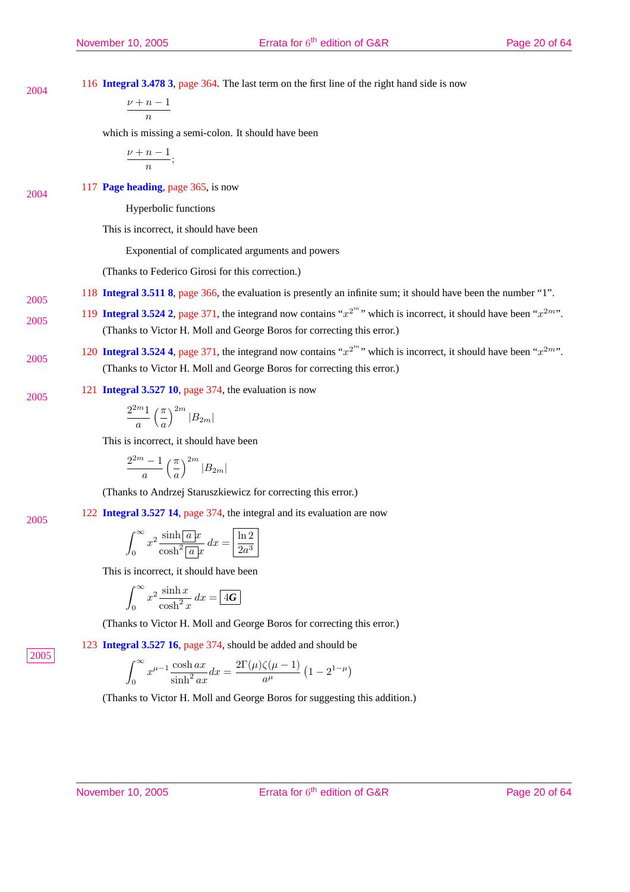2004

116 **Integral 3.478 3**, page 364. The last term on the first line of the right hand side is now

$$\frac{\nu+n-1}{n}$$

which is missing a semi-colon. It should have been

$$\frac{\nu+n-1}{n};$$

2004

117 **Page heading**, page 365, is now

Hyperbolic functions

This is incorrect, it should have been

Exponential of complicated arguments and powers

(Thanks to Federico Girosi for this correction.)

2005

118 **Integral 3.511 8**, page 366, the evaluation is presently an infinite sum; it should have been the number “1”.

2005

119 **Integral 3.524 2**, page 371, the integrand now contains “$x^{2^m}$” which is incorrect, it should have been “$x^{2m}$”. (Thanks to Victor H. Moll and George Boros for correcting this error.)

2005

120 **Integral 3.524 4**, page 371, the integrand now contains “$x^{2^m}$” which is incorrect, it should have been “$x^{2m}$”. (Thanks to Victor H. Moll and George Boros for correcting this error.)

2005

121 **Integral 3.527 10**, page 374, the evaluation is now

$$\frac{2^{2m}1}{a}\left(\frac{\pi}{a}\right)^{2m}|B_{2m}|$$

This is incorrect, it should have been

$$\frac{2^{2m}-1}{a}\left(\frac{\pi}{a}\right)^{2m}|B_{2m}|$$

(Thanks to Andrzej Staruszkiewicz for correcting this error.)

2005

122 **Integral 3.527 14**, page 374, the integral and its evaluation are now

$$\int_0^\infty x^2\frac{\sinh \boxed{a} x}{\cosh^2 \boxed{a} x}\,dx = \boxed{\frac{\ln 2}{2a^3}}$$

This is incorrect, it should have been

$$\int_0^\infty x^2\frac{\sinh x}{\cosh^2 x}\,dx = \boxed{4\boldsymbol{G}}$$

(Thanks to Victor H. Moll and George Boros for correcting this error.)

2005

123 **Integral 3.527 16**, page 374, should be added and should be

$$\int_0^\infty x^{\mu-1}\frac{\cosh ax}{\sinh^2 ax}dx = \frac{2\Gamma(\mu)\zeta(\mu-1)}{a^\mu}\left(1-2^{1-\mu}\right)$$

(Thanks to Victor H. Moll and George Boros for suggesting this addition.)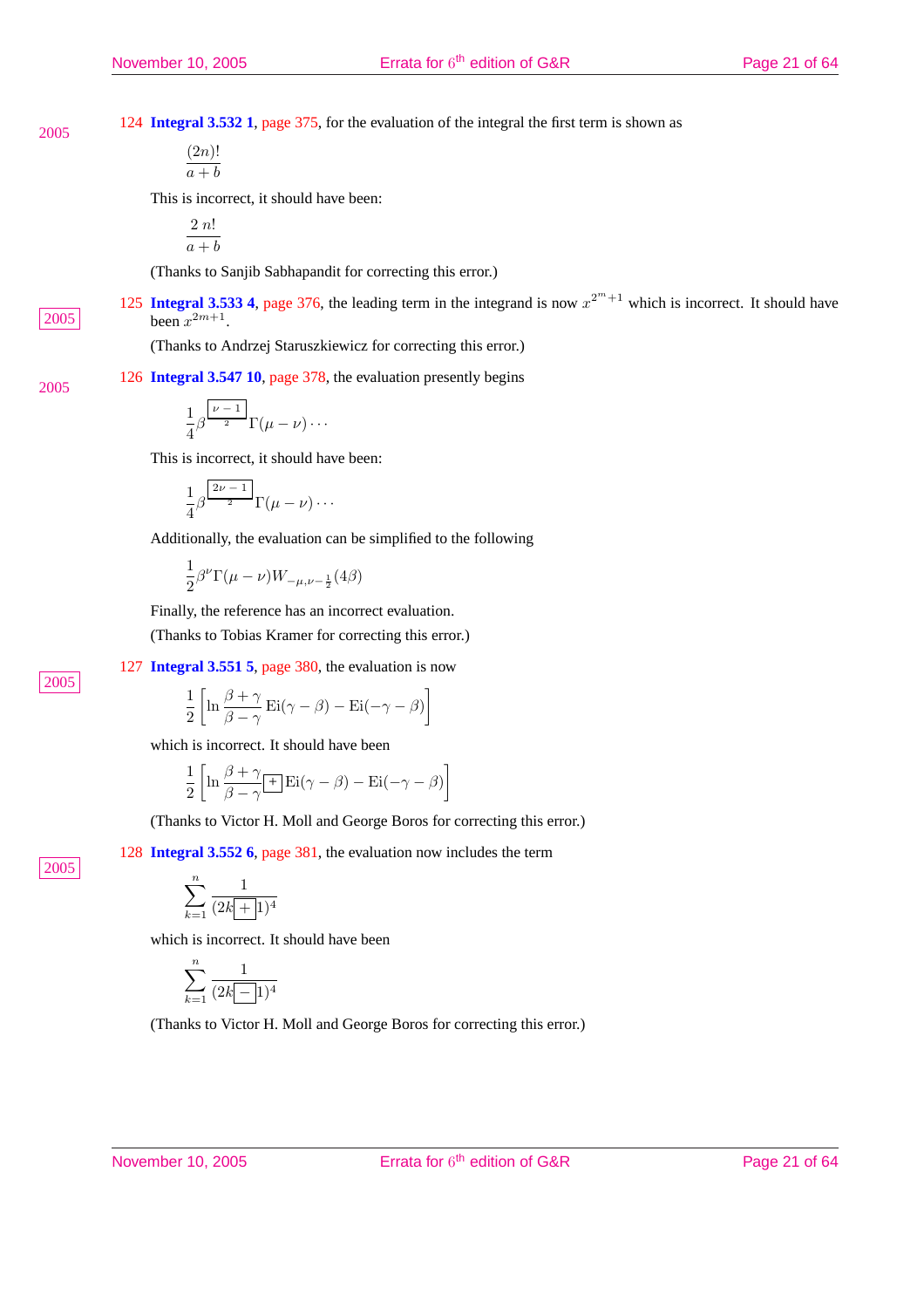2005

124 **Integral 3.532 1**, page 375, for the evaluation of the integral the first term is shown as

$$\frac{(2n)!}{a+b}$$

This is incorrect, it should have been:

$$\frac{2\,n!}{a+b}$$

(Thanks to Sanjib Sabhapandit for correcting this error.)

2005

125 **Integral 3.533 4**, page 376, the leading term in the integrand is now $x^{2^m+1}$ which is incorrect. It should have been $x^{2m+1}$.

(Thanks to Andrzej Staruszkiewicz for correcting this error.)

2005

126 **Integral 3.547 10**, page 378, the evaluation presently begins

$$\frac{1}{4}\beta^{\boxed{\frac{\nu-1}{2}}}\Gamma(\mu-\nu)\cdots$$

This is incorrect, it should have been:

$$\frac{1}{4}\beta^{\boxed{\frac{2\nu-1}{2}}}\Gamma(\mu-\nu)\cdots$$

Additionally, the evaluation can be simplified to the following

$$\frac{1}{2}\beta^{\nu}\Gamma(\mu-\nu)W_{-\mu,\nu-\frac{1}{2}}(4\beta)$$

Finally, the reference has an incorrect evaluation.

(Thanks to Tobias Kramer for correcting this error.)

2005

127 **Integral 3.551 5**, page 380, the evaluation is now

$$\frac{1}{2}\left[\ln\frac{\beta+\gamma}{\beta-\gamma}\operatorname{Ei}(\gamma-\beta)-\operatorname{Ei}(-\gamma-\beta)\right]$$

which is incorrect. It should have been

$$\frac{1}{2}\left[\ln\frac{\beta+\gamma}{\beta-\gamma}\boxed{+}\operatorname{Ei}(\gamma-\beta)-\operatorname{Ei}(-\gamma-\beta)\right]$$

(Thanks to Victor H. Moll and George Boros for correcting this error.)

2005

128 **Integral 3.552 6**, page 381, the evaluation now includes the term

$$\sum_{k=1}^{n}\frac{1}{(2k\boxed{+}1)^4}$$

which is incorrect. It should have been

$$\sum_{k=1}^{n}\frac{1}{(2k\boxed{-}1)^4}$$

(Thanks to Victor H. Moll and George Boros for correcting this error.)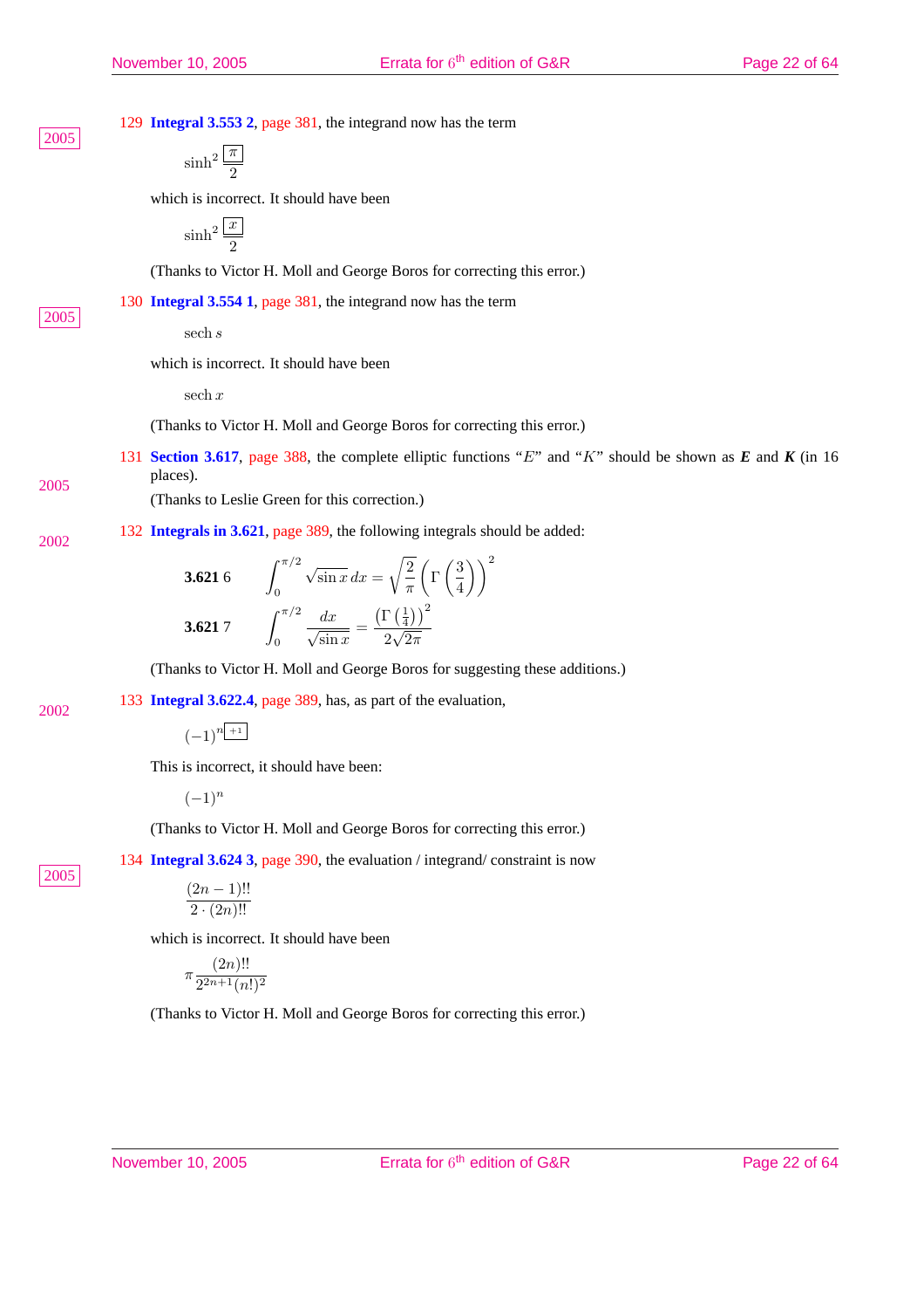2005

129 **Integral 3.553 2**, page 381, the integrand now has the term

$$\sinh^2 \frac{\boxed{\pi}}{2}$$

which is incorrect. It should have been

$$\sinh^2 \frac{\boxed{x}}{2}$$

(Thanks to Victor H. Moll and George Boros for correcting this error.)

2005

130 **Integral 3.554 1**, page 381, the integrand now has the term

$$\operatorname{sech} s$$

which is incorrect. It should have been

$$\operatorname{sech} x$$

(Thanks to Victor H. Moll and George Boros for correcting this error.)

2005

131 **Section 3.617**, page 388, the complete elliptic functions "$E$" and "$K$" should be shown as $\boldsymbol{E}$ and $\boldsymbol{K}$ (in 16 places).

(Thanks to Leslie Green for this correction.)

2002

132 **Integrals in 3.621**, page 389, the following integrals should be added:

**3.621** 6 $$\int_0^{\pi/2} \sqrt{\sin x}\, dx = \sqrt{\frac{2}{\pi}} \left(\Gamma\left(\frac{3}{4}\right)\right)^2$$

**3.621** 7 $$\int_0^{\pi/2} \frac{dx}{\sqrt{\sin x}} = \frac{\left(\Gamma\left(\frac{1}{4}\right)\right)^2}{2\sqrt{2\pi}}$$

(Thanks to Victor H. Moll and George Boros for suggesting these additions.)

2002

133 **Integral 3.622.4**, page 389, has, as part of the evaluation,

$$(-1)^{n\boxed{+1}}$$

This is incorrect, it should have been:

$$(-1)^n$$

(Thanks to Victor H. Moll and George Boros for correcting this error.)

2005

134 **Integral 3.624 3**, page 390, the evaluation / integrand/ constraint is now

$$\frac{(2n-1)!!}{2 \cdot (2n)!!}$$

which is incorrect. It should have been

$$\pi \frac{(2n)!!}{2^{2n+1}(n!)^2}$$

(Thanks to Victor H. Moll and George Boros for correcting this error.)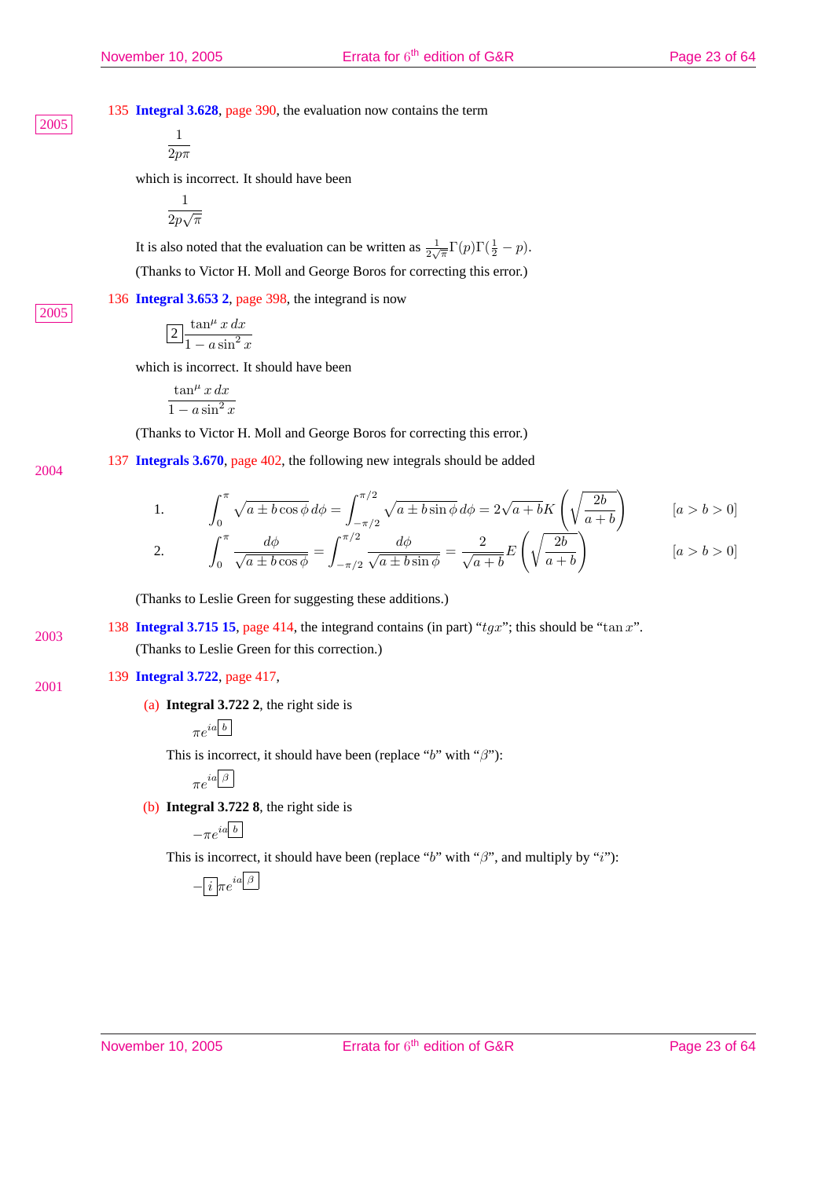2005

135 **Integral 3.628**, page 390, the evaluation now contains the term

$$\frac{1}{2p\pi}$$

which is incorrect. It should have been

$$\frac{1}{2p\sqrt{\pi}}$$

It is also noted that the evaluation can be written as $\frac{1}{2\sqrt{\pi}}\Gamma(p)\Gamma(\frac{1}{2}-p)$.

(Thanks to Victor H. Moll and George Boros for correcting this error.)

2005

136 **Integral 3.653 2**, page 398, the integrand is now

$$\boxed{2}\frac{\tan^\mu x\,dx}{1-a\sin^2 x}$$

which is incorrect. It should have been

$$\frac{\tan^\mu x\,dx}{1-a\sin^2 x}$$

(Thanks to Victor H. Moll and George Boros for correcting this error.)

2004

137 **Integrals 3.670**, page 402, the following new integrals should be added

$$1.\quad \int_0^\pi \sqrt{a \pm b\cos\phi}\,d\phi = \int_{-\pi/2}^{\pi/2} \sqrt{a \pm b\sin\phi}\,d\phi = 2\sqrt{a+b}K\left(\sqrt{\frac{2b}{a+b}}\right) \qquad [a > b > 0]$$

$$2.\quad \int_0^\pi \frac{d\phi}{\sqrt{a \pm b\cos\phi}} = \int_{-\pi/2}^{\pi/2} \frac{d\phi}{\sqrt{a \pm b\sin\phi}} = \frac{2}{\sqrt{a+b}}E\left(\sqrt{\frac{2b}{a+b}}\right) \qquad [a > b > 0]$$

(Thanks to Leslie Green for suggesting these additions.)

2003

138 **Integral 3.715 15**, page 414, the integrand contains (in part) "$tgx$"; this should be "$\tan x$".
(Thanks to Leslie Green for this correction.)

2001

139 **Integral 3.722**, page 417,

(a) **Integral 3.722 2**, the right side is

$$\pi e^{ia\boxed{b}}$$

This is incorrect, it should have been (replace "$b$" with "$\beta$"):

$$\pi e^{ia\boxed{\beta}}$$

(b) **Integral 3.722 8**, the right side is

$$-\pi e^{ia\boxed{b}}$$

This is incorrect, it should have been (replace "$b$" with "$\beta$", and multiply by "$i$"):

$$-\boxed{i}\pi e^{ia\boxed{\beta}}$$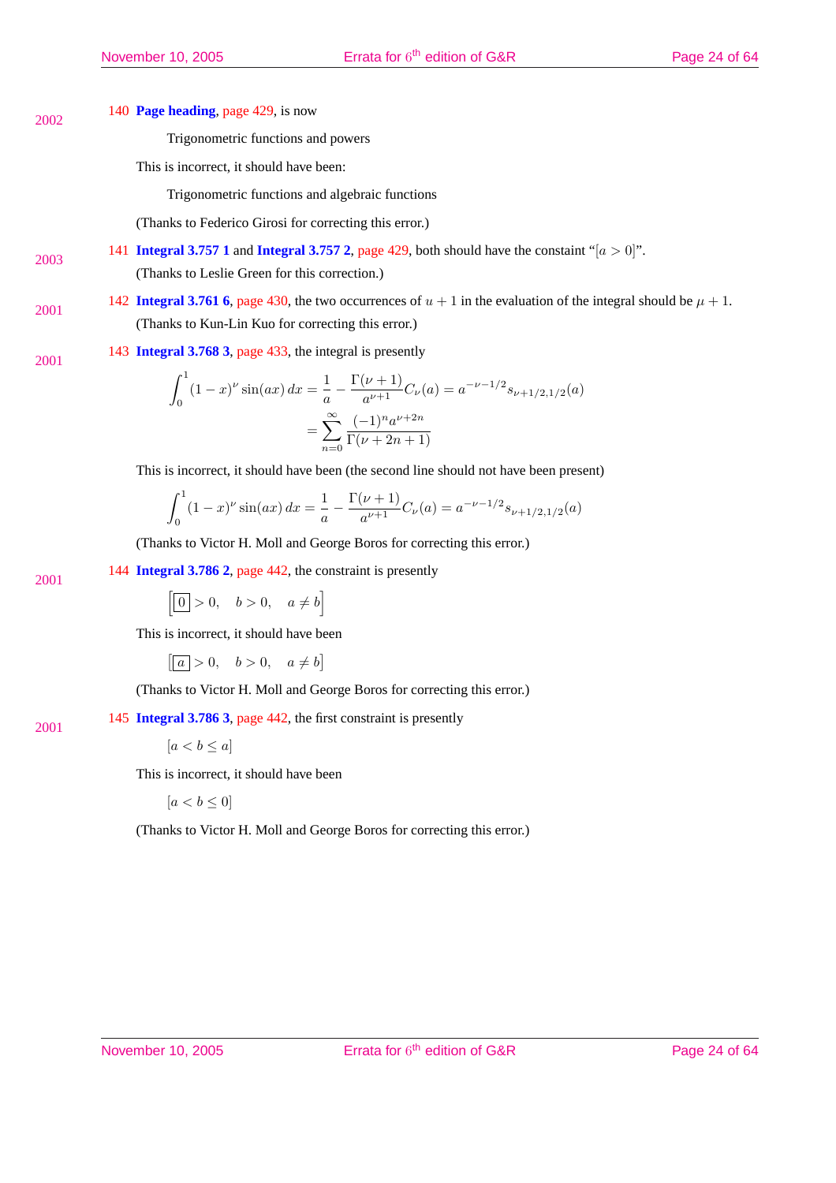2002

140 **Page heading**, page 429, is now

Trigonometric functions and powers

This is incorrect, it should have been:

Trigonometric functions and algebraic functions

(Thanks to Federico Girosi for correcting this error.)

2003

141 **Integral 3.757 1** and **Integral 3.757 2**, page 429, both should have the constaint "$[a > 0]$".

(Thanks to Leslie Green for this correction.)

2001

142 **Integral 3.761 6**, page 430, the two occurrences of $u + 1$ in the evaluation of the integral should be $\mu + 1$.

(Thanks to Kun-Lin Kuo for correcting this error.)

2001

143 **Integral 3.768 3**, page 433, the integral is presently

$$\int_0^1 (1-x)^\nu \sin(ax)\,dx = \frac{1}{a} - \frac{\Gamma(\nu+1)}{a^{\nu+1}} C_\nu(a) = a^{-\nu-1/2} s_{\nu+1/2,1/2}(a)$$
$$= \sum_{n=0}^{\infty} \frac{(-1)^n a^{\nu+2n}}{\Gamma(\nu+2n+1)}$$

This is incorrect, it should have been (the second line should not have been present)

$$\int_0^1 (1-x)^\nu \sin(ax)\,dx = \frac{1}{a} - \frac{\Gamma(\nu+1)}{a^{\nu+1}} C_\nu(a) = a^{-\nu-1/2} s_{\nu+1/2,1/2}(a)$$

(Thanks to Victor H. Moll and George Boros for correcting this error.)

2001

144 **Integral 3.786 2**, page 442, the constraint is presently

$$\left[\boxed{0} > 0, \quad b > 0, \quad a \neq b\right]$$

This is incorrect, it should have been

$$\left[\boxed{a} > 0, \quad b > 0, \quad a \neq b\right]$$

(Thanks to Victor H. Moll and George Boros for correcting this error.)

2001

145 **Integral 3.786 3**, page 442, the first constraint is presently

$$[a < b \leq a]$$

This is incorrect, it should have been

$$[a < b \leq 0]$$

(Thanks to Victor H. Moll and George Boros for correcting this error.)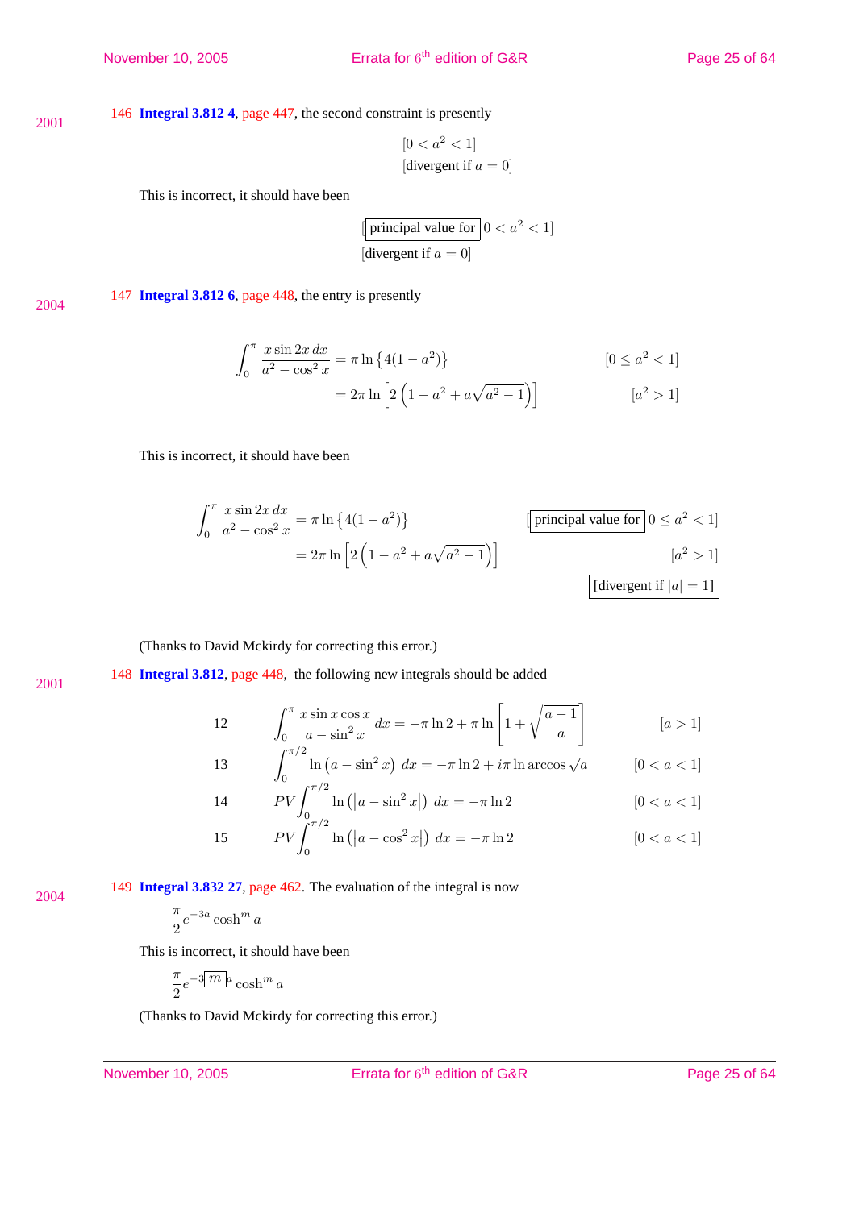2001

146 **Integral 3.812 4**, page 447, the second constraint is presently

$$[0 < a^2 < 1]$$
$$[\text{divergent if } a = 0]$$

This is incorrect, it should have been

$$[\boxed{\text{principal value for}}\ 0 < a^2 < 1]$$
$$[\text{divergent if } a = 0]$$

2004

147 **Integral 3.812 6**, page 448, the entry is presently

$$\int_0^\pi \frac{x \sin 2x\, dx}{a^2 - \cos^2 x} = \pi \ln\left\{4(1-a^2)\right\} \qquad [0 \le a^2 < 1]$$
$$= 2\pi \ln\left[2\left(1 - a^2 + a\sqrt{a^2-1}\right)\right] \qquad [a^2 > 1]$$

This is incorrect, it should have been

$$\int_0^\pi \frac{x \sin 2x\, dx}{a^2 - \cos^2 x} = \pi \ln\left\{4(1-a^2)\right\} \qquad [\boxed{\text{principal value for}}\ 0 \le a^2 < 1]$$
$$= 2\pi \ln\left[2\left(1 - a^2 + a\sqrt{a^2-1}\right)\right] \qquad [a^2 > 1]$$
$$\boxed{[\text{divergent if } |a| = 1]}$$

(Thanks to David Mckirdy for correcting this error.)

2001

148 **Integral 3.812**, page 448, the following new integrals should be added

$$12 \qquad \int_0^\pi \frac{x \sin x \cos x}{a - \sin^2 x}\, dx = -\pi \ln 2 + \pi \ln\left[1 + \sqrt{\frac{a-1}{a}}\right] \qquad [a > 1]$$

$$13 \qquad \int_0^{\pi/2} \ln\left(a - \sin^2 x\right)\, dx = -\pi \ln 2 + i\pi \ln \arccos \sqrt{a} \qquad [0 < a < 1]$$

$$14 \qquad PV\int_0^{\pi/2} \ln\left(\left|a - \sin^2 x\right|\right)\, dx = -\pi \ln 2 \qquad [0 < a < 1]$$

$$15 \qquad PV\int_0^{\pi/2} \ln\left(\left|a - \cos^2 x\right|\right)\, dx = -\pi \ln 2 \qquad [0 < a < 1]$$

2004

149 **Integral 3.832 27**, page 462. The evaluation of the integral is now

$$\frac{\pi}{2} e^{-3a} \cosh^m a$$

This is incorrect, it should have been

$$\frac{\pi}{2} e^{-3\boxed{m}a} \cosh^m a$$

(Thanks to David Mckirdy for correcting this error.)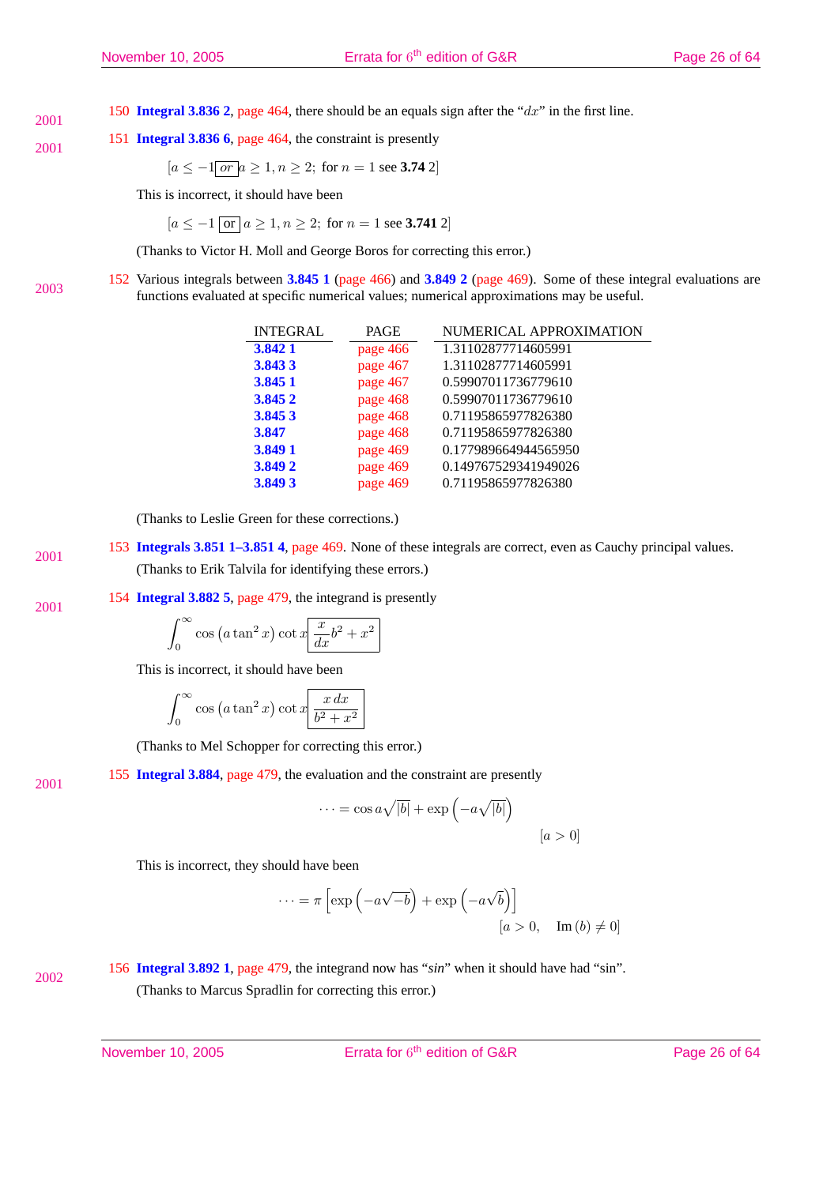2001 **150** **Integral 3.836 2**, page 464, there should be an equals sign after the "$dx$" in the first line.

2001 **151** **Integral 3.836 6**, page 464, the constraint is presently

$$[a \leq -1 \boxed{or} a \geq 1, n \geq 2; \text{ for } n = 1 \text{ see } \mathbf{3.74}\ 2]$$

This is incorrect, it should have been

$$[a \leq -1 \ \boxed{\text{or}}\ a \geq 1, n \geq 2; \text{ for } n = 1 \text{ see } \mathbf{3.741}\ 2]$$

(Thanks to Victor H. Moll and George Boros for correcting this error.)

2003 **152** Various integrals between **3.845 1** (page 466) and **3.849 2** (page 469). Some of these integral evaluations are functions evaluated at specific numerical values; numerical approximations may be useful.

| INTEGRAL | PAGE | NUMERICAL APPROXIMATION |
|---|---|---|
| **3.842 1** | page 466 | 1.31102877714605991 |
| **3.843 3** | page 467 | 1.31102877714605991 |
| **3.845 1** | page 467 | 0.59907011736779610 |
| **3.845 2** | page 468 | 0.59907011736779610 |
| **3.845 3** | page 468 | 0.71195865977826380 |
| **3.847** | page 468 | 0.71195865977826380 |
| **3.849 1** | page 469 | 0.177989664944565950 |
| **3.849 2** | page 469 | 0.149767529341949026 |
| **3.849 3** | page 469 | 0.71195865977826380 |

(Thanks to Leslie Green for these corrections.)

2001 **153** **Integrals 3.851 1–3.851 4**, page 469. None of these integrals are correct, even as Cauchy principal values.

(Thanks to Erik Talvila for identifying these errors.)

2001 **154** **Integral 3.882 5**, page 479, the integrand is presently

$$\int_0^\infty \cos\left(a \tan^2 x\right) \cot x \boxed{\frac{x}{dx} b^2 + x^2}$$

This is incorrect, it should have been

$$\int_0^\infty \cos\left(a \tan^2 x\right) \cot x \boxed{\frac{x\,dx}{b^2 + x^2}}$$

(Thanks to Mel Schopper for correcting this error.)

2001 **155** **Integral 3.884**, page 479, the evaluation and the constraint are presently

$$\cdots = \cos a\sqrt{|b|} + \exp\left(-a\sqrt{|b|}\right)$$

$$[a > 0]$$

This is incorrect, they should have been

$$\cdots = \pi\left[\exp\left(-a\sqrt{-b}\right) + \exp\left(-a\sqrt{b}\right)\right]$$

$$[a > 0, \quad \operatorname{Im}(b) \neq 0]$$

2002 **156** **Integral 3.892 1**, page 479, the integrand now has "*sin*" when it should have had "sin".

(Thanks to Marcus Spradlin for correcting this error.)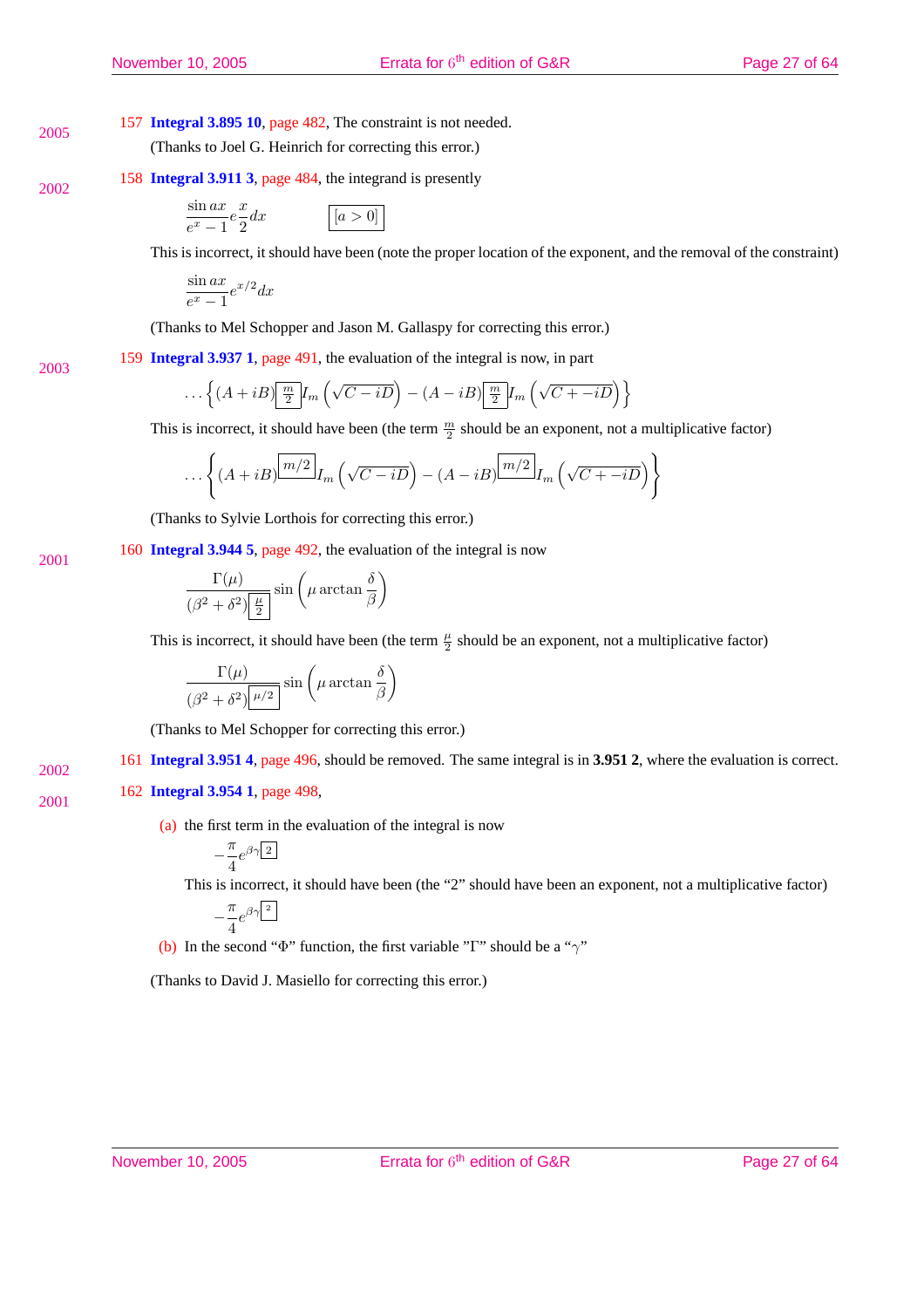2005 157 **Integral 3.895 10**, page 482, The constraint is not needed.

(Thanks to Joel G. Heinrich for correcting this error.)

2002 158 **Integral 3.911 3**, page 484, the integrand is presently

$$\frac{\sin ax}{e^x - 1} e \frac{x}{2} dx \qquad \boxed{[a > 0]}$$

This is incorrect, it should have been (note the proper location of the exponent, and the removal of the constraint)

$$\frac{\sin ax}{e^x - 1} e^{x/2} dx$$

(Thanks to Mel Schopper and Jason M. Gallaspy for correcting this error.)

2003 159 **Integral 3.937 1**, page 491, the evaluation of the integral is now, in part

$$\ldots \left\{ (A + iB) \boxed{\tfrac{m}{2}} I_m \left( \sqrt{C - iD} \right) - (A - iB) \boxed{\tfrac{m}{2}} I_m \left( \sqrt{C + -iD} \right) \right\}$$

This is incorrect, it should have been (the term $\frac{m}{2}$ should be an exponent, not a multiplicative factor)

$$\ldots \left\{ (A + iB)^{\boxed{m/2}} I_m \left( \sqrt{C - iD} \right) - (A - iB)^{\boxed{m/2}} I_m \left( \sqrt{C + -iD} \right) \right\}$$

(Thanks to Sylvie Lorthois for correcting this error.)

2001 160 **Integral 3.944 5**, page 492, the evaluation of the integral is now

$$\frac{\Gamma(\mu)}{(\beta^2 + \delta^2) \boxed{\tfrac{\mu}{2}}} \sin \left( \mu \arctan \frac{\delta}{\beta} \right)$$

This is incorrect, it should have been (the term $\frac{\mu}{2}$ should be an exponent, not a multiplicative factor)

$$\frac{\Gamma(\mu)}{(\beta^2 + \delta^2)^{\boxed{\mu/2}}} \sin \left( \mu \arctan \frac{\delta}{\beta} \right)$$

(Thanks to Mel Schopper for correcting this error.)

2002 161 **Integral 3.951 4**, page 496, should be removed. The same integral is in **3.951 2**, where the evaluation is correct.

2001 162 **Integral 3.954 1**, page 498,

(a) the first term in the evaluation of the integral is now

$$-\frac{\pi}{4} e^{\beta\gamma} \boxed{2}$$

This is incorrect, it should have been (the "2" should have been an exponent, not a multiplicative factor)

$$-\frac{\pi}{4} e^{\beta\gamma^{\boxed{2}}}$$

(b) In the second "Φ" function, the first variable "Γ" should be a "$\gamma$"

(Thanks to David J. Masiello for correcting this error.)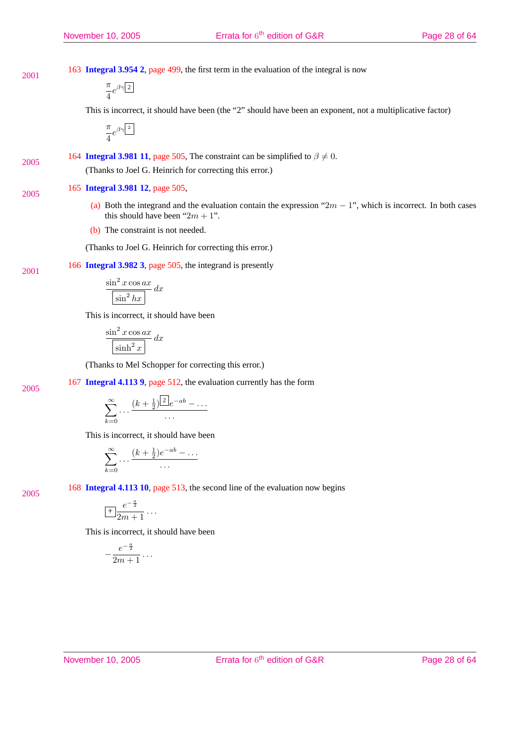2001

163 **Integral 3.954 2**, page 499, the first term in the evaluation of the integral is now

$$\frac{\pi}{4}e^{\beta\gamma}\boxed{2}$$

This is incorrect, it should have been (the “2” should have been an exponent, not a multiplicative factor)

$$\frac{\pi}{4}e^{\beta\gamma\boxed{^2}}$$

2005

164 **Integral 3.981 11**, page 505, The constraint can be simplified to $\beta \neq 0$.

(Thanks to Joel G. Heinrich for correcting this error.)

2005

165 **Integral 3.981 12**, page 505,

(a) Both the integrand and the evaluation contain the expression “$2m - 1$”, which is incorrect. In both cases this should have been “$2m + 1$”.

(b) The constraint is not needed.

(Thanks to Joel G. Heinrich for correcting this error.)

2001

166 **Integral 3.982 3**, page 505, the integrand is presently

$$\frac{\sin^2 x \cos ax}{\boxed{\sin^2 hx}}\, dx$$

This is incorrect, it should have been

$$\frac{\sin^2 x \cos ax}{\boxed{\sinh^2 x}}\, dx$$

(Thanks to Mel Schopper for correcting this error.)

2005

167 **Integral 4.113 9**, page 512, the evaluation currently has the form

$$\sum_{k=0}^{\infty} \cdots \frac{(k+\frac{1}{2})^{\boxed{2}} e^{-ab} - \ldots}{\cdots}$$

This is incorrect, it should have been

$$\sum_{k=0}^{\infty} \cdots \frac{(k+\frac{1}{2}) e^{-ab} - \ldots}{\cdots}$$

2005

168 **Integral 4.113 10**, page 513, the second line of the evaluation now begins

$$\boxed{+}\frac{e^{-\frac{a}{2}}}{2m+1}\cdots$$

This is incorrect, it should have been

$$-\frac{e^{-\frac{a}{2}}}{2m+1}\cdots$$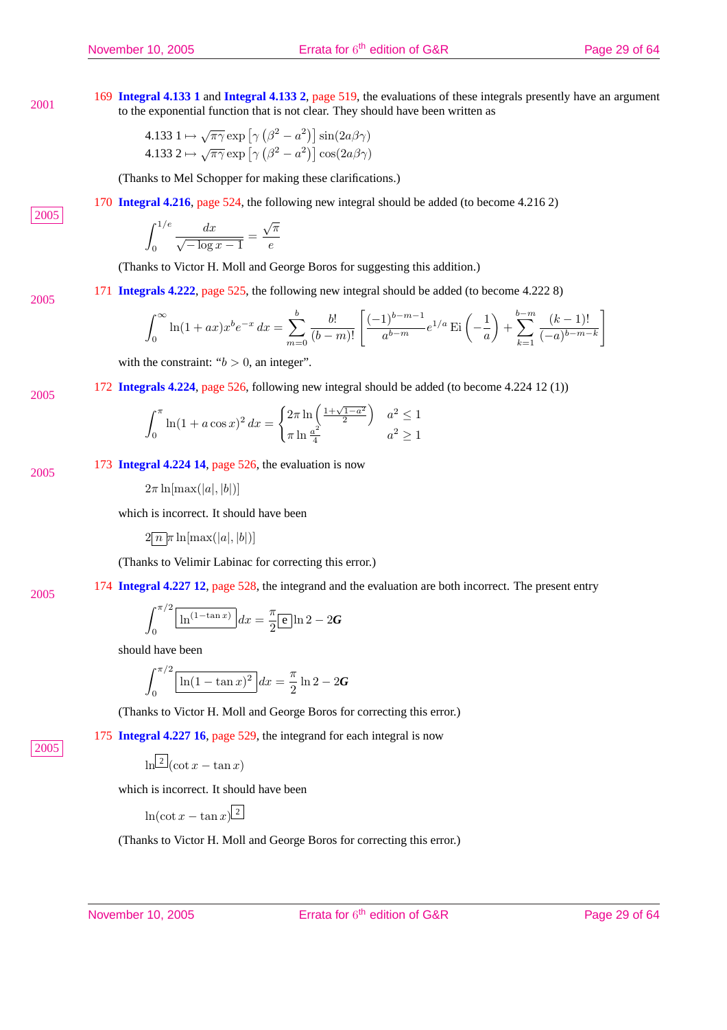2001 169 **Integral 4.133 1** and **Integral 4.133 2**, page 519, the evaluations of these integrals presently have an argument to the exponential function that is not clear. They should have been written as

$$4.133\ 1 \mapsto \sqrt{\pi\gamma}\exp\left[\gamma\left(\beta^2 - a^2\right)\right]\sin(2a\beta\gamma)$$
$$4.133\ 2 \mapsto \sqrt{\pi\gamma}\exp\left[\gamma\left(\beta^2 - a^2\right)\right]\cos(2a\beta\gamma)$$

(Thanks to Mel Schopper for making these clarifications.)

2005 170 **Integral 4.216**, page 524, the following new integral should be added (to become 4.216 2)

$$\int_0^{1/e} \frac{dx}{\sqrt{-\log x - 1}} = \frac{\sqrt{\pi}}{e}$$

(Thanks to Victor H. Moll and George Boros for suggesting this addition.)

2005 171 **Integrals 4.222**, page 525, the following new integral should be added (to become 4.222 8)

$$\int_0^\infty \ln(1+ax)x^b e^{-x}\,dx = \sum_{m=0}^{b} \frac{b!}{(b-m)!}\left[\frac{(-1)^{b-m-1}}{a^{b-m}}e^{1/a}\,\mathrm{Ei}\left(-\frac{1}{a}\right) + \sum_{k=1}^{b-m}\frac{(k-1)!}{(-a)^{b-m-k}}\right]$$

with the constraint: "$b > 0$, an integer".

2005 172 **Integrals 4.224**, page 526, following new integral should be added (to become 4.224 12 (1))

$$\int_0^\pi \ln(1 + a\cos x)^2\,dx = \begin{cases} 2\pi\ln\left(\frac{1+\sqrt{1-a^2}}{2}\right) & a^2 \le 1 \\ \pi\ln\frac{a^2}{4} & a^2 \ge 1 \end{cases}$$

2005 173 **Integral 4.224 14**, page 526, the evaluation is now

$$2\pi\ln[\max(|a|,|b|)]$$

which is incorrect. It should have been

$$2\boxed{n}\pi\ln[\max(|a|,|b|)]$$

(Thanks to Velimir Labinac for correcting this error.)

2005 174 **Integral 4.227 12**, page 528, the integrand and the evaluation are both incorrect. The present entry

$$\int_0^{\pi/2}\boxed{\ln^{(1-\tan x)}}\,dx = \frac{\pi}{2}\boxed{e}\ln 2 - 2\boldsymbol{G}$$

should have been

$$\int_0^{\pi/2}\boxed{\ln(1-\tan x)^2}\,dx = \frac{\pi}{2}\ln 2 - 2\boldsymbol{G}$$

(Thanks to Victor H. Moll and George Boros for correcting this error.)

2005 175 **Integral 4.227 16**, page 529, the integrand for each integral is now

$$\ln^{\boxed{2}}(\cot x - \tan x)$$

which is incorrect. It should have been

$$\ln(\cot x - \tan x)^{\boxed{2}}$$

(Thanks to Victor H. Moll and George Boros for correcting this error.)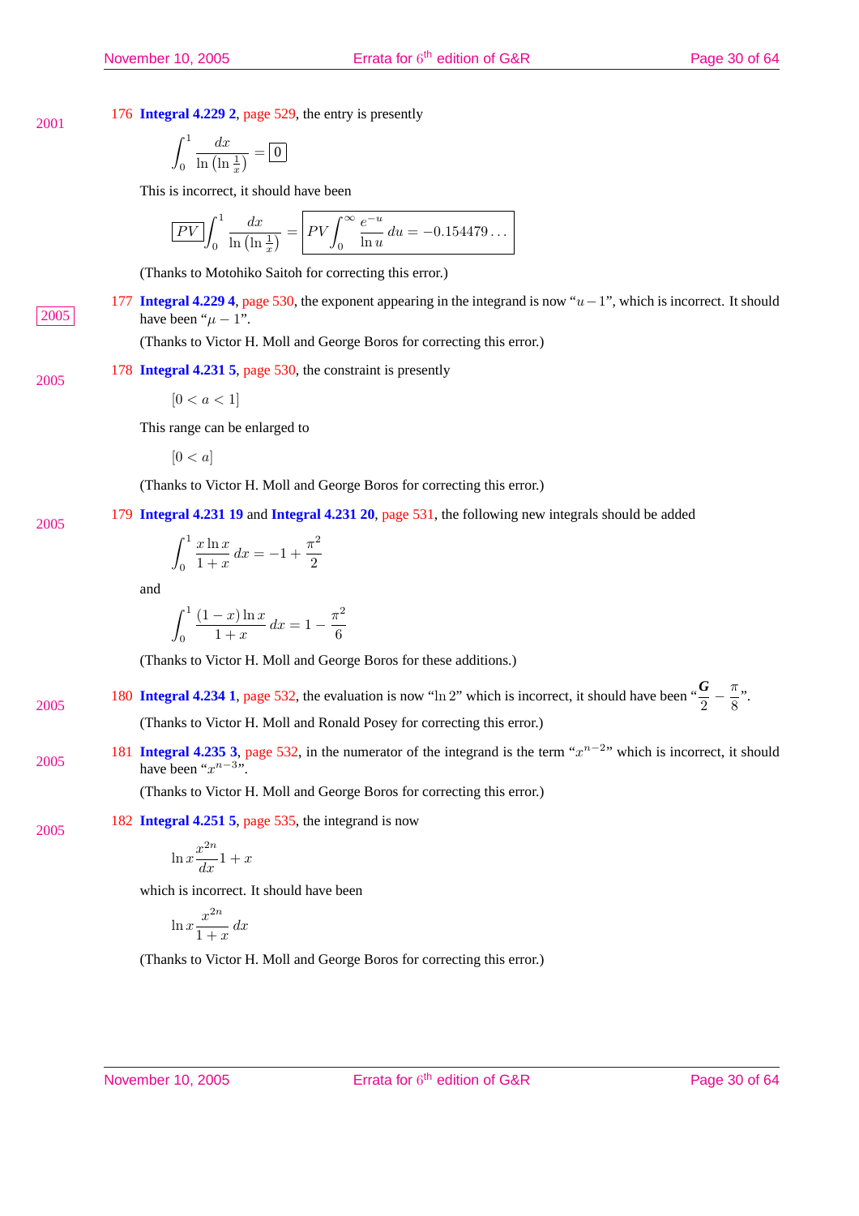2001

176 **Integral 4.229 2**, page 529, the entry is presently

$$\int_0^1 \frac{dx}{\ln\left(\ln\frac{1}{x}\right)} = \boxed{0}$$

This is incorrect, it should have been

$$\boxed{PV}\int_0^1 \frac{dx}{\ln\left(\ln\frac{1}{x}\right)} = \boxed{PV\int_0^\infty \frac{e^{-u}}{\ln u}\,du = -0.154479\ldots}$$

(Thanks to Motohiko Saitoh for correcting this error.)

2005

177 **Integral 4.229 4**, page 530, the exponent appearing in the integrand is now "$u-1$", which is incorrect. It should have been "$\mu - 1$".

(Thanks to Victor H. Moll and George Boros for correcting this error.)

2005

178 **Integral 4.231 5**, page 530, the constraint is presently

$$[0 < a < 1]$$

This range can be enlarged to

$$[0 < a]$$

(Thanks to Victor H. Moll and George Boros for correcting this error.)

2005

179 **Integral 4.231 19** and **Integral 4.231 20**, page 531, the following new integrals should be added

$$\int_0^1 \frac{x \ln x}{1+x}\,dx = -1 + \frac{\pi^2}{2}$$

and

$$\int_0^1 \frac{(1-x)\ln x}{1+x}\,dx = 1 - \frac{\pi^2}{6}$$

(Thanks to Victor H. Moll and George Boros for these additions.)

2005

180 **Integral 4.234 1**, page 532, the evaluation is now "$\ln 2$" which is incorrect, it should have been "$\frac{\boldsymbol{G}}{2} - \frac{\pi}{8}$".

(Thanks to Victor H. Moll and Ronald Posey for correcting this error.)

2005

181 **Integral 4.235 3**, page 532, in the numerator of the integrand is the term "$x^{n-2}$" which is incorrect, it should have been "$x^{n-3}$".

(Thanks to Victor H. Moll and George Boros for correcting this error.)

2005

182 **Integral 4.251 5**, page 535, the integrand is now

$$\ln x \frac{x^{2n}}{dx} 1 + x$$

which is incorrect. It should have been

$$\ln x \frac{x^{2n}}{1+x}\,dx$$

(Thanks to Victor H. Moll and George Boros for correcting this error.)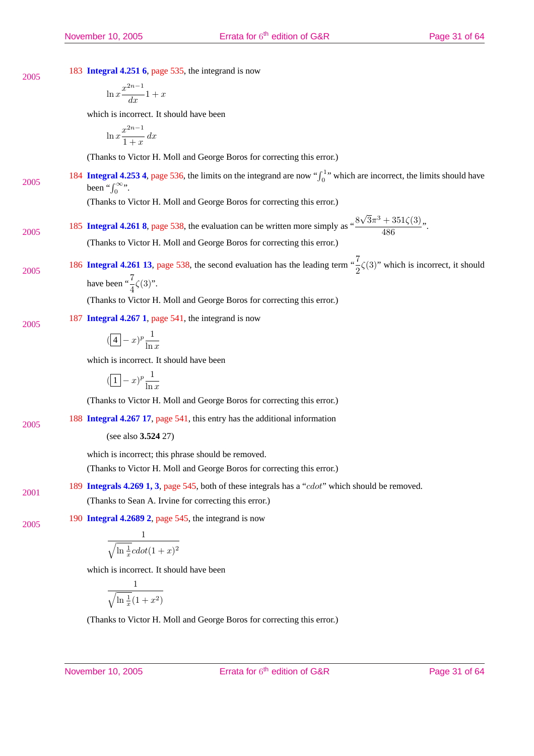2005

183 **Integral 4.251 6**, page 535, the integrand is now

$$\ln x \frac{x^{2n-1}}{dx} 1 + x$$

which is incorrect. It should have been

$$\ln x \frac{x^{2n-1}}{1+x}\, dx$$

(Thanks to Victor H. Moll and George Boros for correcting this error.)

2005

184 **Integral 4.253 4**, page 536, the limits on the integrand are now "$\int_0^1$" which are incorrect, the limits should have been "$\int_0^\infty$".

(Thanks to Victor H. Moll and George Boros for correcting this error.)

2005

185 **Integral 4.261 8**, page 538, the evaluation can be written more simply as "$\frac{8\sqrt{3}\pi^3 + 351\zeta(3)}{486}$".

(Thanks to Victor H. Moll and George Boros for correcting this error.)

2005

186 **Integral 4.261 13**, page 538, the second evaluation has the leading term "$\frac{7}{2}\zeta(3)$" which is incorrect, it should have been "$\frac{7}{4}\zeta(3)$".

(Thanks to Victor H. Moll and George Boros for correcting this error.)

2005

187 **Integral 4.267 1**, page 541, the integrand is now

$$(\boxed{4} - x)^p \frac{1}{\ln x}$$

which is incorrect. It should have been

$$(\boxed{1} - x)^p \frac{1}{\ln x}$$

(Thanks to Victor H. Moll and George Boros for correcting this error.)

2005

188 **Integral 4.267 17**, page 541, this entry has the additional information

(see also **3.524** 27)

which is incorrect; this phrase should be removed.

(Thanks to Victor H. Moll and George Boros for correcting this error.)

2001

189 **Integrals 4.269 1, 3**, page 545, both of these integrals has a "$cdot$" which should be removed.

(Thanks to Sean A. Irvine for correcting this error.)

2005

190 **Integral 4.2689 2**, page 545, the integrand is now

$$\frac{1}{\sqrt{\ln \frac{1}{x} cdot (1+x)^2}}$$

which is incorrect. It should have been

$$\frac{1}{\sqrt{\ln \frac{1}{x}}(1+x^2)}$$

(Thanks to Victor H. Moll and George Boros for correcting this error.)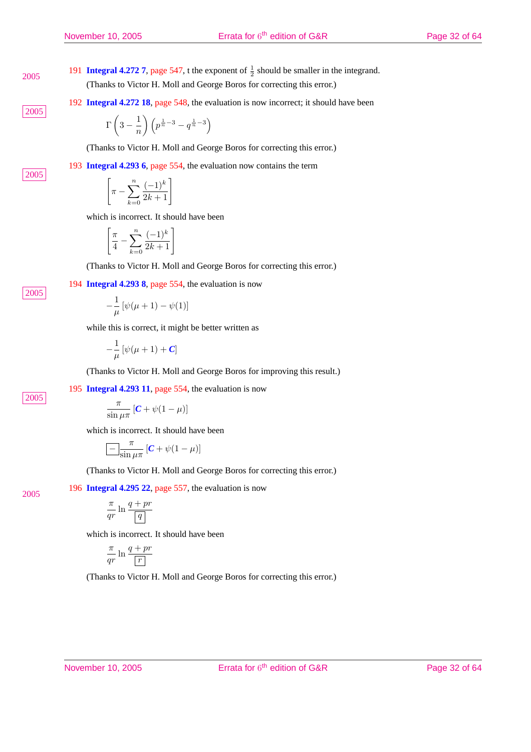2005

191 **Integral 4.272 7**, page 547, t the exponent of $\frac{1}{2}$ should be smaller in the integrand.
(Thanks to Victor H. Moll and George Boros for correcting this error.)

2005

192 **Integral 4.272 18**, page 548, the evaluation is now incorrect; it should have been

$$\Gamma\left(3 - \frac{1}{n}\right)\left(p^{\frac{1}{n}-3} - q^{\frac{1}{n}-3}\right)$$

(Thanks to Victor H. Moll and George Boros for correcting this error.)

2005

193 **Integral 4.293 6**, page 554, the evaluation now contains the term

$$\left[\pi - \sum_{k=0}^{n} \frac{(-1)^k}{2k+1}\right]$$

which is incorrect. It should have been

$$\left[\frac{\pi}{4} - \sum_{k=0}^{n} \frac{(-1)^k}{2k+1}\right]$$

(Thanks to Victor H. Moll and George Boros for correcting this error.)

2005

194 **Integral 4.293 8**, page 554, the evaluation is now

$$-\frac{1}{\mu}\left[\psi(\mu+1) - \psi(1)\right]$$

while this is correct, it might be better written as

$$-\frac{1}{\mu}\left[\psi(\mu+1) + \boldsymbol{C}\right]$$

(Thanks to Victor H. Moll and George Boros for improving this result.)

2005

195 **Integral 4.293 11**, page 554, the evaluation is now

$$\frac{\pi}{\sin \mu\pi}\left[\boldsymbol{C} + \psi(1-\mu)\right]$$

which is incorrect. It should have been

$$\boxed{-}\frac{\pi}{\sin \mu\pi}\left[\boldsymbol{C} + \psi(1-\mu)\right]$$

(Thanks to Victor H. Moll and George Boros for correcting this error.)

2005

196 **Integral 4.295 22**, page 557, the evaluation is now

$$\frac{\pi}{qr} \ln \frac{q+pr}{\boxed{q}}$$

which is incorrect. It should have been

$$\frac{\pi}{qr} \ln \frac{q+pr}{\boxed{r}}$$

(Thanks to Victor H. Moll and George Boros for correcting this error.)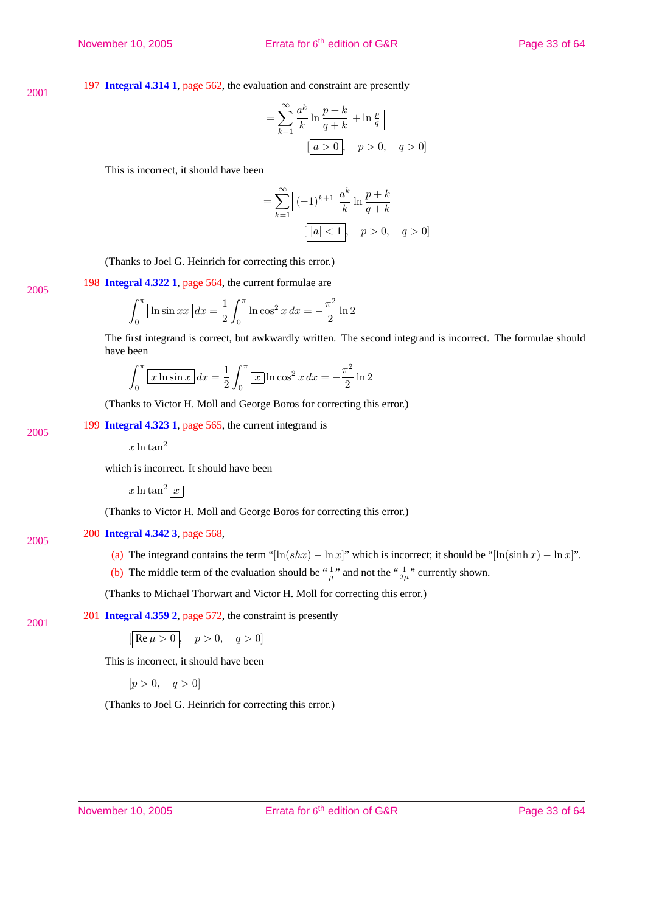2001

197 **Integral 4.314 1**, page 562, the evaluation and constraint are presently

$$= \sum_{k=1}^{\infty} \frac{a^k}{k} \ln \frac{p+k}{q+k} \boxed{+ \ln \tfrac{p}{q}}$$

$$[\boxed{a > 0}, \quad p > 0, \quad q > 0]$$

This is incorrect, it should have been

$$= \sum_{k=1}^{\infty} \boxed{(-1)^{k+1}} \frac{a^k}{k} \ln \frac{p+k}{q+k}$$

$$[\boxed{|a| < 1}, \quad p > 0, \quad q > 0]$$

(Thanks to Joel G. Heinrich for correcting this error.)

2005

198 **Integral 4.322 1**, page 564, the current formulae are

$$\int_0^{\pi} \boxed{\ln \sin xx} \, dx = \frac{1}{2} \int_0^{\pi} \ln \cos^2 x \, dx = -\frac{\pi^2}{2} \ln 2$$

The first integrand is correct, but awkwardly written. The second integrand is incorrect. The formulae should have been

$$\int_0^{\pi} \boxed{x \ln \sin x} \, dx = \frac{1}{2} \int_0^{\pi} \boxed{x} \ln \cos^2 x \, dx = -\frac{\pi^2}{2} \ln 2$$

(Thanks to Victor H. Moll and George Boros for correcting this error.)

2005

199 **Integral 4.323 1**, page 565, the current integrand is

$$x \ln \tan^2$$

which is incorrect. It should have been

$$x \ln \tan^2 \boxed{x}$$

(Thanks to Victor H. Moll and George Boros for correcting this error.)

2005

200 **Integral 4.342 3**, page 568,

(a) The integrand contains the term "$[\ln(shx) - \ln x]$" which is incorrect; it should be "$[\ln(\sinh x) - \ln x]$".

(b) The middle term of the evaluation should be "$\frac{1}{\mu}$" and not the "$\frac{1}{2\mu}$" currently shown.

(Thanks to Michael Thorwart and Victor H. Moll for correcting this error.)

2001

201 **Integral 4.359 2**, page 572, the constraint is presently

$$[\boxed{\text{Re}\, \mu > 0}, \quad p > 0, \quad q > 0]$$

This is incorrect, it should have been

$$[p > 0, \quad q > 0]$$

(Thanks to Joel G. Heinrich for correcting this error.)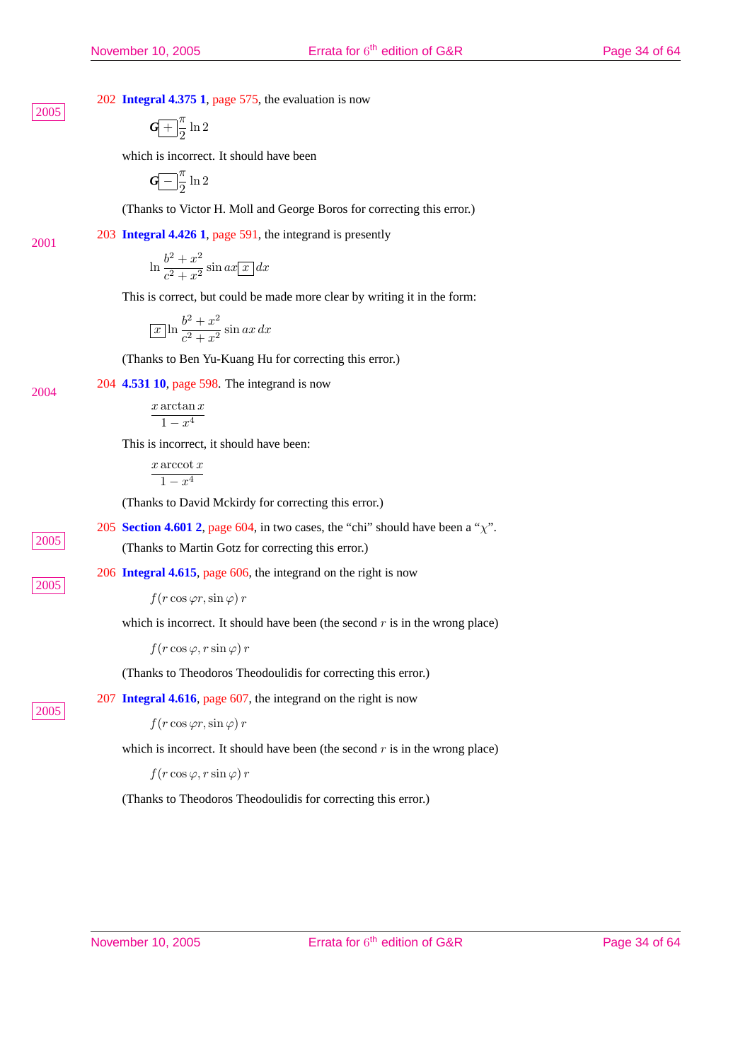2005

202 **Integral 4.375 1**, page 575, the evaluation is now

$$\boldsymbol{G}\boxed{+}\frac{\pi}{2}\ln 2$$

which is incorrect. It should have been

$$\boldsymbol{G}\boxed{-}\frac{\pi}{2}\ln 2$$

(Thanks to Victor H. Moll and George Boros for correcting this error.)

2001

203 **Integral 4.426 1**, page 591, the integrand is presently

$$\ln\frac{b^2+x^2}{c^2+x^2}\sin ax\,\boxed{x}\,dx$$

This is correct, but could be made more clear by writing it in the form:

$$\boxed{x}\ln\frac{b^2+x^2}{c^2+x^2}\sin ax\,dx$$

(Thanks to Ben Yu-Kuang Hu for correcting this error.)

2004

204 **4.531 10**, page 598. The integrand is now

$$\frac{x\arctan x}{1-x^4}$$

This is incorrect, it should have been:

$$\frac{x\,\mathrm{arccot}\,x}{1-x^4}$$

(Thanks to David Mckirdy for correcting this error.)

2005

205 **Section 4.601 2**, page 604, in two cases, the "chi" should have been a "$\chi$".

(Thanks to Martin Gotz for correcting this error.)

2005

206 **Integral 4.615**, page 606, the integrand on the right is now

$$f(r\cos\varphi r,\sin\varphi)\,r$$

which is incorrect. It should have been (the second $r$ is in the wrong place)

$$f(r\cos\varphi, r\sin\varphi)\,r$$

(Thanks to Theodoros Theodoulidis for correcting this error.)

2005

207 **Integral 4.616**, page 607, the integrand on the right is now

$$f(r\cos\varphi r,\sin\varphi)\,r$$

which is incorrect. It should have been (the second $r$ is in the wrong place)

$$f(r\cos\varphi, r\sin\varphi)\,r$$

(Thanks to Theodoros Theodoulidis for correcting this error.)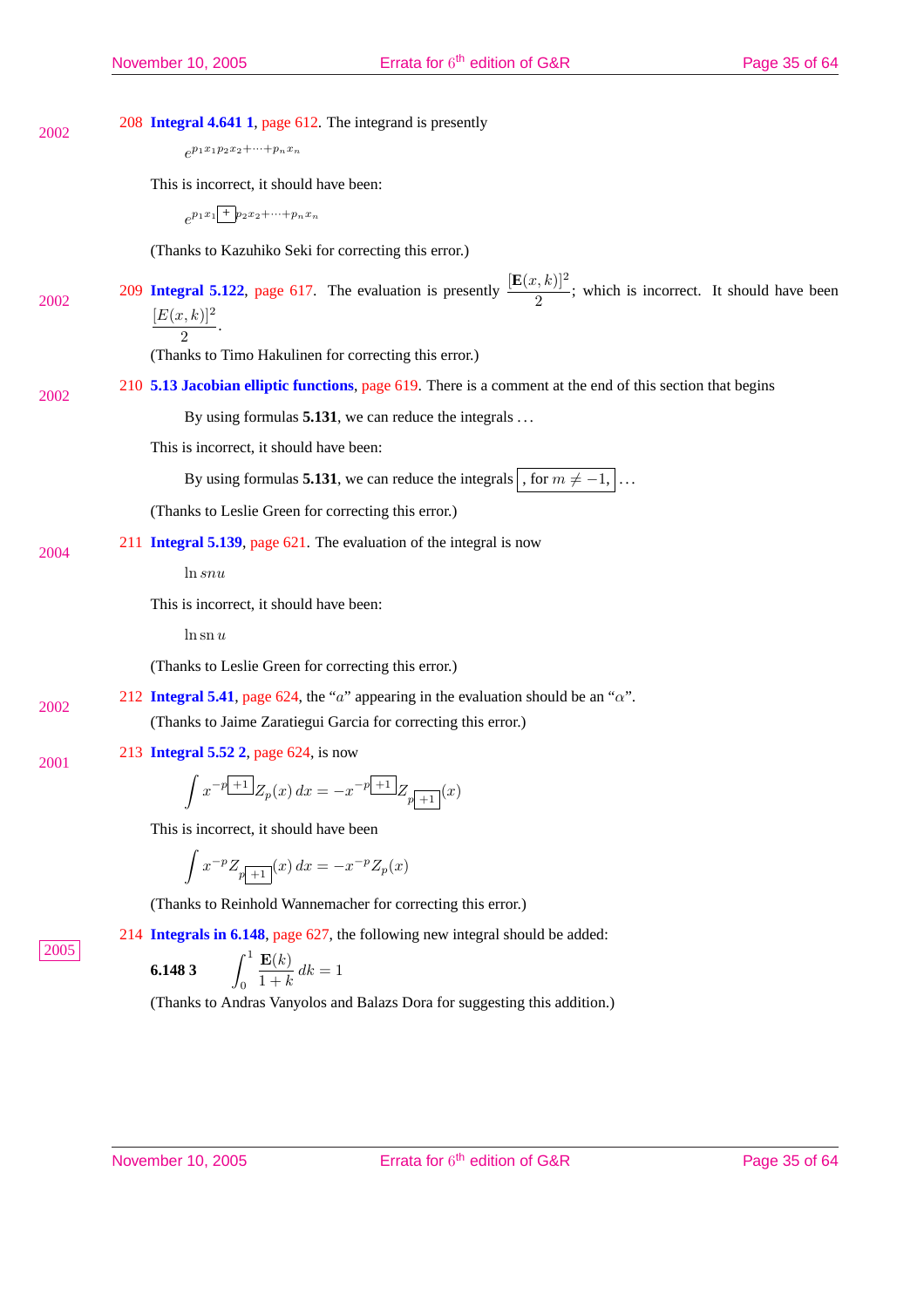2002

208 **Integral 4.641 1**, page 612. The integrand is presently

$$e^{p_1 x_1 p_2 x_2 + \cdots + p_n x_n}$$

This is incorrect, it should have been:

$$e^{p_1 x_1 \boxed{+} p_2 x_2 + \cdots + p_n x_n}$$

(Thanks to Kazuhiko Seki for correcting this error.)

2002

209 **Integral 5.122**, page 617. The evaluation is presently $\frac{[\mathbf{E}(x,k)]^2}{2}$; which is incorrect. It should have been $\frac{[E(x,k)]^2}{2}$.

(Thanks to Timo Hakulinen for correcting this error.)

2002

210 **5.13 Jacobian elliptic functions**, page 619. There is a comment at the end of this section that begins

By using formulas **5.131**, we can reduce the integrals …

This is incorrect, it should have been:

By using formulas **5.131**, we can reduce the integrals $\boxed{\text{, for } m \neq -1,}$ …

(Thanks to Leslie Green for correcting this error.)

2004

211 **Integral 5.139**, page 621. The evaluation of the integral is now

$$\ln snu$$

This is incorrect, it should have been:

$$\ln \operatorname{sn} u$$

(Thanks to Leslie Green for correcting this error.)

2002

212 **Integral 5.41**, page 624, the "$a$" appearing in the evaluation should be an "$\alpha$".

(Thanks to Jaime Zaratiegui Garcia for correcting this error.)

2001

213 **Integral 5.52 2**, page 624, is now

$$\int x^{-p \boxed{+1}} Z_p(x)\, dx = -x^{-p \boxed{+1}} Z_{p \boxed{+1}}(x)$$

This is incorrect, it should have been

$$\int x^{-p} Z_{p \boxed{+1}}(x)\, dx = -x^{-p} Z_p(x)$$

(Thanks to Reinhold Wannemacher for correcting this error.)

2005

214 **Integrals in 6.148**, page 627, the following new integral should be added:

**6.148 3** $$\int_0^1 \frac{\mathbf{E}(k)}{1+k}\, dk = 1$$

(Thanks to Andras Vanyolos and Balazs Dora for suggesting this addition.)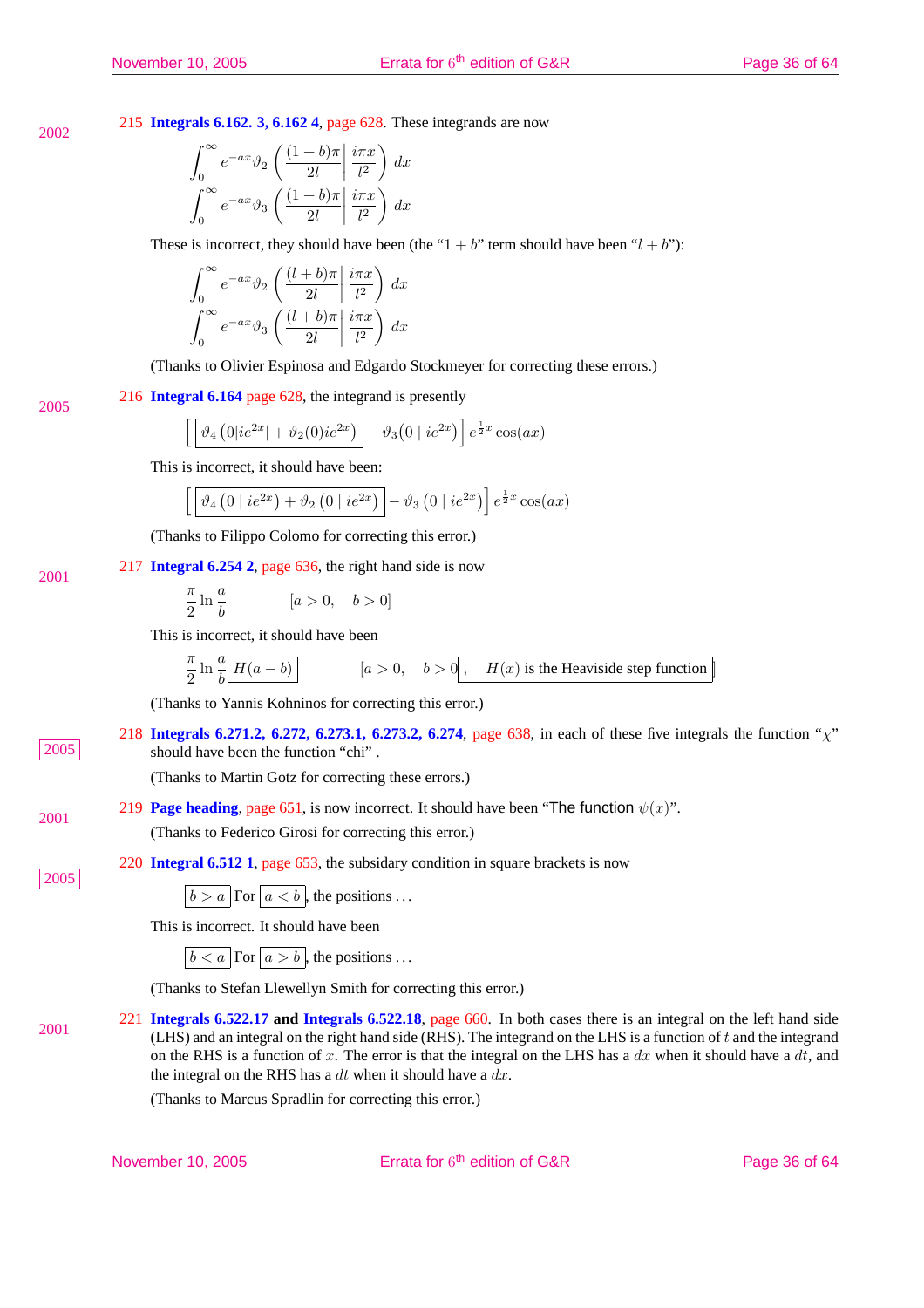2002

215 **Integrals 6.162. 3, 6.162 4**, page 628. These integrands are now

$$\int_0^\infty e^{-ax}\vartheta_2\left(\frac{(1+b)\pi}{2l}\middle|\frac{i\pi x}{l^2}\right)\,dx$$
$$\int_0^\infty e^{-ax}\vartheta_3\left(\frac{(1+b)\pi}{2l}\middle|\frac{i\pi x}{l^2}\right)\,dx$$

These is incorrect, they should have been (the "$1+b$" term should have been "$l+b$"):

$$\int_0^\infty e^{-ax}\vartheta_2\left(\frac{(l+b)\pi}{2l}\middle|\frac{i\pi x}{l^2}\right)\,dx$$
$$\int_0^\infty e^{-ax}\vartheta_3\left(\frac{(l+b)\pi}{2l}\middle|\frac{i\pi x}{l^2}\right)\,dx$$

(Thanks to Olivier Espinosa and Edgardo Stockmeyer for correcting these errors.)

2005

216 **Integral 6.164** page 628, the integrand is presently

$$\left[\boxed{\vartheta_4\left(0|ie^{2x}| + \vartheta_2(0)ie^{2x}\right)} - \vartheta_3(0 \mid ie^{2x})\right] e^{\frac{1}{2}x}\cos(ax)$$

This is incorrect, it should have been:

$$\left[\boxed{\vartheta_4\left(0 \mid ie^{2x}\right) + \vartheta_2\left(0 \mid ie^{2x}\right)} - \vartheta_3\left(0 \mid ie^{2x}\right)\right] e^{\frac{1}{2}x}\cos(ax)$$

(Thanks to Filippo Colomo for correcting this error.)

2001

217 **Integral 6.254 2**, page 636, the right hand side is now

$$\frac{\pi}{2}\ln\frac{a}{b} \qquad [a>0, \quad b>0]$$

This is incorrect, it should have been

$$\frac{\pi}{2}\ln\frac{a}{b}\boxed{H(a-b)} \qquad [a>0, \quad b>0\boxed{, \quad H(x) \text{ is the Heaviside step function}}]$$

(Thanks to Yannis Kohninos for correcting this error.)

2005

218 **Integrals 6.271.2, 6.272, 6.273.1, 6.273.2, 6.274**, page 638, in each of these five integrals the function "$\chi$" should have been the function "chi" .

(Thanks to Martin Gotz for correcting these errors.)

2001

219 **Page heading**, page 651, is now incorrect. It should have been "The function $\psi(x)$".

(Thanks to Federico Girosi for correcting this error.)

2005

220 **Integral 6.512 1**, page 653, the subsidary condition in square brackets is now

$\boxed{b>a}$ For $\boxed{a<b}$, the positions ...

This is incorrect. It should have been

$\boxed{b<a}$ For $\boxed{a>b}$, the positions ...

(Thanks to Stefan Llewellyn Smith for correcting this error.)

2001

221 **Integrals 6.522.17** and **Integrals 6.522.18**, page 660. In both cases there is an integral on the left hand side (LHS) and an integral on the right hand side (RHS). The integrand on the LHS is a function of $t$ and the integrand on the RHS is a function of $x$. The error is that the integral on the LHS has a $dx$ when it should have a $dt$, and the integral on the RHS has a $dt$ when it should have a $dx$.

(Thanks to Marcus Spradlin for correcting this error.)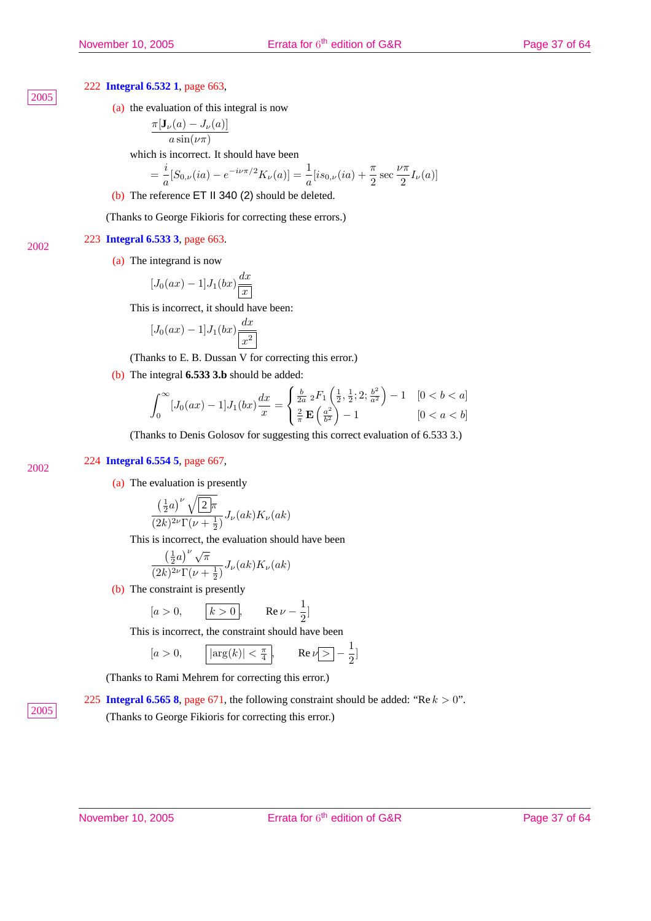2005

222 **Integral 6.532 1**, page 663,

(a) the evaluation of this integral is now

$$\frac{\pi[\mathbf{J}_\nu(a) - J_\nu(a)]}{a\sin(\nu\pi)}$$

which is incorrect. It should have been

$$= \frac{i}{a}[S_{0,\nu}(ia) - e^{-i\nu\pi/2}K_\nu(a)] = \frac{1}{a}[is_{0,\nu}(ia) + \frac{\pi}{2}\sec\frac{\nu\pi}{2}I_\nu(a)]$$

(b) The reference ET II 340 (2) should be deleted.

(Thanks to George Fikioris for correcting these errors.)

2002

223 **Integral 6.533 3**, page 663.

(a) The integrand is now

$$[J_0(ax) - 1]J_1(bx)\frac{dx}{\boxed{x}}$$

This is incorrect, it should have been:

$$[J_0(ax) - 1]J_1(bx)\frac{dx}{\boxed{x^2}}$$

(Thanks to E. B. Dussan V for correcting this error.)

(b) The integral **6.533 3.b** should be added:

$$\int_0^\infty [J_0(ax) - 1]J_1(bx)\frac{dx}{x} = \begin{cases} \frac{b}{2a}\,{}_2F_1\left(\frac{1}{2}, \frac{1}{2}; 2; \frac{b^2}{a^2}\right) - 1 & [0 < b < a] \\ \frac{2}{\pi}\,\mathbf{E}\left(\frac{a^2}{b^2}\right) - 1 & [0 < a < b] \end{cases}$$

(Thanks to Denis Golosov for suggesting this correct evaluation of 6.533 3.)

2002

224 **Integral 6.554 5**, page 667,

(a) The evaluation is presently

$$\frac{\left(\frac{1}{2}a\right)^\nu \sqrt{\boxed{2}\pi}}{(2k)^{2\nu}\Gamma(\nu + \frac{1}{2})}J_\nu(ak)K_\nu(ak)$$

This is incorrect, the evaluation should have been

$$\frac{\left(\frac{1}{2}a\right)^\nu \sqrt{\pi}}{(2k)^{2\nu}\Gamma(\nu + \frac{1}{2})}J_\nu(ak)K_\nu(ak)$$

(b) The constraint is presently

$$[a > 0, \qquad \boxed{k > 0}, \qquad \mathrm{Re}\,\nu - \frac{1}{2}]$$

This is incorrect, the constraint should have been

$$[a > 0, \qquad \boxed{|\arg(k)| < \tfrac{\pi}{4}}, \qquad \mathrm{Re}\,\nu \boxed{>} -\frac{1}{2}]$$

(Thanks to Rami Mehrem for correcting this error.)

2005

225 **Integral 6.565 8**, page 671, the following constraint should be added: "Re $k > 0$".
(Thanks to George Fikioris for correcting this error.)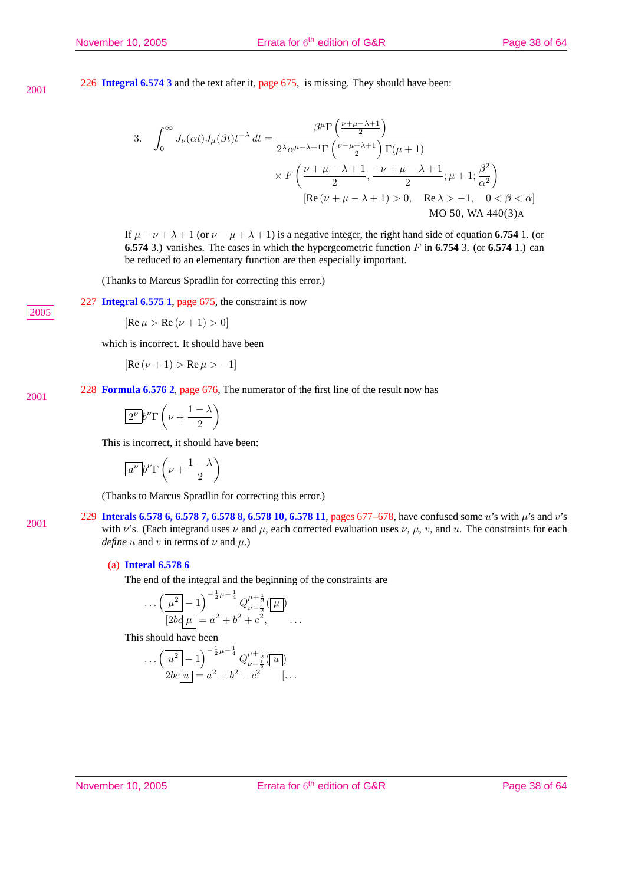2001

226 **Integral 6.574 3** and the text after it, page 675, is missing. They should have been:

$$3. \quad \int_0^\infty J_\nu(\alpha t) J_\mu(\beta t) t^{-\lambda}\, dt = \frac{\beta^\mu \Gamma\left(\frac{\nu+\mu-\lambda+1}{2}\right)}{2^\lambda \alpha^{\mu-\lambda+1} \Gamma\left(\frac{\nu-\mu+\lambda+1}{2}\right) \Gamma(\mu+1)}$$
$$\times F\left(\frac{\nu+\mu-\lambda+1}{2}, \frac{-\nu+\mu-\lambda+1}{2}; \mu+1; \frac{\beta^2}{\alpha^2}\right)$$
$$[\mathrm{Re}\,(\nu+\mu-\lambda+1) > 0, \quad \mathrm{Re}\,\lambda > -1, \quad 0 < \beta < \alpha]$$

MO 50, WA 440(3)A

If $\mu - \nu + \lambda + 1$ (or $\nu - \mu + \lambda + 1$) is a negative integer, the right hand side of equation **6.754** 1. (or **6.574** 3.) vanishes. The cases in which the hypergeometric function $F$ in **6.754** 3. (or **6.574** 1.) can be reduced to an elementary function are then especially important.

(Thanks to Marcus Spradlin for correcting this error.)

2005

227 **Integral 6.575 1**, page 675, the constraint is now

$[\mathrm{Re}\,\mu > \mathrm{Re}\,(\nu+1) > 0]$

which is incorrect. It should have been

$[\mathrm{Re}\,(\nu+1) > \mathrm{Re}\,\mu > -1]$

2001

228 **Formula 6.576 2**, page 676, The numerator of the first line of the result now has

$$\boxed{2^\nu} b^\nu \Gamma\left(\nu + \frac{1-\lambda}{2}\right)$$

This is incorrect, it should have been:

$$\boxed{a^\nu} b^\nu \Gamma\left(\nu + \frac{1-\lambda}{2}\right)$$

(Thanks to Marcus Spradlin for correcting this error.)

2001

229 **Interals 6.578 6, 6.578 7, 6.578 8, 6.578 10, 6.578 11**, pages 677–678, have confused some $u$'s with $\mu$'s and $v$'s with $\nu$'s. (Each integrand uses $\nu$ and $\mu$, each corrected evaluation uses $\nu$, $\mu$, $v$, and $u$. The constraints for each *define* $u$ and $v$ in terms of $\nu$ and $\mu$.)

(a) **Interal 6.578 6**

The end of the integral and the beginning of the constraints are

$$\ldots\left(\boxed{\mu^2} - 1\right)^{-\frac{1}{2}\mu-\frac{1}{4}} Q_{\nu-\frac{1}{2}}^{\mu+\frac{1}{2}}(\boxed{\mu})$$
$$[2bc\boxed{\mu} = a^2 + b^2 + c^2, \qquad \ldots$$

This should have been

$$\ldots\left(\boxed{u^2} - 1\right)^{-\frac{1}{2}\mu-\frac{1}{4}} Q_{\nu-\frac{1}{2}}^{\mu+\frac{1}{2}}(\boxed{u})$$
$$2bc\boxed{u} = a^2 + b^2 + c^2 \qquad [\ldots$$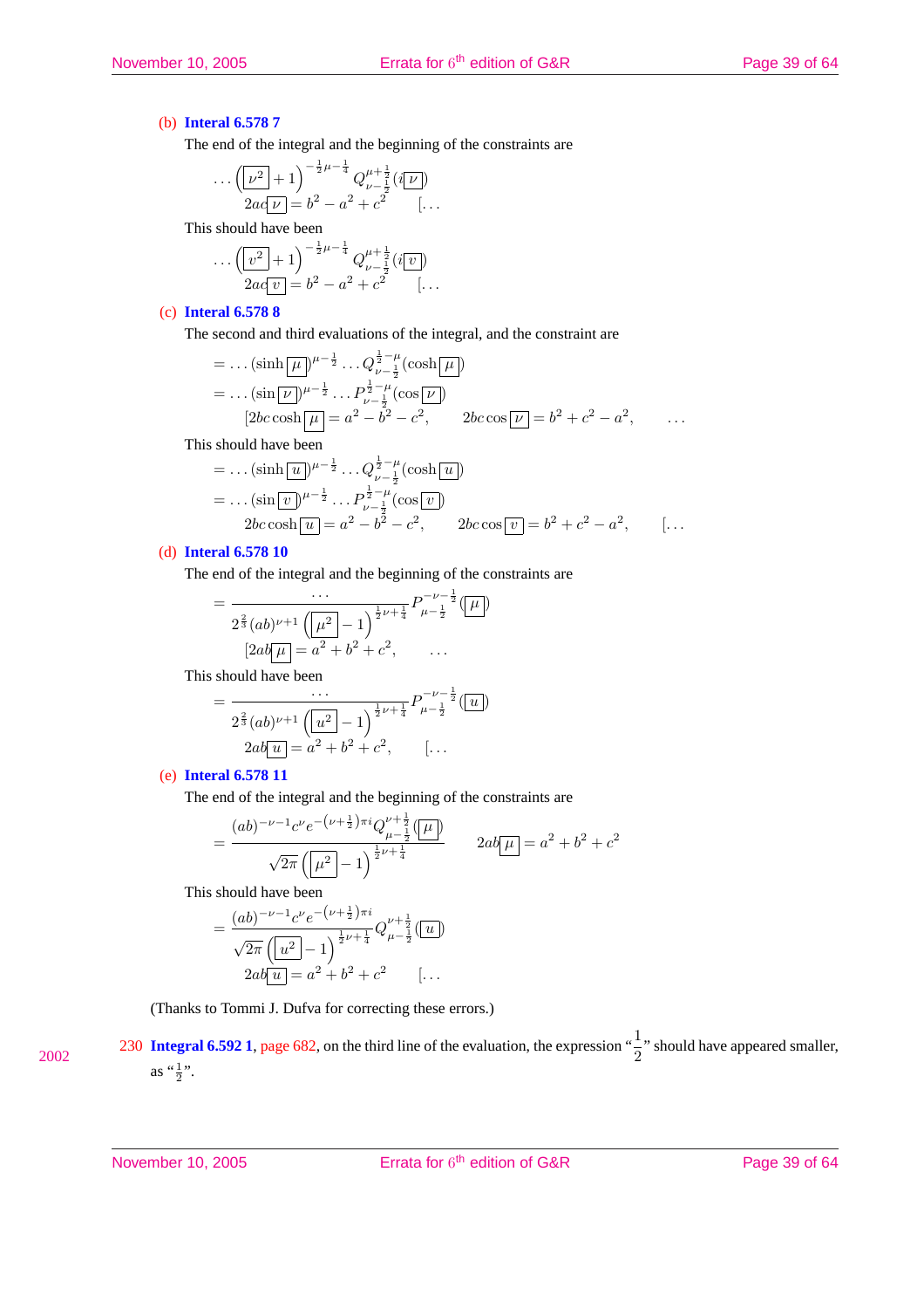(b) **Interal 6.578 7**

The end of the integral and the beginning of the constraints are

$$\ldots\left(\boxed{\nu^2}+1\right)^{-\frac{1}{2}\mu-\frac{1}{4}} Q^{\mu+\frac{1}{2}}_{\nu-\frac{1}{2}}(i\boxed{\nu})$$
$$2ac\boxed{\nu} = b^2 - a^2 + c^2 \qquad [\ldots$$

This should have been

$$\ldots\left(\boxed{v^2}+1\right)^{-\frac{1}{2}\mu-\frac{1}{4}} Q^{\mu+\frac{1}{2}}_{\nu-\frac{1}{2}}(i\boxed{v})$$
$$2ac\boxed{v} = b^2 - a^2 + c^2 \qquad [\ldots$$

(c) **Interal 6.578 8**

The second and third evaluations of the integral, and the constraint are

$$= \ldots (\sinh\boxed{\mu})^{\mu-\frac{1}{2}} \ldots Q^{\frac{1}{2}-\mu}_{\nu-\frac{1}{2}}(\cosh\boxed{\mu})$$
$$= \ldots (\sin\boxed{\nu})^{\mu-\frac{1}{2}} \ldots P^{\frac{1}{2}-\mu}_{\nu-\frac{1}{2}}(\cos\boxed{\nu})$$
$$[2bc\cosh\boxed{\mu} = a^2 - b^2 - c^2, \qquad 2bc\cos\boxed{\nu} = b^2 + c^2 - a^2, \qquad \ldots$$

This should have been

$$= \ldots (\sinh\boxed{u})^{\mu-\frac{1}{2}} \ldots Q^{\frac{1}{2}-\mu}_{\nu-\frac{1}{2}}(\cosh\boxed{u})$$
$$= \ldots (\sin\boxed{v})^{\mu-\frac{1}{2}} \ldots P^{\frac{1}{2}-\mu}_{\nu-\frac{1}{2}}(\cos\boxed{v})$$
$$2bc\cosh\boxed{u} = a^2 - b^2 - c^2, \qquad 2bc\cos\boxed{v} = b^2 + c^2 - a^2, \qquad [\ldots$$

(d) **Interal 6.578 10**

The end of the integral and the beginning of the constraints are

$$= \frac{\ldots}{2^{\frac{2}{3}}(ab)^{\nu+1}\left(\boxed{\mu^2}-1\right)^{\frac{1}{2}\nu+\frac{1}{4}}} P^{-\nu-\frac{1}{2}}_{\mu-\frac{1}{2}}(\boxed{\mu})$$
$$[2ab\boxed{\mu} = a^2 + b^2 + c^2, \qquad \ldots$$

This should have been

$$= \frac{\ldots}{2^{\frac{2}{3}}(ab)^{\nu+1}\left(\boxed{u^2}-1\right)^{\frac{1}{2}\nu+\frac{1}{4}}} P^{-\nu-\frac{1}{2}}_{\mu-\frac{1}{2}}(\boxed{u})$$
$$2ab\boxed{u} = a^2 + b^2 + c^2, \qquad [\ldots$$

(e) **Interal 6.578 11**

The end of the integral and the beginning of the constraints are

$$= \frac{(ab)^{-\nu-1}c^\nu e^{-\left(\nu+\frac{1}{2}\right)\pi i} Q^{\nu+\frac{1}{2}}_{\mu-\frac{1}{2}}(\boxed{\mu})}{\sqrt{2\pi}\left(\boxed{\mu^2}-1\right)^{\frac{1}{2}\nu+\frac{1}{4}}} \qquad 2ab\boxed{\mu} = a^2 + b^2 + c^2$$

This should have been

$$= \frac{(ab)^{-\nu-1}c^\nu e^{-\left(\nu+\frac{1}{2}\right)\pi i}}{\sqrt{2\pi}\left(\boxed{u^2}-1\right)^{\frac{1}{2}\nu+\frac{1}{4}}} Q^{\nu+\frac{1}{2}}_{\mu-\frac{1}{2}}(\boxed{u})$$
$$2ab\boxed{u} = a^2 + b^2 + c^2 \qquad [\ldots$$

(Thanks to Tommi J. Dufva for correcting these errors.)

2002

230 **Integral 6.592 1**, page 682, on the third line of the evaluation, the expression "$\dfrac{1}{2}$" should have appeared smaller, as "$\frac{1}{2}$".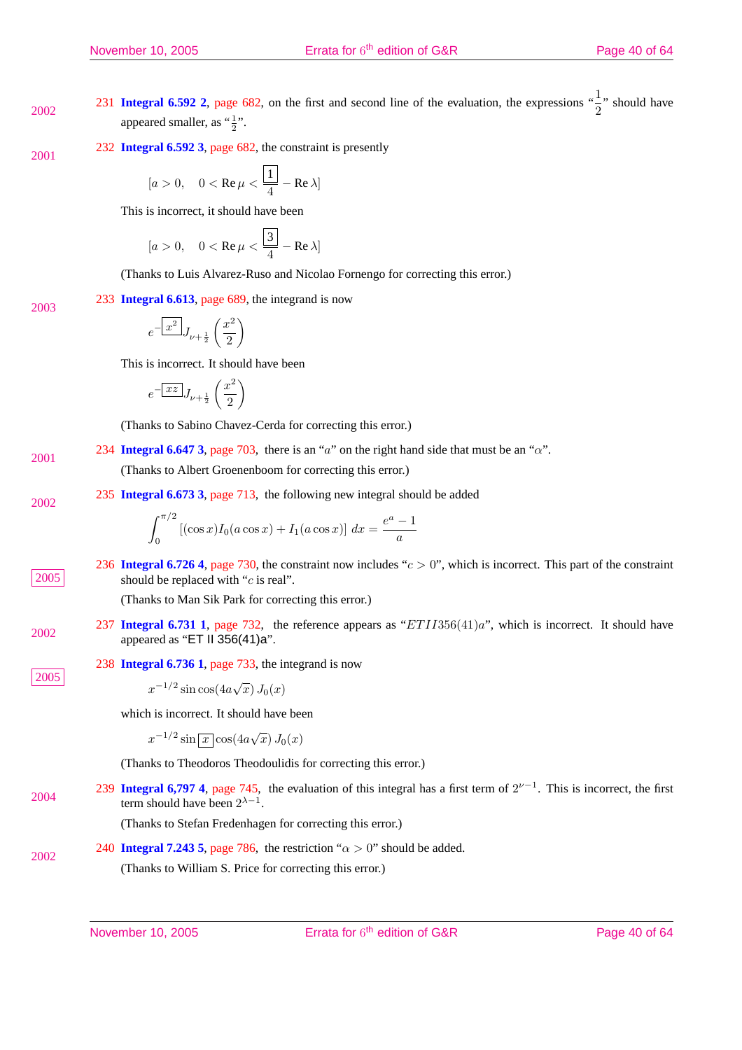2002 231 **Integral 6.592 2**, page 682, on the first and second line of the evaluation, the expressions "$\dfrac{1}{2}$" should have appeared smaller, as "$\frac{1}{2}$".

2001 232 **Integral 6.592 3**, page 682, the constraint is presently

$$[a > 0, \quad 0 < \operatorname{Re}\mu < \frac{\boxed{1}}{4} - \operatorname{Re}\lambda]$$

This is incorrect, it should have been

$$[a > 0, \quad 0 < \operatorname{Re}\mu < \frac{\boxed{3}}{4} - \operatorname{Re}\lambda]$$

(Thanks to Luis Alvarez-Ruso and Nicolao Fornengo for correcting this error.)

2003 233 **Integral 6.613**, page 689, the integrand is now

$$e^{-\boxed{x^2}} J_{\nu+\frac{1}{2}}\left(\frac{x^2}{2}\right)$$

This is incorrect. It should have been

$$e^{-\boxed{xz}} J_{\nu+\frac{1}{2}}\left(\frac{x^2}{2}\right)$$

(Thanks to Sabino Chavez-Cerda for correcting this error.)

2001 234 **Integral 6.647 3**, page 703, there is an "$a$" on the right hand side that must be an "$\alpha$".

(Thanks to Albert Groenenboom for correcting this error.)

2002 235 **Integral 6.673 3**, page 713, the following new integral should be added

$$\int_0^{\pi/2} [(\cos x) I_0(a\cos x) + I_1(a\cos x)]\, dx = \frac{e^a - 1}{a}$$

2005 236 **Integral 6.726 4**, page 730, the constraint now includes "$c > 0$", which is incorrect. This part of the constraint should be replaced with "$c$ is real".

(Thanks to Man Sik Park for correcting this error.)

2002 237 **Integral 6.731 1**, page 732, the reference appears as "$ETII356(41)a$", which is incorrect. It should have appeared as "ET II 356(41)a".

2005 238 **Integral 6.736 1**, page 733, the integrand is now

$$x^{-1/2} \sin\cos(4a\sqrt{x})\, J_0(x)$$

which is incorrect. It should have been

$$x^{-1/2} \sin\boxed{x}\cos(4a\sqrt{x})\, J_0(x)$$

(Thanks to Theodoros Theodoulidis for correcting this error.)

2004 239 **Integral 6,797 4**, page 745, the evaluation of this integral has a first term of $2^{\nu-1}$. This is incorrect, the first term should have been $2^{\lambda-1}$.

(Thanks to Stefan Fredenhagen for correcting this error.)

2002 240 **Integral 7.243 5**, page 786, the restriction "$\alpha > 0$" should be added.

(Thanks to William S. Price for correcting this error.)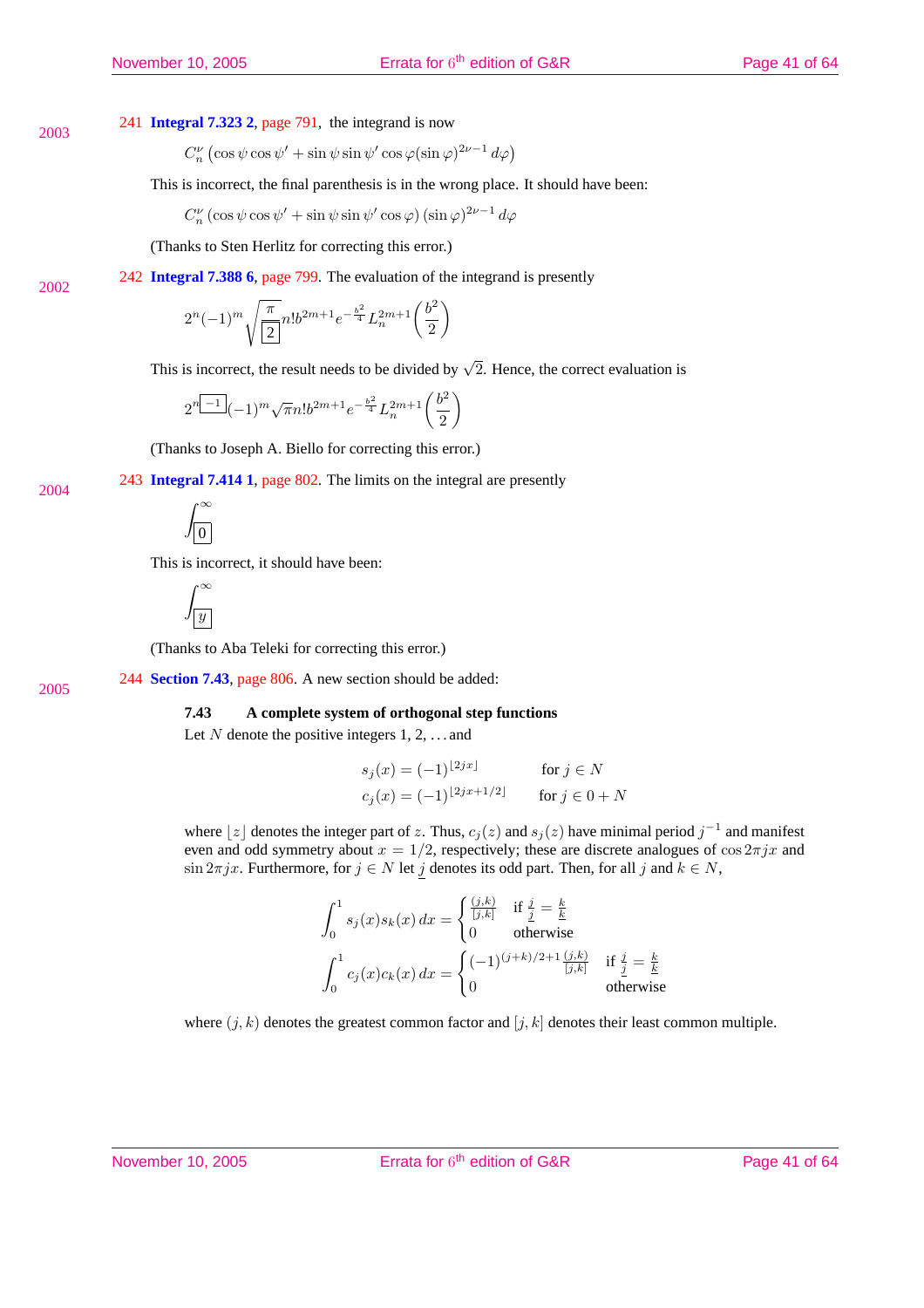2003 241 **Integral 7.323 2**, page 791, the integrand is now

$$C_n^\nu\left(\cos\psi\cos\psi' + \sin\psi\sin\psi'\cos\varphi(\sin\varphi)^{2\nu-1}\,d\varphi\right)$$

This is incorrect, the final parenthesis is in the wrong place. It should have been:

$$C_n^\nu\left(\cos\psi\cos\psi' + \sin\psi\sin\psi'\cos\varphi\right)(\sin\varphi)^{2\nu-1}\,d\varphi$$

(Thanks to Sten Herlitz for correcting this error.)

2002 242 **Integral 7.388 6**, page 799. The evaluation of the integrand is presently

$$2^n(-1)^m\sqrt{\frac{\pi}{\boxed{2}}}n!b^{2m+1}e^{-\frac{b^2}{4}}L_n^{2m+1}\left(\frac{b^2}{2}\right)$$

This is incorrect, the result needs to be divided by $\sqrt{2}$. Hence, the correct evaluation is

$$2^{n\boxed{-1}}(-1)^m\sqrt{\pi}n!b^{2m+1}e^{-\frac{b^2}{4}}L_n^{2m+1}\left(\frac{b^2}{2}\right)$$

(Thanks to Joseph A. Biello for correcting this error.)

2004 243 **Integral 7.414 1**, page 802. The limits on the integral are presently

$$\int_{\boxed{0}}^{\infty}$$

This is incorrect, it should have been:

$$\int_{\boxed{y}}^{\infty}$$

(Thanks to Aba Teleki for correcting this error.)

2005 244 **Section 7.43**, page 806. A new section should be added:

### 7.43 A complete system of orthogonal step functions

Let $N$ denote the positive integers 1, 2, ... and

$$s_j(x) = (-1)^{\lfloor 2jx\rfloor} \qquad \text{for } j \in N$$
$$c_j(x) = (-1)^{\lfloor 2jx+1/2\rfloor} \qquad \text{for } j \in 0 + N$$

where $\lfloor z\rfloor$ denotes the integer part of $z$. Thus, $c_j(z)$ and $s_j(z)$ have minimal period $j^{-1}$ and manifest even and odd symmetry about $x = 1/2$, respectively; these are discrete analogues of $\cos 2\pi jx$ and $\sin 2\pi jx$. Furthermore, for $j \in N$ let $\underline{j}$ denotes its odd part. Then, for all $j$ and $k \in N$,

$$\int_0^1 s_j(x)s_k(x)\,dx = \begin{cases} \frac{(j,k)}{[j,k]} & \text{if } \frac{j}{\underline{j}} = \frac{k}{\underline{k}} \\ 0 & \text{otherwise} \end{cases}$$

$$\int_0^1 c_j(x)c_k(x)\,dx = \begin{cases} (-1)^{(\underline{j}+\underline{k})/2+1}\frac{(j,k)}{[j,k]} & \text{if } \frac{j}{\underline{j}} = \frac{k}{\underline{k}} \\ 0 & \text{otherwise} \end{cases}$$

where $(j, k)$ denotes the greatest common factor and $[j, k]$ denotes their least common multiple.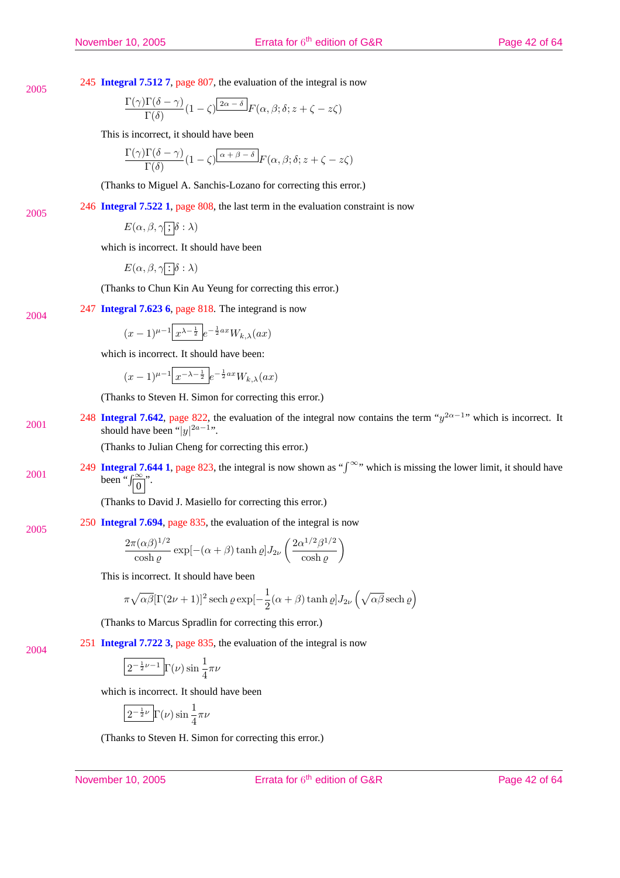2005

245 **Integral 7.512 7**, page 807, the evaluation of the integral is now

$$\frac{\Gamma(\gamma)\Gamma(\delta-\gamma)}{\Gamma(\delta)}(1-\zeta)^{\boxed{2\alpha-\delta}}F(\alpha,\beta;\delta;z+\zeta-z\zeta)$$

This is incorrect, it should have been

$$\frac{\Gamma(\gamma)\Gamma(\delta-\gamma)}{\Gamma(\delta)}(1-\zeta)^{\boxed{\alpha+\beta-\delta}}F(\alpha,\beta;\delta;z+\zeta-z\zeta)$$

(Thanks to Miguel A. Sanchis-Lozano for correcting this error.)

2005

246 **Integral 7.522 1**, page 808, the last term in the evaluation constraint is now

$$E(\alpha,\beta,\gamma\boxed{;}\delta:\lambda)$$

which is incorrect. It should have been

$$E(\alpha,\beta,\gamma\boxed{:}\delta:\lambda)$$

(Thanks to Chun Kin Au Yeung for correcting this error.)

2004

247 **Integral 7.623 6**, page 818. The integrand is now

$$(x-1)^{\mu-1}\boxed{x^{\lambda-\frac{1}{2}}}e^{-\frac{1}{2}ax}W_{k,\lambda}(ax)$$

which is incorrect. It should have been:

$$(x-1)^{\mu-1}\boxed{x^{-\lambda-\frac{1}{2}}}e^{-\frac{1}{2}ax}W_{k,\lambda}(ax)$$

(Thanks to Steven H. Simon for correcting this error.)

2001

248 **Integral 7.642**, page 822, the evaluation of the integral now contains the term "$y^{2\alpha-1}$" which is incorrect. It should have been "$|y|^{2a-1}$".

(Thanks to Julian Cheng for correcting this error.)

2001

249 **Integral 7.644 1**, page 823, the integral is now shown as "$\int^{\infty}$" which is missing the lower limit, it should have been "$\int_{\boxed{0}}^{\infty}$".

(Thanks to David J. Masiello for correcting this error.)

2005

250 **Integral 7.694**, page 835, the evaluation of the integral is now

$$\frac{2\pi(\alpha\beta)^{1/2}}{\cosh\varrho}\exp[-(\alpha+\beta)\tanh\varrho]J_{2\nu}\left(\frac{2\alpha^{1/2}\beta^{1/2}}{\cosh\varrho}\right)$$

This is incorrect. It should have been

$$\pi\sqrt{\alpha\beta}[\Gamma(2\nu+1)]^2\operatorname{sech}\varrho\exp[-\frac{1}{2}(\alpha+\beta)\tanh\varrho]J_{2\nu}\left(\sqrt{\alpha\beta}\operatorname{sech}\varrho\right)$$

(Thanks to Marcus Spradlin for correcting this error.)

2004

251 **Integral 7.722 3**, page 835, the evaluation of the integral is now

$$\boxed{2^{-\frac{1}{2}\nu-1}}\Gamma(\nu)\sin\frac{1}{4}\pi\nu$$

which is incorrect. It should have been

$$\boxed{2^{-\frac{1}{2}\nu}}\Gamma(\nu)\sin\frac{1}{4}\pi\nu$$

(Thanks to Steven H. Simon for correcting this error.)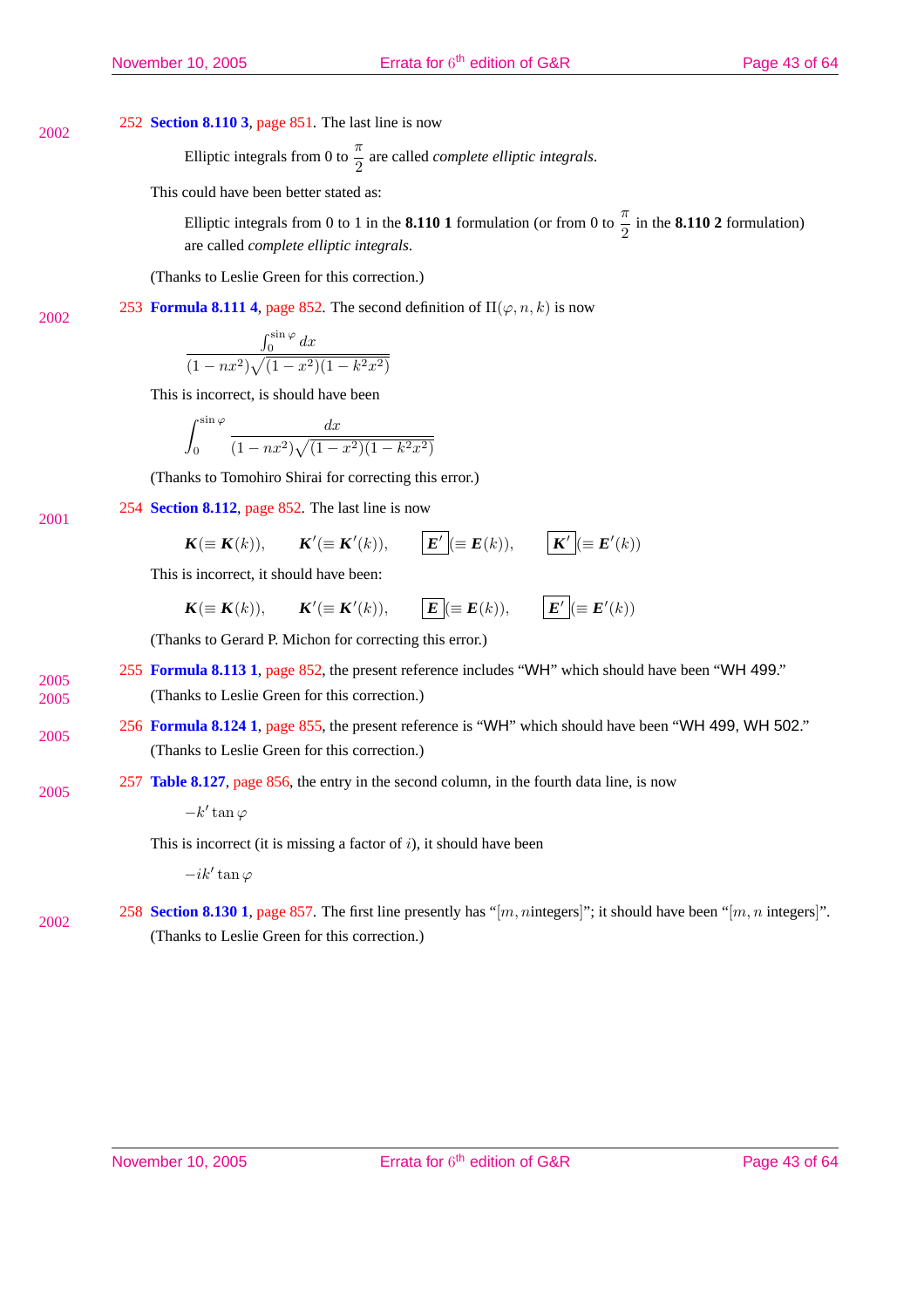2002

252 **Section 8.110 3**, page 851. The last line is now

> Elliptic integrals from 0 to $\frac{\pi}{2}$ are called *complete elliptic integrals*.

This could have been better stated as:

> Elliptic integrals from 0 to 1 in the **8.110 1** formulation (or from 0 to $\frac{\pi}{2}$ in the **8.110 2** formulation) are called *complete elliptic integrals*.

(Thanks to Leslie Green for this correction.)

2002

253 **Formula 8.111 4**, page 852. The second definition of $\Pi(\varphi, n, k)$ is now

$$\frac{\int_0^{\sin\varphi} dx}{(1-nx^2)\sqrt{(1-x^2)(1-k^2x^2)}}$$

This is incorrect, is should have been

$$\int_0^{\sin\varphi} \frac{dx}{(1-nx^2)\sqrt{(1-x^2)(1-k^2x^2)}}$$

(Thanks to Tomohiro Shirai for correcting this error.)

2001

254 **Section 8.112**, page 852. The last line is now

$$\boldsymbol{K}(\equiv \boldsymbol{K}(k)), \qquad \boldsymbol{K}'(\equiv \boldsymbol{K}'(k)), \qquad \boxed{\boldsymbol{E}'}(\equiv \boldsymbol{E}(k)), \qquad \boxed{\boldsymbol{K}'}(\equiv \boldsymbol{E}'(k))$$

This is incorrect, it should have been:

$$\boldsymbol{K}(\equiv \boldsymbol{K}(k)), \qquad \boldsymbol{K}'(\equiv \boldsymbol{K}'(k)), \qquad \boxed{\boldsymbol{E}}(\equiv \boldsymbol{E}(k)), \qquad \boxed{\boldsymbol{E}'}(\equiv \boldsymbol{E}'(k))$$

(Thanks to Gerard P. Michon for correcting this error.)

2005
2005

255 **Formula 8.113 1**, page 852, the present reference includes "WH" which should have been "WH 499."

(Thanks to Leslie Green for this correction.)

2005

256 **Formula 8.124 1**, page 855, the present reference is "WH" which should have been "WH 499, WH 502."

(Thanks to Leslie Green for this correction.)

2005

257 **Table 8.127**, page 856, the entry in the second column, in the fourth data line, is now

$$-k' \tan\varphi$$

This is incorrect (it is missing a factor of $i$), it should have been

$$-ik' \tan\varphi$$

2002

258 **Section 8.130 1**, page 857. The first line presently has "$[m, n$integers$]$"; it should have been "$[m, n$ integers$]$".

(Thanks to Leslie Green for this correction.)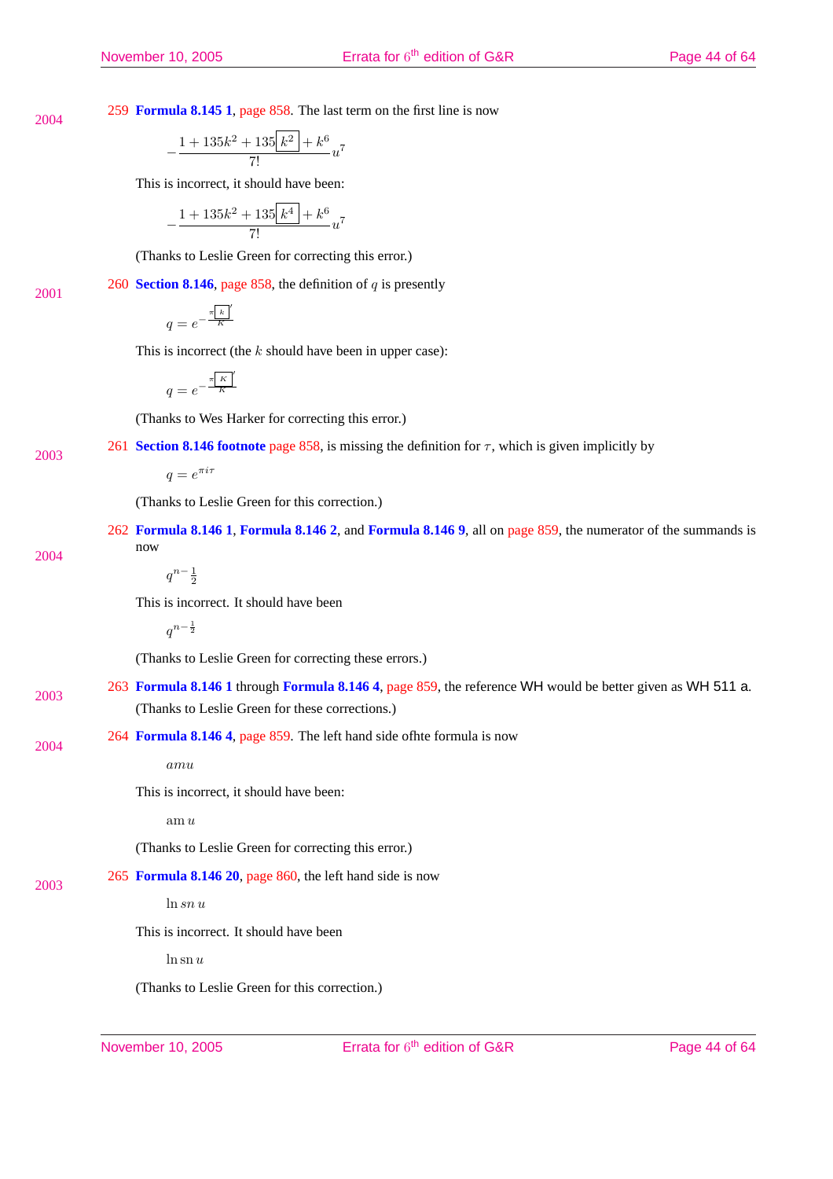2004

259 **Formula 8.145 1**, page 858. The last term on the first line is now

$$-\frac{1 + 135k^2 + 135\boxed{k^2} + k^6}{7!}u^7$$

This is incorrect, it should have been:

$$-\frac{1 + 135k^2 + 135\boxed{k^4} + k^6}{7!}u^7$$

(Thanks to Leslie Green for correcting this error.)

2001

260 **Section 8.146**, page 858, the definition of $q$ is presently

$$q = e^{-\frac{\pi \boxed{k}'}{K}}$$

This is incorrect (the $k$ should have been in upper case):

$$q = e^{-\frac{\pi \boxed{K}'}{K}}$$

(Thanks to Wes Harker for correcting this error.)

2003

261 **Section 8.146 footnote** page 858, is missing the definition for $\tau$, which is given implicitly by

$$q = e^{\pi i \tau}$$

(Thanks to Leslie Green for this correction.)

2004

262 **Formula 8.146 1**, **Formula 8.146 2**, and **Formula 8.146 9**, all on page 859, the numerator of the summands is now

$$q^{n-\frac{1}{2}}$$

This is incorrect. It should have been

$$q^{n-\frac{1}{2}}$$

(Thanks to Leslie Green for correcting these errors.)

2003

263 **Formula 8.146 1** through **Formula 8.146 4**, page 859, the reference WH would be better given as WH 511 a.

(Thanks to Leslie Green for these corrections.)

2004

264 **Formula 8.146 4**, page 859. The left hand side ofhte formula is now

$$amu$$

This is incorrect, it should have been:

$$\mathrm{am}\, u$$

(Thanks to Leslie Green for correcting this error.)

2003

265 **Formula 8.146 20**, page 860, the left hand side is now

$$\ln sn\, u$$

This is incorrect. It should have been

$$\ln \mathrm{sn}\, u$$

(Thanks to Leslie Green for this correction.)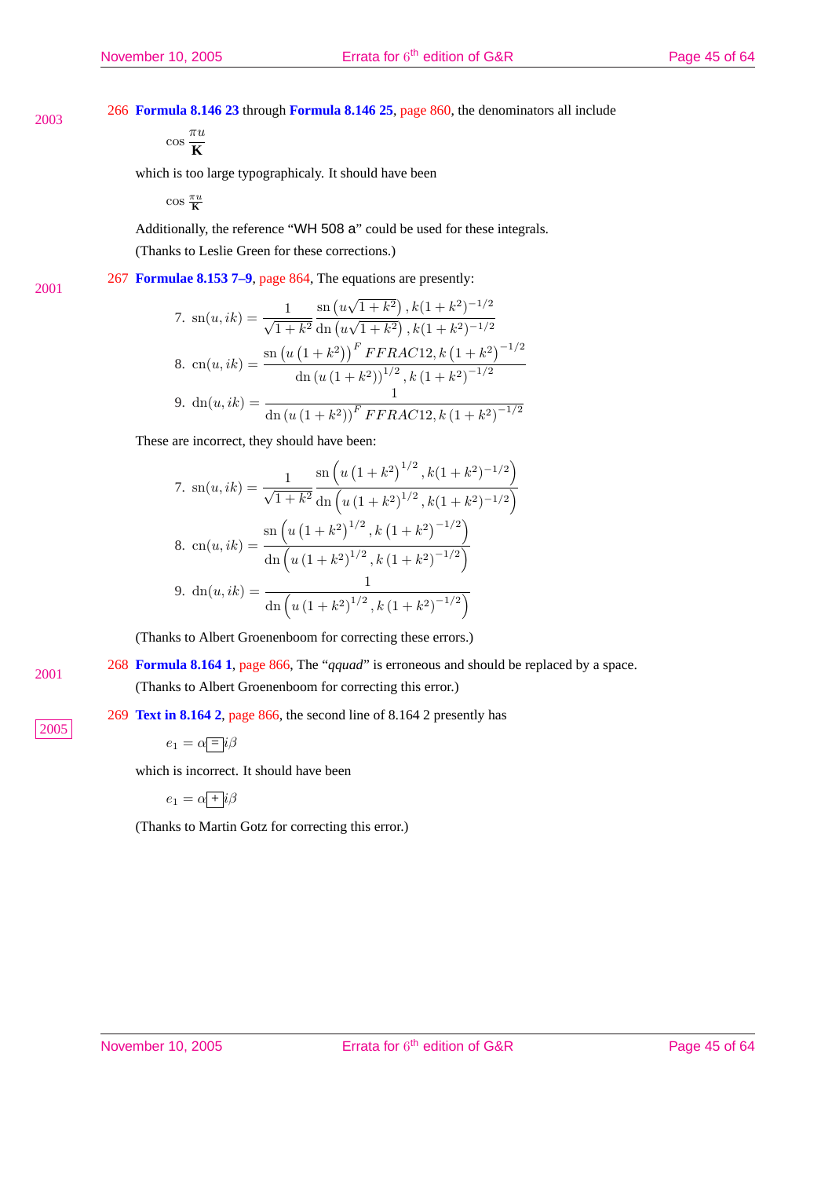2003

266 **Formula 8.146 23** through **Formula 8.146 25**, page 860, the denominators all include

$$\cos \dfrac{\pi u}{\mathbf{K}}$$

which is too large typographicaly. It should have been

$$\cos \tfrac{\pi u}{\mathbf{K}}$$

Additionally, the reference "WH 508 a" could be used for these integrals.

(Thanks to Leslie Green for these corrections.)

2001

267 **Formulae 8.153 7–9**, page 864, The equations are presently:

$$7.\ \operatorname{sn}(u, ik) = \frac{1}{\sqrt{1+k^2}} \frac{\operatorname{sn}\left(u\sqrt{1+k^2}\right), k(1+k^2)^{-1/2}}{\operatorname{dn}\left(u\sqrt{1+k^2}\right), k(1+k^2)^{-1/2}}$$

$$8.\ \operatorname{cn}(u, ik) = \frac{\operatorname{sn}\left(u\left(1+k^2\right)\right)^F FFRAC12, k\left(1+k^2\right)^{-1/2}}{\operatorname{dn}\left(u\left(1+k^2\right)\right)^{1/2}, k\left(1+k^2\right)^{-1/2}}$$

$$9.\ \operatorname{dn}(u, ik) = \frac{1}{\operatorname{dn}\left(u\left(1+k^2\right)\right)^F FFRAC12, k\left(1+k^2\right)^{-1/2}}$$

These are incorrect, they should have been:

$$7.\ \operatorname{sn}(u, ik) = \frac{1}{\sqrt{1+k^2}} \frac{\operatorname{sn}\left(u\left(1+k^2\right)^{1/2}, k(1+k^2)^{-1/2}\right)}{\operatorname{dn}\left(u\left(1+k^2\right)^{1/2}, k(1+k^2)^{-1/2}\right)}$$

$$8.\ \operatorname{cn}(u, ik) = \frac{\operatorname{sn}\left(u\left(1+k^2\right)^{1/2}, k\left(1+k^2\right)^{-1/2}\right)}{\operatorname{dn}\left(u\left(1+k^2\right)^{1/2}, k\left(1+k^2\right)^{-1/2}\right)}$$

$$9.\ \operatorname{dn}(u, ik) = \frac{1}{\operatorname{dn}\left(u\left(1+k^2\right)^{1/2}, k\left(1+k^2\right)^{-1/2}\right)}$$

(Thanks to Albert Groenenboom for correcting these errors.)

2001

268 **Formula 8.164 1**, page 866, The "*qquad*" is erroneous and should be replaced by a space.

(Thanks to Albert Groenenboom for correcting this error.)

2005

269 **Text in 8.164 2**, page 866, the second line of 8.164 2 presently has

$$e_1 = \alpha\boxed{=}i\beta$$

which is incorrect. It should have been

$$e_1 = \alpha\boxed{+}i\beta$$

(Thanks to Martin Gotz for correcting this error.)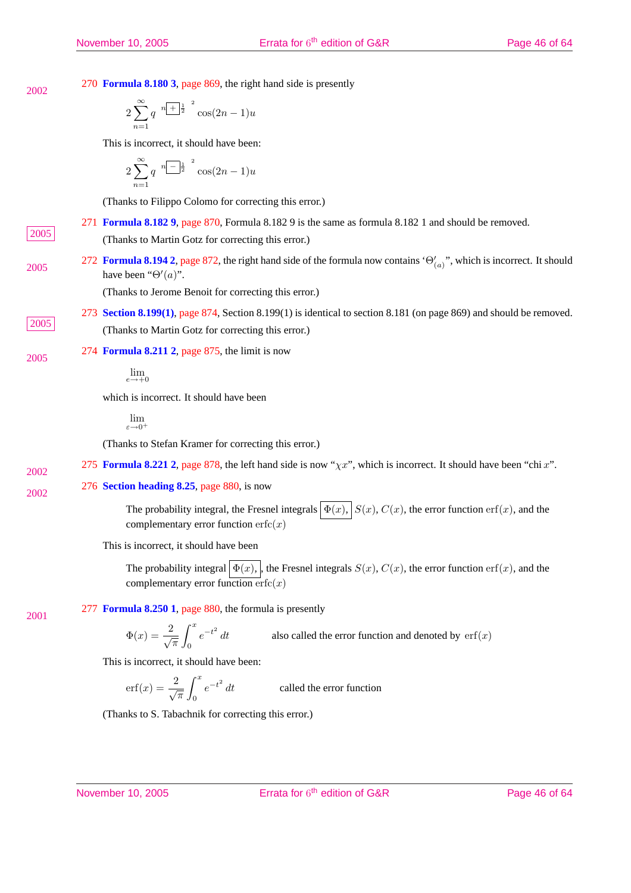2002

270 **Formula 8.180 3**, page 869, the right hand side is presently

$$2\sum_{n=1}^{\infty} q^{\left(n \boxed{+} \frac{1}{2}\right)^2} \cos(2n-1)u$$

This is incorrect, it should have been:

$$2\sum_{n=1}^{\infty} q^{\left(n \boxed{-} \frac{1}{2}\right)^2} \cos(2n-1)u$$

(Thanks to Filippo Colomo for correcting this error.)

2005

271 **Formula 8.182 9**, page 870, Formula 8.182 9 is the same as formula 8.182 1 and should be removed.

(Thanks to Martin Gotz for correcting this error.)

2005

272 **Formula 8.194 2**, page 872, the right hand side of the formula now contains '$\Theta'_{(a)}$", which is incorrect. It should have been "$\Theta'(a)$".

(Thanks to Jerome Benoit for correcting this error.)

2005

273 **Section 8.199(1)**, page 874, Section 8.199(1) is identical to section 8.181 (on page 869) and should be removed.

(Thanks to Martin Gotz for correcting this error.)

2005

274 **Formula 8.211 2**, page 875, the limit is now

$$\lim_{e\to+0}$$

which is incorrect. It should have been

$$\lim_{\varepsilon\to 0^+}$$

(Thanks to Stefan Kramer for correcting this error.)

2002

275 **Formula 8.221 2**, page 878, the left hand side is now "$\chi x$", which is incorrect. It should have been "chi $x$".

2002

276 **Section heading 8.25**, page 880, is now

> The probability integral, the Fresnel integrals $\boxed{\Phi(x),}$ $S(x)$, $C(x)$, the error function $\operatorname{erf}(x)$, and the complementary error function $\operatorname{erfc}(x)$

This is incorrect, it should have been

> The probability integral $\boxed{\Phi(x),}$ the Fresnel integrals $S(x)$, $C(x)$, the error function $\operatorname{erf}(x)$, and the complementary error function $\operatorname{erfc}(x)$

2001

277 **Formula 8.250 1**, page 880, the formula is presently

$$\Phi(x) = \frac{2}{\sqrt{\pi}}\int_0^x e^{-t^2}\,dt \qquad \text{also called the error function and denoted by } \operatorname{erf}(x)$$

This is incorrect, it should have been:

$$\operatorname{erf}(x) = \frac{2}{\sqrt{\pi}}\int_0^x e^{-t^2}\,dt \qquad \text{called the error function}$$

(Thanks to S. Tabachnik for correcting this error.)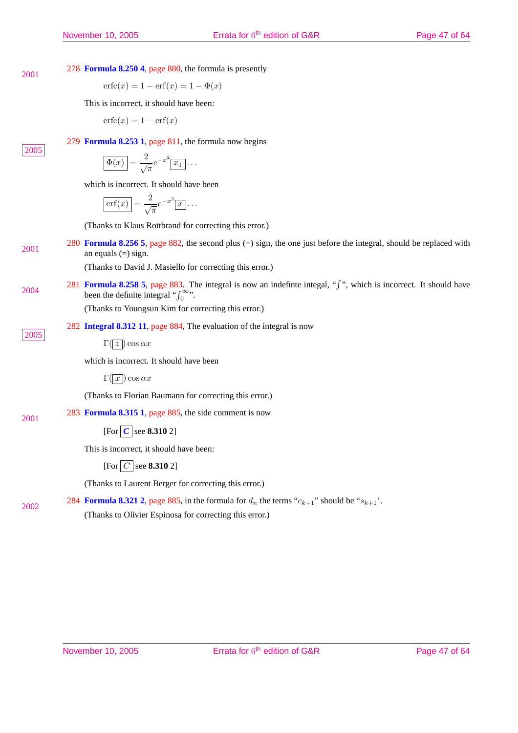2001

278 **Formula 8.250 4**, page 880, the formula is presently

$$\operatorname{erfc}(x) = 1 - \operatorname{erf}(x) = 1 - \Phi(x)$$

This is incorrect, it should have been:

$$\operatorname{erfc}(x) = 1 - \operatorname{erf}(x)$$

2005

279 **Formula 8.253 1**, page 811, the formula now begins

$$\boxed{\Phi(x)} = \frac{2}{\sqrt{\pi}} e^{-x^2} \boxed{x_1} \ldots$$

which is incorrect. It should have been

$$\boxed{\operatorname{erf}(x)} = \frac{2}{\sqrt{\pi}} e^{-x^2} \boxed{x} \ldots$$

(Thanks to Klaus Rottbrand for correcting this error.)

2001

280 **Formula 8.256 5**, page 882, the second plus (+) sign, the one just before the integral, should be replaced with an equals (=) sign.

(Thanks to David J. Masiello for correcting this error.)

2004

281 **Formula 8.258 5**, page 883. The integral is now an indefinte integal, "$\int$", which is incorrect. It should have been the definite integral "$\int_0^\infty$".

(Thanks to Youngsun Kim for correcting this error.)

2005

282 **Integral 8.312 11**, page 884, The evaluation of the integral is now

$$\Gamma(\boxed{z}) \cos \alpha x$$

which is incorrect. It should have been

$$\Gamma(\boxed{x}) \cos \alpha x$$

(Thanks to Florian Baumann for correcting this error.)

2001

283 **Formula 8.315 1**, page 885, the side comment is now

[For $\boxed{\boldsymbol{C}}$ see **8.310** 2]

This is incorrect, it should have been:

[For $\boxed{C}$ see **8.310** 2]

(Thanks to Laurent Berger for correcting this error.)

2002

284 **Formula 8.321 2**, page 885, in the formula for $d_n$ the terms "$c_{k+1}$" should be "$s_{k+1}$'.

(Thanks to Olivier Espinosa for correcting this error.)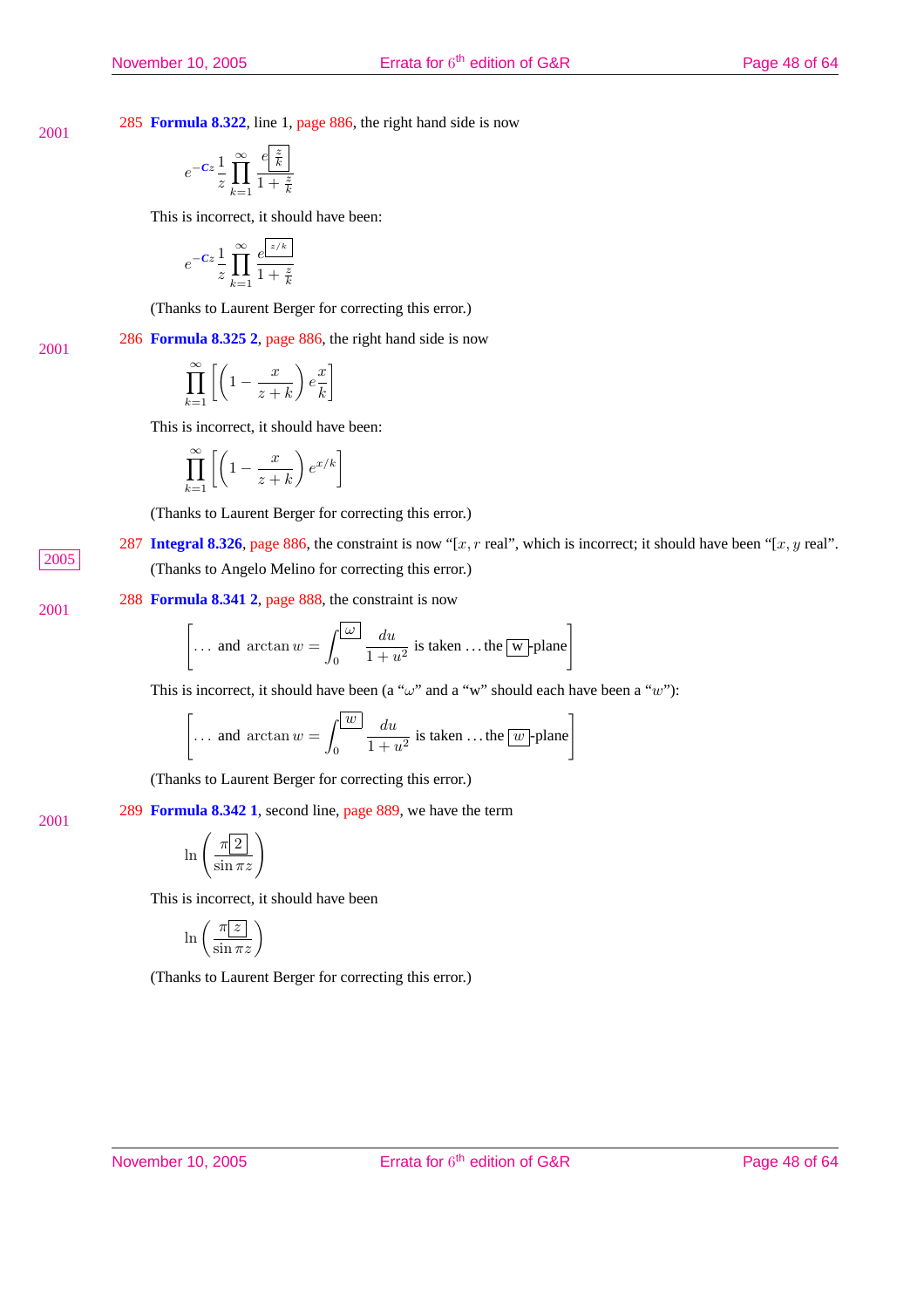2001

285 **Formula 8.322**, line 1, page 886, the right hand side is now

$$e^{-Cz}\frac{1}{z}\prod_{k=1}^{\infty}\frac{e^{\boxed{\frac{z}{k}}}}{1+\frac{z}{k}}$$

This is incorrect, it should have been:

$$e^{-Cz}\frac{1}{z}\prod_{k=1}^{\infty}\frac{e^{\boxed{z/k}}}{1+\frac{z}{k}}$$

(Thanks to Laurent Berger for correcting this error.)

2001

286 **Formula 8.325 2**, page 886, the right hand side is now

$$\prod_{k=1}^{\infty}\left[\left(1-\frac{x}{z+k}\right)e\frac{x}{k}\right]$$

This is incorrect, it should have been:

$$\prod_{k=1}^{\infty}\left[\left(1-\frac{x}{z+k}\right)e^{x/k}\right]$$

(Thanks to Laurent Berger for correcting this error.)

2005

287 **Integral 8.326**, page 886, the constraint is now "$[x, r$ real", which is incorrect; it should have been "$[x, y$ real".
(Thanks to Angelo Melino for correcting this error.)

2001

288 **Formula 8.341 2**, page 888, the constraint is now

$$\left[\ldots \text{ and } \arctan w = \int_0^{\boxed{\omega}}\frac{du}{1+u^2} \text{ is taken} \ldots \text{the } \boxed{\text{w}}\text{-plane}\right]$$

This is incorrect, it should have been (a "$\omega$" and a "w" should each have been a "$w$"):

$$\left[\ldots \text{ and } \arctan w = \int_0^{\boxed{w}}\frac{du}{1+u^2} \text{ is taken} \ldots \text{the } \boxed{w}\text{-plane}\right]$$

(Thanks to Laurent Berger for correcting this error.)

2001

289 **Formula 8.342 1**, second line, page 889, we have the term

$$\ln\left(\frac{\pi\boxed{2}}{\sin \pi z}\right)$$

This is incorrect, it should have been

$$\ln\left(\frac{\pi\boxed{z}}{\sin \pi z}\right)$$

(Thanks to Laurent Berger for correcting this error.)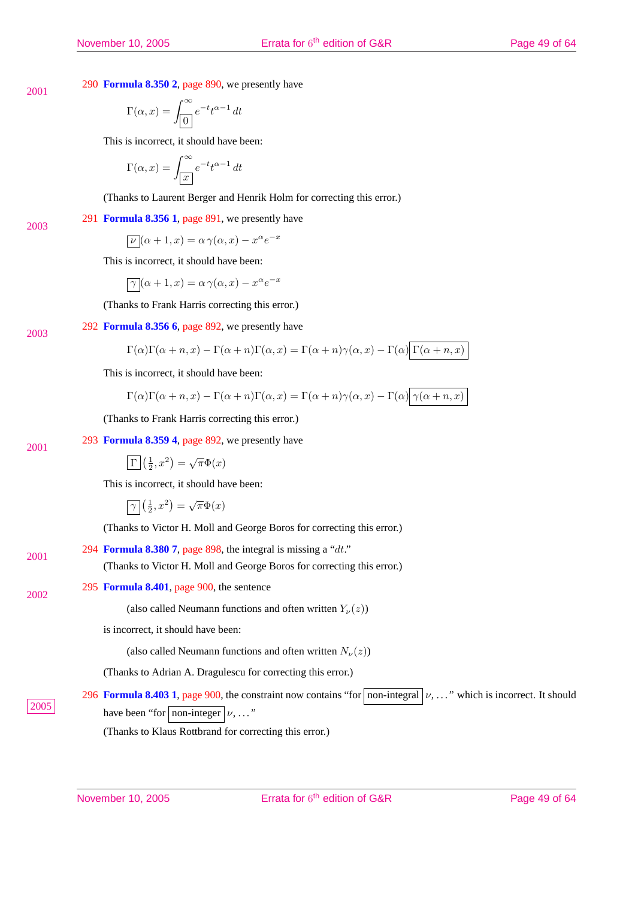2001

290 **Formula 8.350 2**, page 890, we presently have

$$\Gamma(\alpha, x) = \int_{\boxed{0}}^{\infty} e^{-t} t^{\alpha-1}\, dt$$

This is incorrect, it should have been:

$$\Gamma(\alpha, x) = \int_{\boxed{x}}^{\infty} e^{-t} t^{\alpha-1}\, dt$$

(Thanks to Laurent Berger and Henrik Holm for correcting this error.)

2003

291 **Formula 8.356 1**, page 891, we presently have

$$\boxed{\nu}(\alpha+1, x) = \alpha\, \gamma(\alpha, x) - x^{\alpha} e^{-x}$$

This is incorrect, it should have been:

$$\boxed{\gamma}(\alpha+1, x) = \alpha\, \gamma(\alpha, x) - x^{\alpha} e^{-x}$$

(Thanks to Frank Harris correcting this error.)

2003

292 **Formula 8.356 6**, page 892, we presently have

$$\Gamma(\alpha)\Gamma(\alpha+n, x) - \Gamma(\alpha+n)\Gamma(\alpha, x) = \Gamma(\alpha+n)\gamma(\alpha, x) - \Gamma(\alpha)\boxed{\Gamma(\alpha+n, x)}$$

This is incorrect, it should have been:

$$\Gamma(\alpha)\Gamma(\alpha+n, x) - \Gamma(\alpha+n)\Gamma(\alpha, x) = \Gamma(\alpha+n)\gamma(\alpha, x) - \Gamma(\alpha)\boxed{\gamma(\alpha+n, x)}$$

(Thanks to Frank Harris correcting this error.)

2001

293 **Formula 8.359 4**, page 892, we presently have

$$\boxed{\Gamma}\left(\tfrac{1}{2}, x^2\right) = \sqrt{\pi}\Phi(x)$$

This is incorrect, it should have been:

$$\boxed{\gamma}\left(\tfrac{1}{2}, x^2\right) = \sqrt{\pi}\Phi(x)$$

(Thanks to Victor H. Moll and George Boros for correcting this error.)

2001

294 **Formula 8.380 7**, page 898, the integral is missing a "$dt$."
(Thanks to Victor H. Moll and George Boros for correcting this error.)

2002

295 **Formula 8.401**, page 900, the sentence

(also called Neumann functions and often written $Y_{\nu}(z)$)

is incorrect, it should have been:

(also called Neumann functions and often written $N_{\nu}(z)$)

(Thanks to Adrian A. Dragulescu for correcting this error.)

2005

296 **Formula 8.403 1**, page 900, the constraint now contains "for non-integral $\nu, \ldots$" which is incorrect. It should have been "for non-integer $\nu, \ldots$"

(Thanks to Klaus Rottbrand for correcting this error.)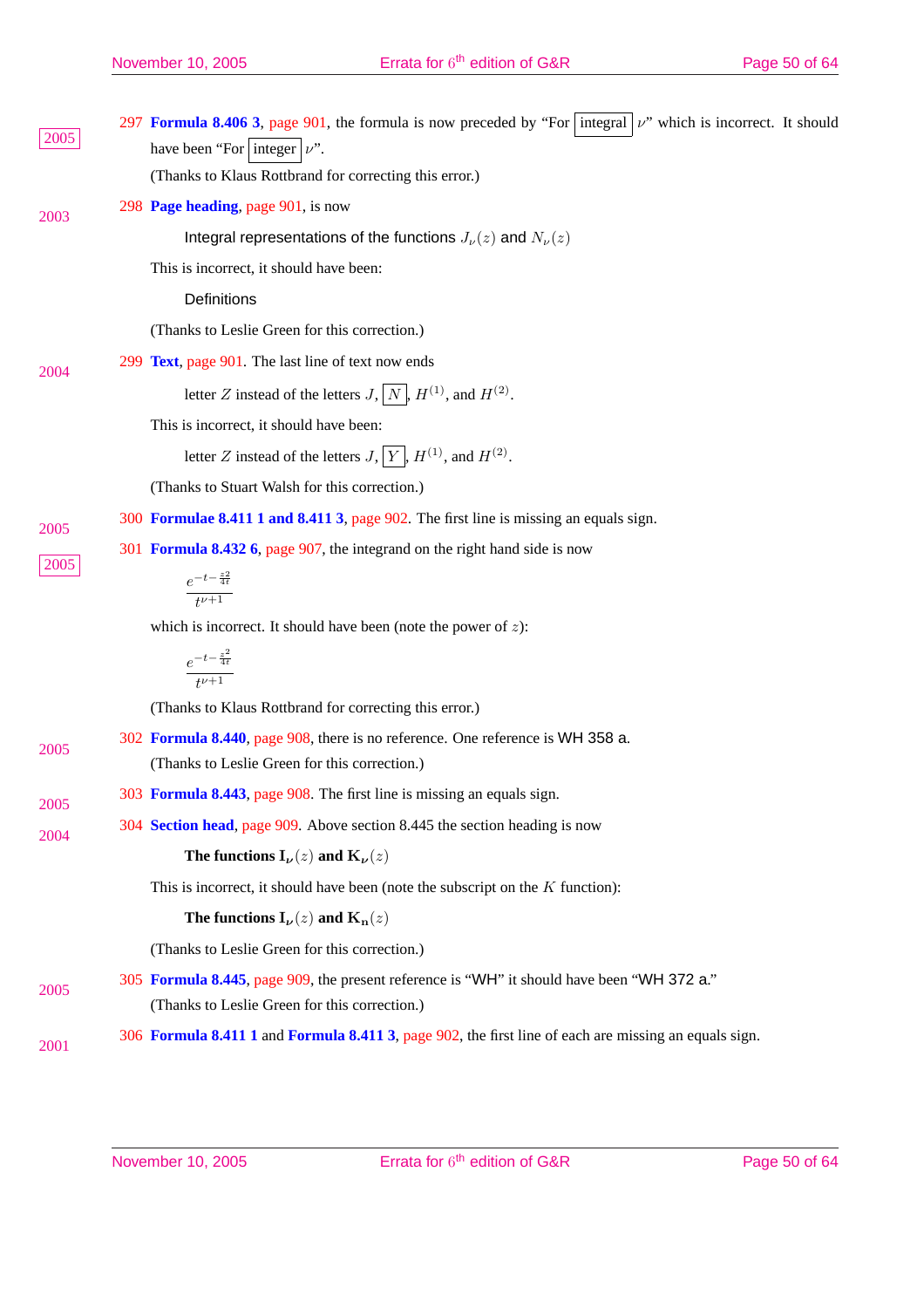2005 297 **Formula 8.406 3**, page 901, the formula is now preceded by "For integral $\nu$" which is incorrect. It should have been "For integer $\nu$".

(Thanks to Klaus Rottbrand for correcting this error.)

2003 298 **Page heading**, page 901, is now

Integral representations of the functions $J_\nu(z)$ and $N_\nu(z)$

This is incorrect, it should have been:

Definitions

(Thanks to Leslie Green for this correction.)

2004 299 **Text**, page 901. The last line of text now ends

letter $Z$ instead of the letters $J$, $N$, $H^{(1)}$, and $H^{(2)}$.

This is incorrect, it should have been:

letter $Z$ instead of the letters $J$, $Y$, $H^{(1)}$, and $H^{(2)}$.

(Thanks to Stuart Walsh for this correction.)

2005 300 **Formulae 8.411 1 and 8.411 3**, page 902. The first line is missing an equals sign.

2005 301 **Formula 8.432 6**, page 907, the integrand on the right hand side is now

$$\frac{e^{-t-\frac{z^2}{4t}}}{t^{\nu+1}}$$

which is incorrect. It should have been (note the power of $z$):

$$\frac{e^{-t-\frac{z^2}{4t}}}{t^{\nu+1}}$$

(Thanks to Klaus Rottbrand for correcting this error.)

2005 302 **Formula 8.440**, page 908, there is no reference. One reference is WH 358 a.

(Thanks to Leslie Green for this correction.)

2005 303 **Formula 8.443**, page 908. The first line is missing an equals sign.

2004 304 **Section head**, page 909. Above section 8.445 the section heading is now

**The functions $\mathbf{I}_\nu(z)$ and $\mathbf{K}_\nu(z)$**

This is incorrect, it should have been (note the subscript on the $K$ function):

**The functions $\mathbf{I}_\nu(z)$ and $\mathbf{K}_\mathbf{n}(z)$**

(Thanks to Leslie Green for this correction.)

2005 305 **Formula 8.445**, page 909, the present reference is "WH" it should have been "WH 372 a."

(Thanks to Leslie Green for this correction.)

2001 306 **Formula 8.411 1** and **Formula 8.411 3**, page 902, the first line of each are missing an equals sign.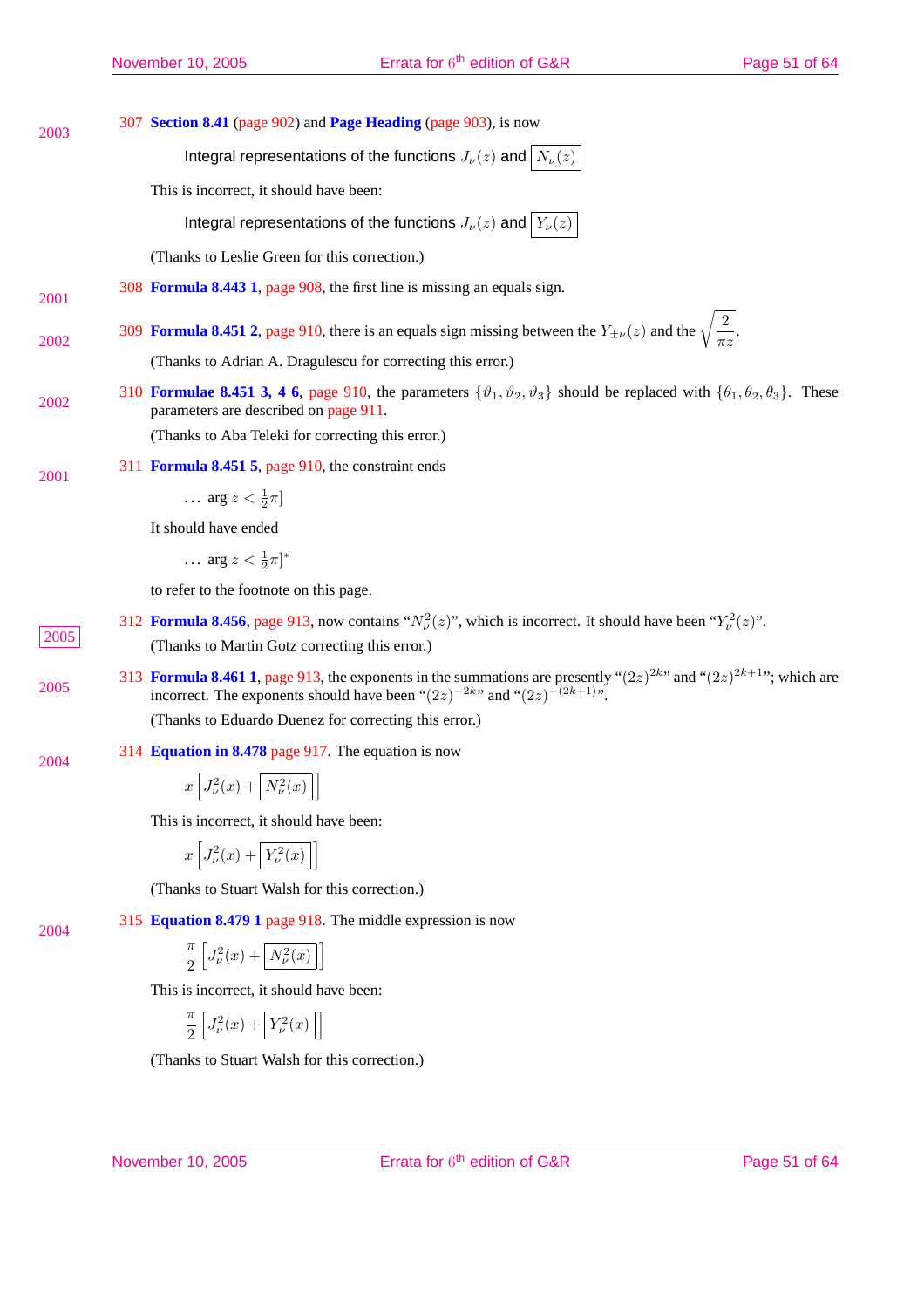2003

307 **Section 8.41** (page 902) and **Page Heading** (page 903), is now

Integral representations of the functions $J_\nu(z)$ and $\boxed{N_\nu(z)}$

This is incorrect, it should have been:

Integral representations of the functions $J_\nu(z)$ and $\boxed{Y_\nu(z)}$

(Thanks to Leslie Green for this correction.)

2001

308 **Formula 8.443 1**, page 908, the first line is missing an equals sign.

2002

309 **Formula 8.451 2**, page 910, there is an equals sign missing between the $Y_{\pm\nu}(z)$ and the $\sqrt{\frac{2}{\pi z}}$.

(Thanks to Adrian A. Dragulescu for correcting this error.)

2002

310 **Formulae 8.451 3, 4 6**, page 910, the parameters $\{\vartheta_1, \vartheta_2, \vartheta_3\}$ should be replaced with $\{\theta_1, \theta_2, \theta_3\}$. These parameters are described on page 911.

(Thanks to Aba Teleki for correcting this error.)

2001

311 **Formula 8.451 5**, page 910, the constraint ends

$\ldots \arg z < \frac{1}{2}\pi]$

It should have ended

$\ldots \arg z < \frac{1}{2}\pi]^*$

to refer to the footnote on this page.

2005

312 **Formula 8.456**, page 913, now contains "$N_\nu^2(z)$", which is incorrect. It should have been "$Y_\nu^2(z)$".

(Thanks to Martin Gotz correcting this error.)

2005

313 **Formula 8.461 1**, page 913, the exponents in the summations are presently "$(2z)^{2k}$" and "$(2z)^{2k+1}$"; which are incorrect. The exponents should have been "$(2z)^{-2k}$" and "$(2z)^{-(2k+1)}$".

(Thanks to Eduardo Duenez for correcting this error.)

2004

314 **Equation in 8.478** page 917. The equation is now

$$x\left[J_\nu^2(x) + \boxed{N_\nu^2(x)}\right]$$

This is incorrect, it should have been:

$$x\left[J_\nu^2(x) + \boxed{Y_\nu^2(x)}\right]$$

(Thanks to Stuart Walsh for this correction.)

2004

315 **Equation 8.479 1** page 918. The middle expression is now

$$\frac{\pi}{2}\left[J_\nu^2(x) + \boxed{N_\nu^2(x)}\right]$$

This is incorrect, it should have been:

$$\frac{\pi}{2}\left[J_\nu^2(x) + \boxed{Y_\nu^2(x)}\right]$$

(Thanks to Stuart Walsh for this correction.)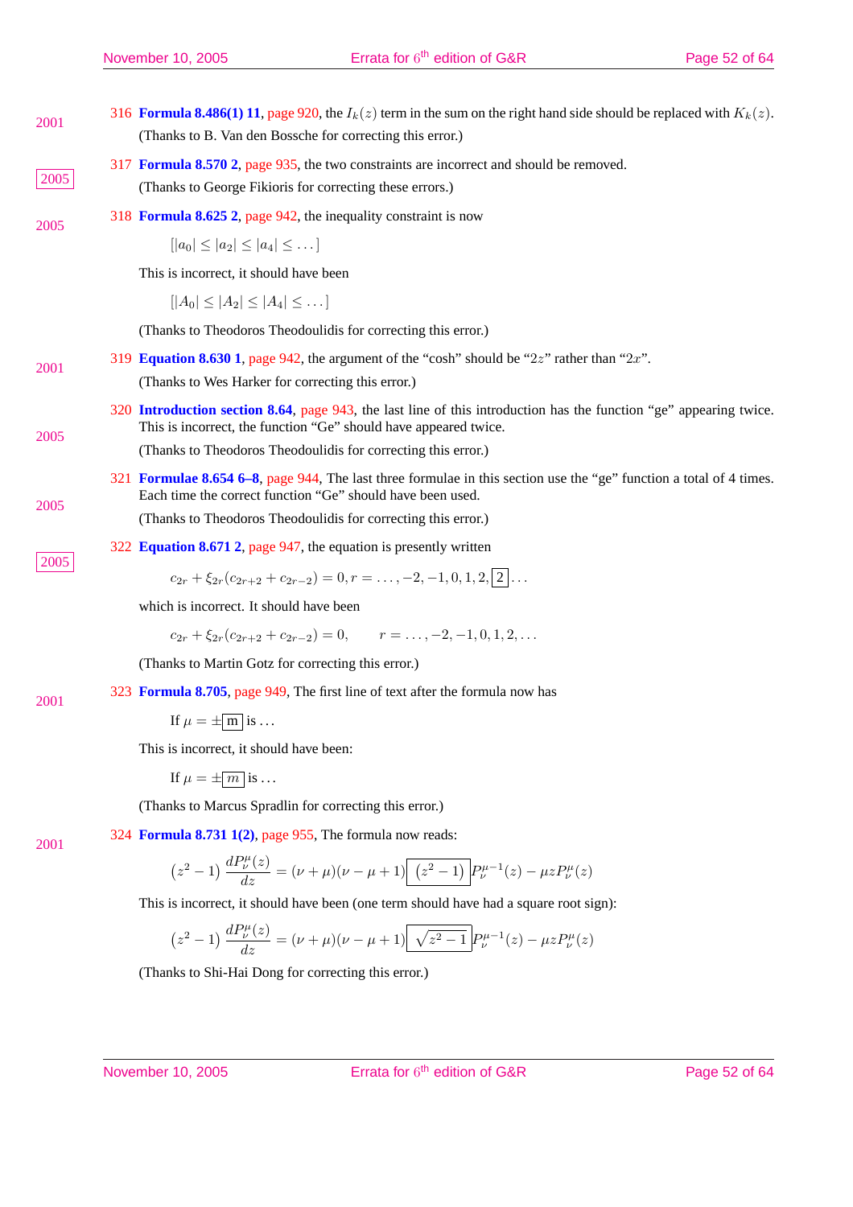2001

316 **Formula 8.486(1) 11**, page 920, the $I_k(z)$ term in the sum on the right hand side should be replaced with $K_k(z)$.
(Thanks to B. Van den Bossche for correcting this error.)

2005

317 **Formula 8.570 2**, page 935, the two constraints are incorrect and should be removed.
(Thanks to George Fikioris for correcting these errors.)

2005

318 **Formula 8.625 2**, page 942, the inequality constraint is now

$$[|a_0| \leq |a_2| \leq |a_4| \leq \dots]$$

This is incorrect, it should have been

$$[|A_0| \leq |A_2| \leq |A_4| \leq \dots]$$

(Thanks to Theodoros Theodoulidis for correcting this error.)

2001

319 **Equation 8.630 1**, page 942, the argument of the "cosh" should be "$2z$" rather than "$2x$".
(Thanks to Wes Harker for correcting this error.)

2005

320 **Introduction section 8.64**, page 943, the last line of this introduction has the function "ge" appearing twice. This is incorrect, the function "Ge" should have appeared twice.
(Thanks to Theodoros Theodoulidis for correcting this error.)

2005

321 **Formulae 8.654 6–8**, page 944, The last three formulae in this section use the "ge" function a total of 4 times. Each time the correct function "Ge" should have been used.
(Thanks to Theodoros Theodoulidis for correcting this error.)

2005

322 **Equation 8.671 2**, page 947, the equation is presently written

$$c_{2r} + \xi_{2r}(c_{2r+2} + c_{2r-2}) = 0, r = \dots, -2, -1, 0, 1, 2, \boxed{2} \dots$$

which is incorrect. It should have been

$$c_{2r} + \xi_{2r}(c_{2r+2} + c_{2r-2}) = 0, \qquad r = \dots, -2, -1, 0, 1, 2, \dots$$

(Thanks to Martin Gotz for correcting this error.)

2001

323 **Formula 8.705**, page 949, The first line of text after the formula now has

If $\mu = \pm \boxed{\mathrm{m}}$ is ...

This is incorrect, it should have been:

If $\mu = \pm \boxed{m}$ is ...

(Thanks to Marcus Spradlin for correcting this error.)

2001

324 **Formula 8.731 1(2)**, page 955, The formula now reads:

$$\left(z^2 - 1\right) \frac{dP_\nu^\mu(z)}{dz} = (\nu + \mu)(\nu - \mu + 1) \boxed{\left(z^2 - 1\right)} P_\nu^{\mu-1}(z) - \mu z P_\nu^\mu(z)$$

This is incorrect, it should have been (one term should have had a square root sign):

$$\left(z^2 - 1\right) \frac{dP_\nu^\mu(z)}{dz} = (\nu + \mu)(\nu - \mu + 1) \boxed{\sqrt{z^2 - 1}} P_\nu^{\mu-1}(z) - \mu z P_\nu^\mu(z)$$

(Thanks to Shi-Hai Dong for correcting this error.)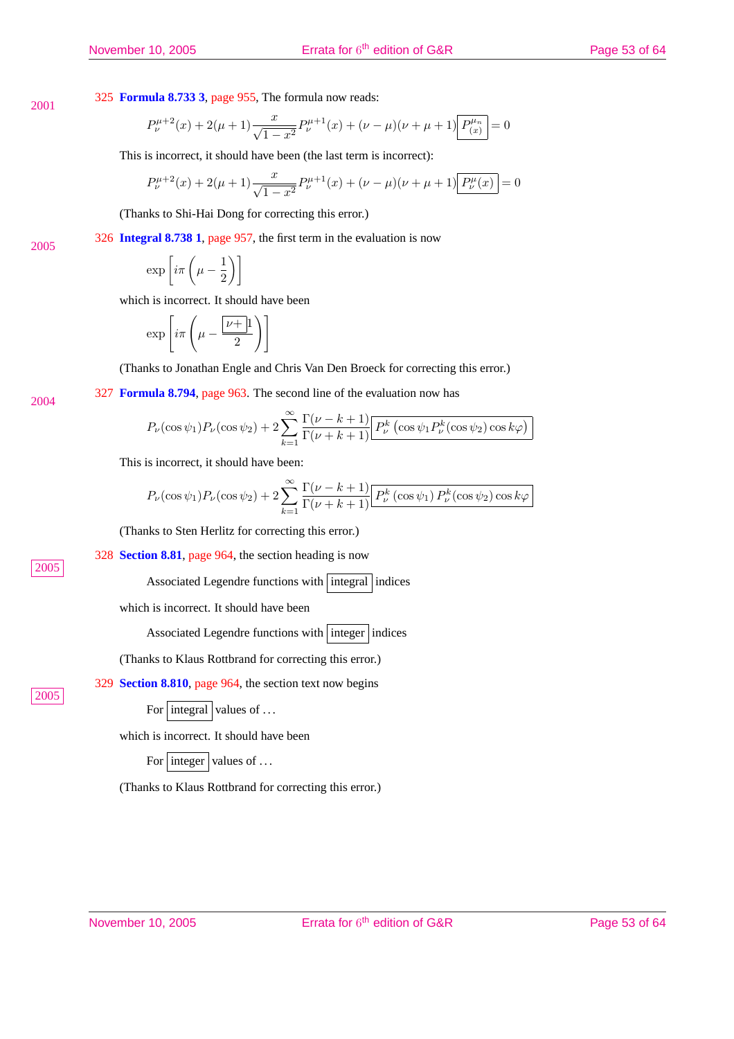2001

325 **Formula 8.733 3**, page 955, The formula now reads:

$$P_\nu^{\mu+2}(x) + 2(\mu+1)\frac{x}{\sqrt{1-x^2}}P_\nu^{\mu+1}(x) + (\nu-\mu)(\nu+\mu+1)\boxed{P_{(x)}^{\mu_n}} = 0$$

This is incorrect, it should have been (the last term is incorrect):

$$P_\nu^{\mu+2}(x) + 2(\mu+1)\frac{x}{\sqrt{1-x^2}}P_\nu^{\mu+1}(x) + (\nu-\mu)(\nu+\mu+1)\boxed{P_\nu^{\mu}(x)} = 0$$

(Thanks to Shi-Hai Dong for correcting this error.)

2005

326 **Integral 8.738 1**, page 957, the first term in the evaluation is now

$$\exp\left[i\pi\left(\mu - \frac{1}{2}\right)\right]$$

which is incorrect. It should have been

$$\exp\left[i\pi\left(\mu - \frac{\boxed{\nu+}1}{2}\right)\right]$$

(Thanks to Jonathan Engle and Chris Van Den Broeck for correcting this error.)

2004

327 **Formula 8.794**, page 963. The second line of the evaluation now has

$$P_\nu(\cos\psi_1)P_\nu(\cos\psi_2) + 2\sum_{k=1}^{\infty}\frac{\Gamma(\nu-k+1)}{\Gamma(\nu+k+1)}\boxed{P_\nu^k\left(\cos\psi_1 P_\nu^k(\cos\psi_2)\cos k\varphi\right)}$$

This is incorrect, it should have been:

$$P_\nu(\cos\psi_1)P_\nu(\cos\psi_2) + 2\sum_{k=1}^{\infty}\frac{\Gamma(\nu-k+1)}{\Gamma(\nu+k+1)}\boxed{P_\nu^k\left(\cos\psi_1\right)P_\nu^k(\cos\psi_2)\cos k\varphi}$$

(Thanks to Sten Herlitz for correcting this error.)

2005

328 **Section 8.81**, page 964, the section heading is now

Associated Legendre functions with integral indices

which is incorrect. It should have been

Associated Legendre functions with integer indices

(Thanks to Klaus Rottbrand for correcting this error.)

2005

329 **Section 8.810**, page 964, the section text now begins

For integral values of ...

which is incorrect. It should have been

For integer values of ...

(Thanks to Klaus Rottbrand for correcting this error.)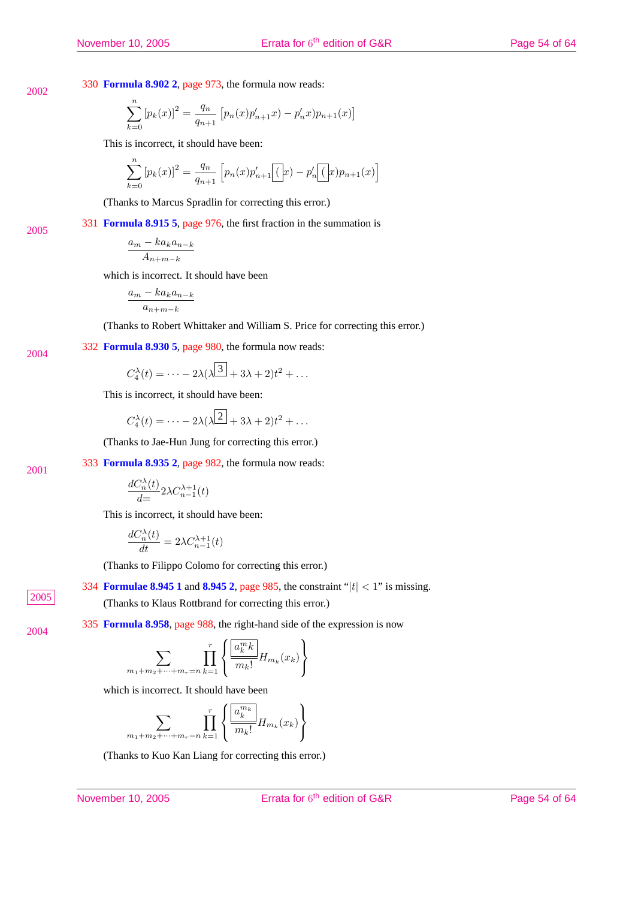2002

330 **Formula 8.902 2**, page 973, the formula now reads:

$$\sum_{k=0}^{n} [p_k(x)]^2 = \frac{q_n}{q_{n+1}} \left[p_n(x)p'_{n+1}x) - p'_n x)p_{n+1}(x)\right]$$

This is incorrect, it should have been:

$$\sum_{k=0}^{n} [p_k(x)]^2 = \frac{q_n}{q_{n+1}} \left[p_n(x)p'_{n+1}\boxed{(}x) - p'_n\boxed{(}x)p_{n+1}(x)\right]$$

(Thanks to Marcus Spradlin for correcting this error.)

2005

331 **Formula 8.915 5**, page 976, the first fraction in the summation is

$$\frac{a_m - k a_k a_{n-k}}{A_{n+m-k}}$$

which is incorrect. It should have been

$$\frac{a_m - k a_k a_{n-k}}{a_{n+m-k}}$$

(Thanks to Robert Whittaker and William S. Price for correcting this error.)

2004

332 **Formula 8.930 5**, page 980, the formula now reads:

$$C_4^{\lambda}(t) = \cdots - 2\lambda(\lambda^{\boxed{3}} + 3\lambda + 2)t^2 + \ldots$$

This is incorrect, it should have been:

$$C_4^{\lambda}(t) = \cdots - 2\lambda(\lambda^{\boxed{2}} + 3\lambda + 2)t^2 + \ldots$$

(Thanks to Jae-Hun Jung for correcting this error.)

2001

333 **Formula 8.935 2**, page 982, the formula now reads:

$$\frac{dC_n^{\lambda}(t)}{d=} 2\lambda C_{n-1}^{\lambda+1}(t)$$

This is incorrect, it should have been:

$$\frac{dC_n^{\lambda}(t)}{dt} = 2\lambda C_{n-1}^{\lambda+1}(t)$$

(Thanks to Filippo Colomo for correcting this error.)

2005

334 **Formulae 8.945 1** and **8.945 2**, page 985, the constraint "$|t| < 1$" is missing.
(Thanks to Klaus Rottbrand for correcting this error.)

2004

335 **Formula 8.958**, page 988, the right-hand side of the expression is now

$$\sum_{m_1+m_2+\cdots+m_r=n} \prod_{k=1}^{r} \left\{ \frac{\boxed{a_k^m k}}{m_k!} H_{m_k}(x_k) \right\}$$

which is incorrect. It should have been

$$\sum_{m_1+m_2+\cdots+m_r=n} \prod_{k=1}^{r} \left\{ \frac{\boxed{a_k^{m_k}}}{m_k!} H_{m_k}(x_k) \right\}$$

(Thanks to Kuo Kan Liang for correcting this error.)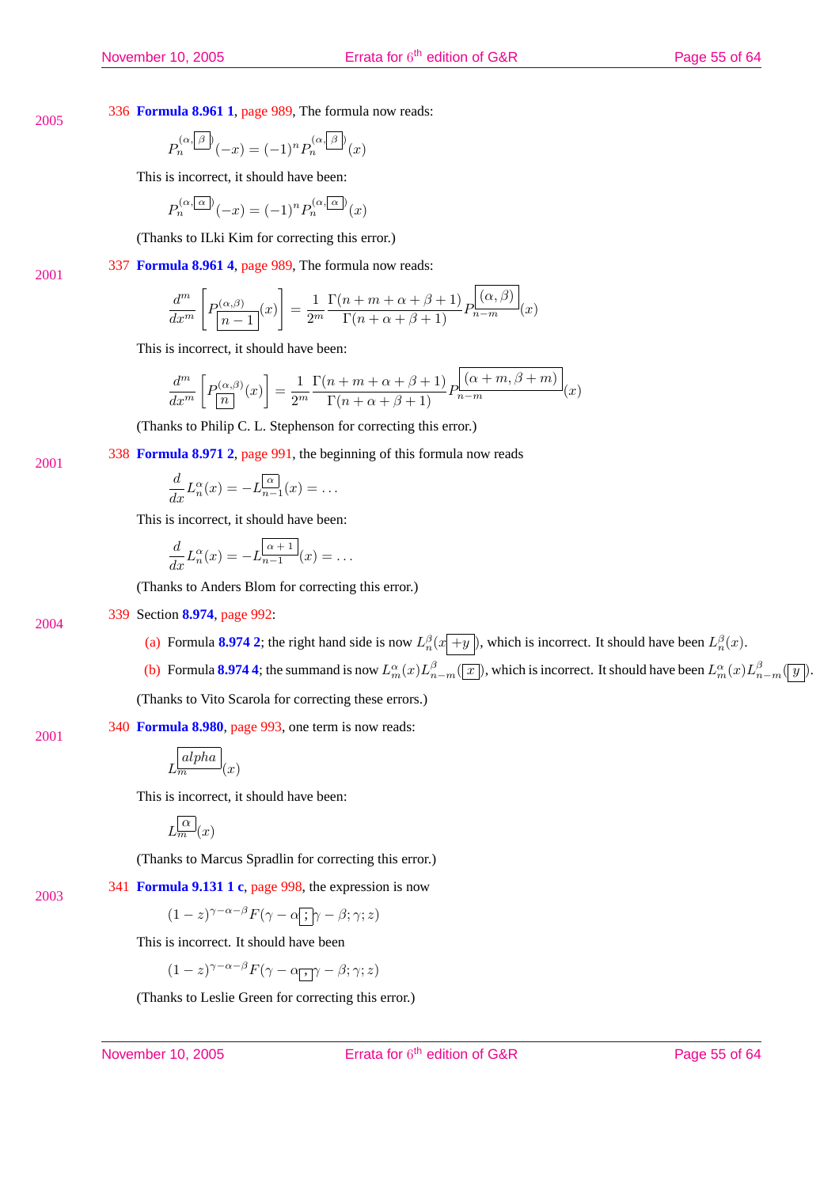2005

336 **Formula 8.961 1**, page 989, The formula now reads:

$$P_n^{(\alpha,\boxed{\beta})}(-x) = (-1)^n P_n^{(\alpha,\boxed{\beta})}(x)$$

This is incorrect, it should have been:

$$P_n^{(\alpha,\boxed{\alpha})}(-x) = (-1)^n P_n^{(\alpha,\boxed{\alpha})}(x)$$

(Thanks to ILki Kim for correcting this error.)

2001

337 **Formula 8.961 4**, page 989, The formula now reads:

$$\frac{d^m}{dx^m}\left[P^{(\alpha,\beta)}_{\boxed{n-1}}(x)\right] = \frac{1}{2^m}\frac{\Gamma(n+m+\alpha+\beta+1)}{\Gamma(n+\alpha+\beta+1)} P_{n-m}^{\boxed{(\alpha,\beta)}}(x)$$

This is incorrect, it should have been:

$$\frac{d^m}{dx^m}\left[P^{(\alpha,\beta)}_{\boxed{n}}(x)\right] = \frac{1}{2^m}\frac{\Gamma(n+m+\alpha+\beta+1)}{\Gamma(n+\alpha+\beta+1)} P_{n-m}^{\boxed{(\alpha+m,\beta+m)}}(x)$$

(Thanks to Philip C. L. Stephenson for correcting this error.)

2001

338 **Formula 8.971 2**, page 991, the beginning of this formula now reads

$$\frac{d}{dx}L_n^\alpha(x) = -L_{n-1}^{\boxed{\alpha}}(x) = \ldots$$

This is incorrect, it should have been:

$$\frac{d}{dx}L_n^\alpha(x) = -L_{n-1}^{\boxed{\alpha+1}}(x) = \ldots$$

(Thanks to Anders Blom for correcting this error.)

2004

339 Section **8.974**, page 992:

(a) Formula **8.974 2**; the right hand side is now $L_n^\beta(x\boxed{+y})$, which is incorrect. It should have been $L_n^\beta(x)$.

(b) Formula **8.974 4**; the summand is now $L_m^\alpha(x)L_{n-m}^\beta(\boxed{x})$, which is incorrect. It should have been $L_m^\alpha(x)L_{n-m}^\beta(\boxed{y})$.

(Thanks to Vito Scarola for correcting these errors.)

2001

340 **Formula 8.980**, page 993, one term is now reads:

$$L_m^{\boxed{alpha}}(x)$$

This is incorrect, it should have been:

$$L_m^{\boxed{\alpha}}(x)$$

(Thanks to Marcus Spradlin for correcting this error.)

2003

341 **Formula 9.131 1 c**, page 998, the expression is now

$$(1-z)^{\gamma-\alpha-\beta}F(\gamma-\alpha\boxed{;}\gamma-\beta;\gamma;z)$$

This is incorrect. It should have been

$$(1-z)^{\gamma-\alpha-\beta}F(\gamma-\alpha\boxed{,}\gamma-\beta;\gamma;z)$$

(Thanks to Leslie Green for correcting this error.)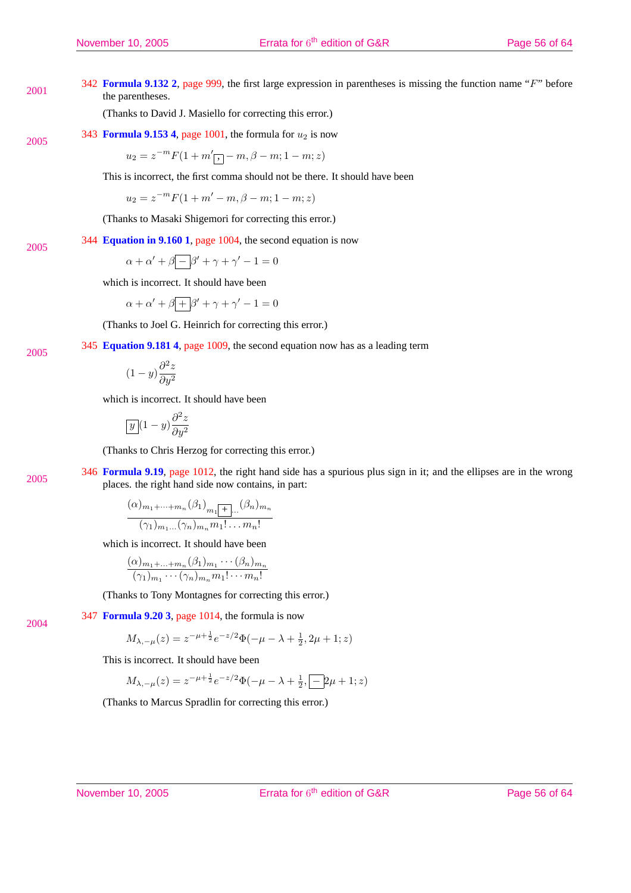2001

342 **Formula 9.132 2**, page 999, the first large expression in parentheses is missing the function name "$F$" before the parentheses.

(Thanks to David J. Masiello for correcting this error.)

2005

343 **Formula 9.153 4**, page 1001, the formula for $u_2$ is now

$$u_2 = z^{-m} F(1 + m' \boxed{,} - m, \beta - m; 1 - m; z)$$

This is incorrect, the first comma should not be there. It should have been

$$u_2 = z^{-m} F(1 + m' - m, \beta - m; 1 - m; z)$$

(Thanks to Masaki Shigemori for correcting this error.)

2005

344 **Equation in 9.160 1**, page 1004, the second equation is now

$$\alpha + \alpha' + \beta \boxed{-} \beta' + \gamma + \gamma' - 1 = 0$$

which is incorrect. It should have been

$$\alpha + \alpha' + \beta \boxed{+} \beta' + \gamma + \gamma' - 1 = 0$$

(Thanks to Joel G. Heinrich for correcting this error.)

2005

345 **Equation 9.181 4**, page 1009, the second equation now has as a leading term

$$(1 - y) \frac{\partial^2 z}{\partial y^2}$$

which is incorrect. It should have been

$$\boxed{y}(1 - y) \frac{\partial^2 z}{\partial y^2}$$

(Thanks to Chris Herzog for correcting this error.)

2005

346 **Formula 9.19**, page 1012, the right hand side has a spurious plus sign in it; and the ellipses are in the wrong places. the right hand side now contains, in part:

$$\frac{(\alpha)_{m_1 + \cdots + m_n} (\beta_1)_{m_1 \boxed{+} \ldots} (\beta_n)_{m_n}}{(\gamma_1)_{m_1 \ldots} (\gamma_n)_{m_n} m_1! \ldots m_n!}$$

which is incorrect. It should have been

$$\frac{(\alpha)_{m_1 + \ldots + m_n} (\beta_1)_{m_1} \cdots (\beta_n)_{m_n}}{(\gamma_1)_{m_1} \cdots (\gamma_n)_{m_n} m_1! \cdots m_n!}$$

(Thanks to Tony Montagnes for correcting this error.)

2004

347 **Formula 9.20 3**, page 1014, the formula is now

$$M_{\lambda, -\mu}(z) = z^{-\mu + \frac{1}{2}} e^{-z/2} \Phi(-\mu - \lambda + \tfrac{1}{2}, 2\mu + 1; z)$$

This is incorrect. It should have been

$$M_{\lambda, -\mu}(z) = z^{-\mu + \frac{1}{2}} e^{-z/2} \Phi(-\mu - \lambda + \tfrac{1}{2}, \boxed{-} 2\mu + 1; z)$$

(Thanks to Marcus Spradlin for correcting this error.)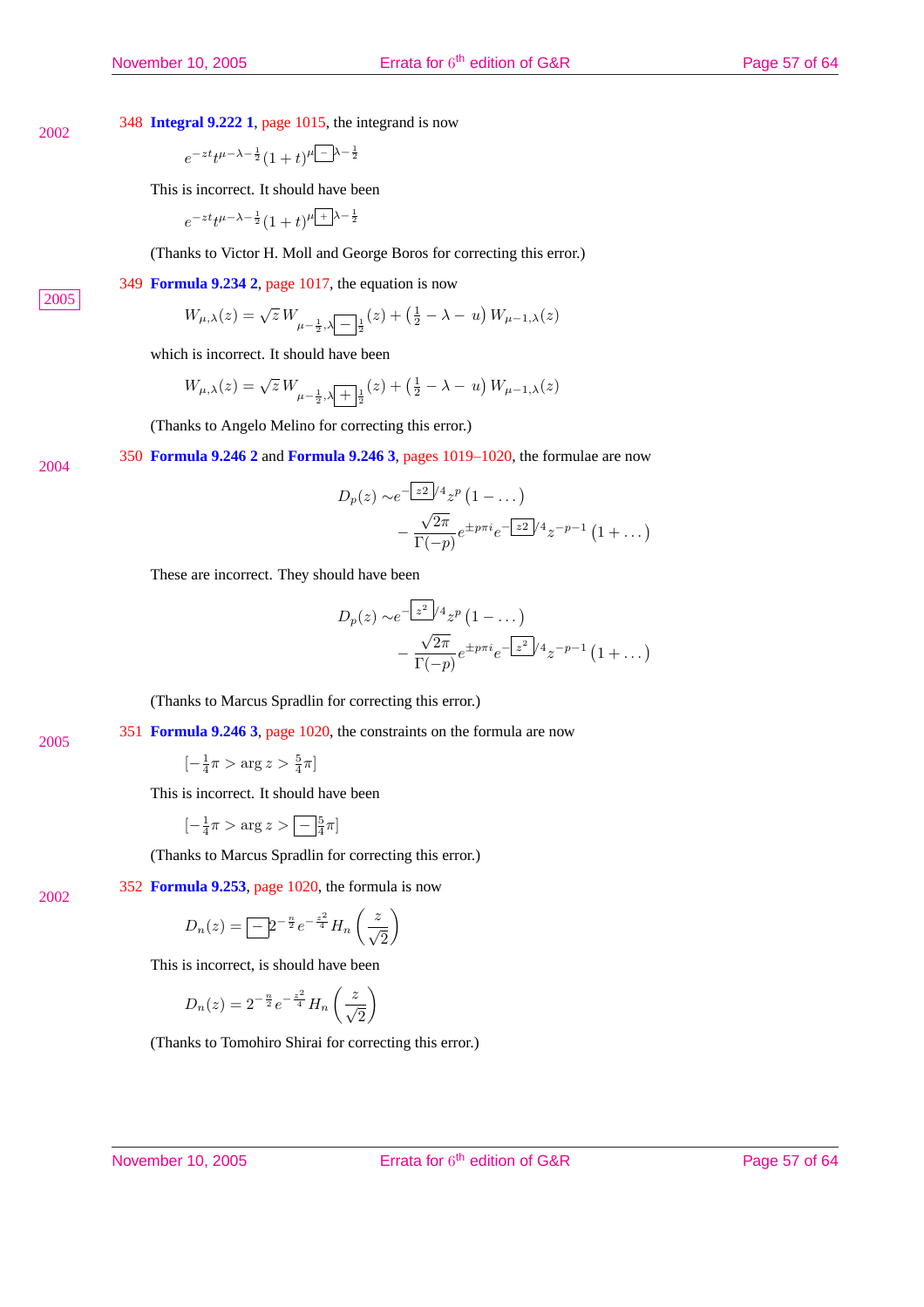2002

348 **Integral 9.222 1**, page 1015, the integrand is now

$$e^{-zt}t^{\mu-\lambda-\frac{1}{2}}(1+t)^{\mu\boxed{-}\lambda-\frac{1}{2}}$$

This is incorrect. It should have been

$$e^{-zt}t^{\mu-\lambda-\frac{1}{2}}(1+t)^{\mu\boxed{+}\lambda-\frac{1}{2}}$$

(Thanks to Victor H. Moll and George Boros for correcting this error.)

2005

349 **Formula 9.234 2**, page 1017, the equation is now

$$W_{\mu,\lambda}(z) = \sqrt{z}\,W_{\mu-\frac{1}{2},\lambda\boxed{-}\frac{1}{2}}(z) + \left(\tfrac{1}{2} - \lambda - \ u\right) W_{\mu-1,\lambda}(z)$$

which is incorrect. It should have been

$$W_{\mu,\lambda}(z) = \sqrt{z}\,W_{\mu-\frac{1}{2},\lambda\boxed{+}\frac{1}{2}}(z) + \left(\tfrac{1}{2} - \lambda - \ u\right) W_{\mu-1,\lambda}(z)$$

(Thanks to Angelo Melino for correcting this error.)

2004

350 **Formula 9.246 2** and **Formula 9.246 3**, pages 1019–1020, the formulae are now

$$\begin{aligned} D_p(z) \sim & e^{-\boxed{z2}/4} z^p \left(1 - \ldots\right) \\ & - \frac{\sqrt{2\pi}}{\Gamma(-p)} e^{\pm p\pi i} e^{-\boxed{z2}/4} z^{-p-1} \left(1 + \ldots\right) \end{aligned}$$

These are incorrect. They should have been

$$\begin{aligned} D_p(z) \sim & e^{-\boxed{z^2}/4} z^p \left(1 - \ldots\right) \\ & - \frac{\sqrt{2\pi}}{\Gamma(-p)} e^{\pm p\pi i} e^{-\boxed{z^2}/4} z^{-p-1} \left(1 + \ldots\right) \end{aligned}$$

(Thanks to Marcus Spradlin for correcting this error.)

2005

351 **Formula 9.246 3**, page 1020, the constraints on the formula are now

$$[-\tfrac{1}{4}\pi > \arg z > \tfrac{5}{4}\pi]$$

This is incorrect. It should have been

$$[-\tfrac{1}{4}\pi > \arg z > \boxed{-}\tfrac{5}{4}\pi]$$

(Thanks to Marcus Spradlin for correcting this error.)

2002

352 **Formula 9.253**, page 1020, the formula is now

$$D_n(z) = \boxed{-}2^{-\frac{n}{2}} e^{-\frac{z^2}{4}} H_n\left(\frac{z}{\sqrt{2}}\right)$$

This is incorrect, is should have been

$$D_n(z) = 2^{-\frac{n}{2}} e^{-\frac{z^2}{4}} H_n\left(\frac{z}{\sqrt{2}}\right)$$

(Thanks to Tomohiro Shirai for correcting this error.)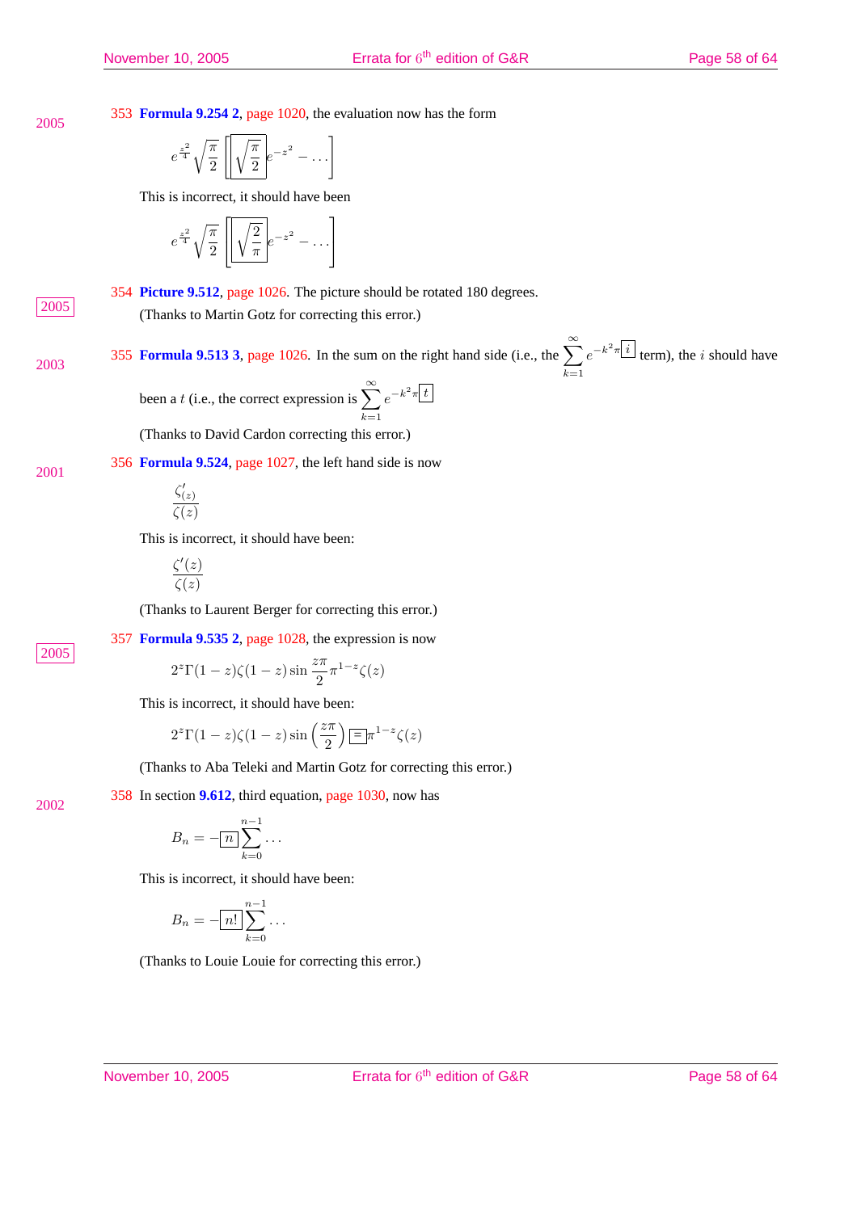2005

353 **Formula 9.254 2**, page 1020, the evaluation now has the form

$$e^{\frac{z^2}{4}}\sqrt{\frac{\pi}{2}}\left[\boxed{\sqrt{\frac{\pi}{2}}}e^{-z^2}-\dots\right]$$

This is incorrect, it should have been

$$e^{\frac{z^2}{4}}\sqrt{\frac{\pi}{2}}\left[\boxed{\sqrt{\frac{2}{\pi}}}e^{-z^2}-\dots\right]$$

2005

354 **Picture 9.512**, page 1026. The picture should be rotated 180 degrees.

(Thanks to Martin Gotz for correcting this error.)

2003

355 **Formula 9.513 3**, page 1026. In the sum on the right hand side (i.e., the $\sum_{k=1}^{\infty} e^{-k^2\pi\boxed{i}}$ term), the $i$ should have been a $t$ (i.e., the correct expression is $\sum_{k=1}^{\infty} e^{-k^2\pi\boxed{t}}$

(Thanks to David Cardon correcting this error.)

2001

356 **Formula 9.524**, page 1027, the left hand side is now

$$\frac{\zeta'_{(z)}}{\zeta(z)}$$

This is incorrect, it should have been:

$$\frac{\zeta'(z)}{\zeta(z)}$$

(Thanks to Laurent Berger for correcting this error.)

2005

357 **Formula 9.535 2**, page 1028, the expression is now

$$2^z\Gamma(1-z)\zeta(1-z)\sin\frac{z\pi}{2}\pi^{1-z}\zeta(z)$$

This is incorrect, it should have been:

$$2^z\Gamma(1-z)\zeta(1-z)\sin\left(\frac{z\pi}{2}\right)\boxed{=}\pi^{1-z}\zeta(z)$$

(Thanks to Aba Teleki and Martin Gotz for correcting this error.)

2002

358 In section **9.612**, third equation, page 1030, now has

$$B_n = -\boxed{n}\sum_{k=0}^{n-1}\dots$$

This is incorrect, it should have been:

$$B_n = -\boxed{n!}\sum_{k=0}^{n-1}\dots$$

(Thanks to Louie Louie for correcting this error.)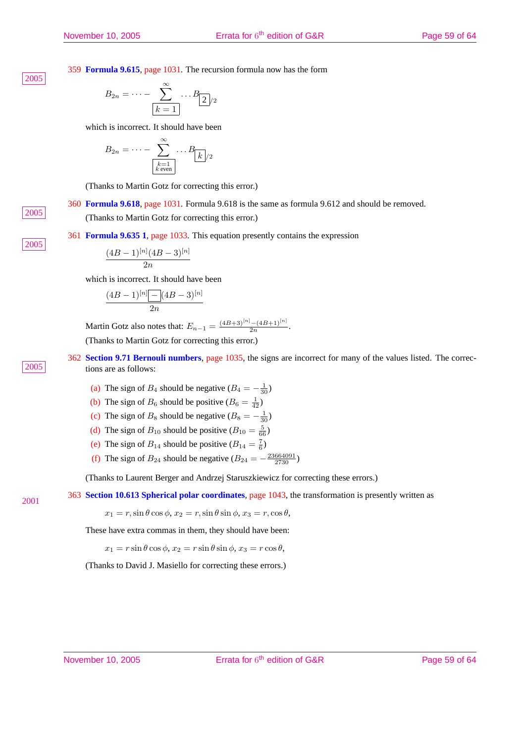2005

359 **Formula 9.615**, page 1031. The recursion formula now has the form

$$B_{2n} = \cdots - \sum_{\boxed{k=1}}^{\infty} \ldots B_{\boxed{2}/2}$$

which is incorrect. It should have been

$$B_{2n} = \cdots - \sum_{\boxed{\substack{k=1 \\ k \text{ even}}}}^{\infty} \ldots B_{\boxed{k}/2}$$

(Thanks to Martin Gotz for correcting this error.)

2005

360 **Formula 9.618**, page 1031. Formula 9.618 is the same as formula 9.612 and should be removed. (Thanks to Martin Gotz for correcting this error.)

2005

361 **Formula 9.635 1**, page 1033. This equation presently contains the expression

$$\frac{(4B-1)^{[n]}(4B-3)^{[n]}}{2n}$$

which is incorrect. It should have been

$$\frac{(4B-1)^{[n]}\boxed{-}(4B-3)^{[n]}}{2n}$$

Martin Gotz also notes that: $E_{n-1} = \frac{(4B+3)^{[n]}-(4B+1)^{[n]}}{2n}$.

(Thanks to Martin Gotz for correcting this error.)

2005

362 **Section 9.71 Bernoulli numbers**, page 1035, the signs are incorrect for many of the values listed. The corrections are as follows:

(a) The sign of $B_4$ should be negative ($B_4 = -\frac{1}{30}$)
(b) The sign of $B_6$ should be positive ($B_6 = \frac{1}{42}$)
(c) The sign of $B_8$ should be negative ($B_8 = -\frac{1}{30}$)
(d) The sign of $B_{10}$ should be positive ($B_{10} = \frac{5}{66}$)
(e) The sign of $B_{14}$ should be positive ($B_{14} = \frac{7}{6}$)
(f) The sign of $B_{24}$ should be negative ($B_{24} = -\frac{23664091}{2730}$)

(Thanks to Laurent Berger and Andrzej Staruszkiewicz for correcting these errors.)

2001

363 **Section 10.613 Spherical polar coordinates**, page 1043, the transformation is presently written as

$$x_1 = r, \sin\theta\cos\phi,\ x_2 = r, \sin\theta\sin\phi,\ x_3 = r, \cos\theta,$$

These have extra commas in them, they should have been:

$$x_1 = r\sin\theta\cos\phi,\ x_2 = r\sin\theta\sin\phi,\ x_3 = r\cos\theta,$$

(Thanks to David J. Masiello for correcting these errors.)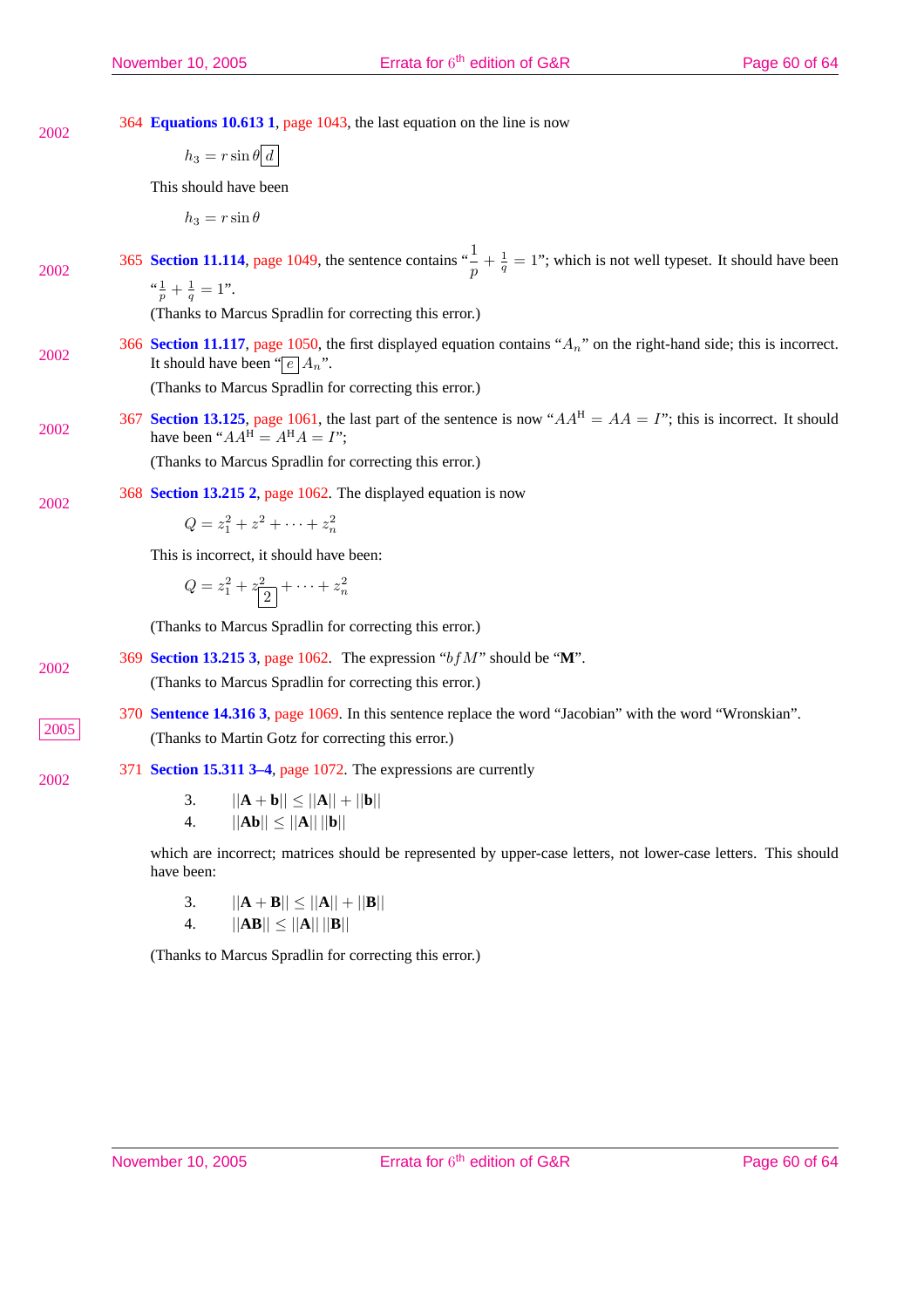2002

364 **Equations 10.613 1**, page 1043, the last equation on the line is now

$$h_3 = r \sin\theta \boxed{d}$$

This should have been

$$h_3 = r \sin\theta$$

2002

365 **Section 11.114**, page 1049, the sentence contains "$\frac{1}{p} + \frac{1}{q} = 1$"; which is not well typeset. It should have been "$\tfrac{1}{p} + \tfrac{1}{q} = 1$".

(Thanks to Marcus Spradlin for correcting this error.)

2002

366 **Section 11.117**, page 1050, the first displayed equation contains "$A_n$" on the right-hand side; this is incorrect. It should have been "$\boxed{e} A_n$".

(Thanks to Marcus Spradlin for correcting this error.)

2002

367 **Section 13.125**, page 1061, the last part of the sentence is now "$AA^{\mathrm{H}} = AA = I$"; this is incorrect. It should have been "$AA^{\mathrm{H}} = A^{\mathrm{H}}A = I$";

(Thanks to Marcus Spradlin for correcting this error.)

2002

368 **Section 13.215 2**, page 1062. The displayed equation is now

$$Q = z_1^2 + z^2 + \cdots + z_n^2$$

This is incorrect, it should have been:

$$Q = z_1^2 + z_{\boxed{2}}^2 + \cdots + z_n^2$$

(Thanks to Marcus Spradlin for correcting this error.)

2002

369 **Section 13.215 3**, page 1062. The expression "$bfM$" should be "**M**".

(Thanks to Marcus Spradlin for correcting this error.)

2005

370 **Sentence 14.316 3**, page 1069. In this sentence replace the word "Jacobian" with the word "Wronskian".

(Thanks to Martin Gotz for correcting this error.)

2002

371 **Section 15.311 3–4**, page 1072. The expressions are currently

3. $||\mathbf{A} + \mathbf{b}|| \le ||\mathbf{A}|| + ||\mathbf{b}||$
4. $||\mathbf{A}\mathbf{b}|| \le ||\mathbf{A}||\,||\mathbf{b}||$

which are incorrect; matrices should be represented by upper-case letters, not lower-case letters. This should have been:

3. $||\mathbf{A} + \mathbf{B}|| \le ||\mathbf{A}|| + ||\mathbf{B}||$
4. $||\mathbf{A}\mathbf{B}|| \le ||\mathbf{A}||\,||\mathbf{B}||$

(Thanks to Marcus Spradlin for correcting this error.)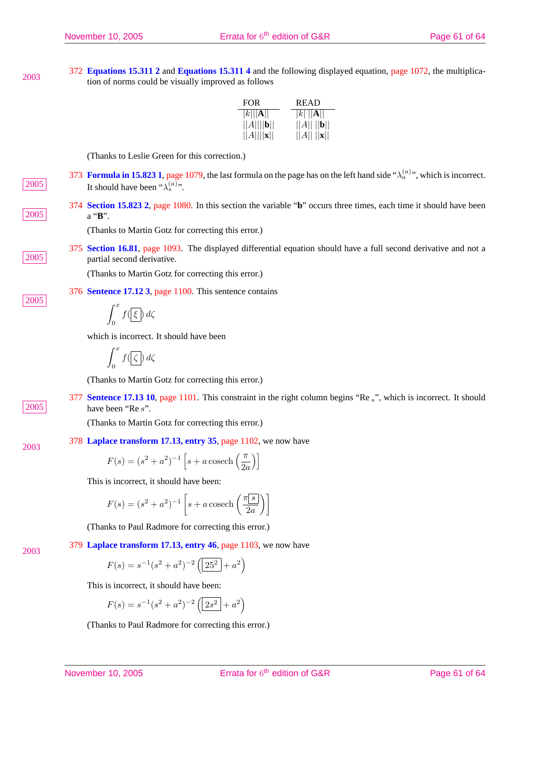2003

372 **Equations 15.311 2** and **Equations 15.311 4** and the following displayed equation, page 1072, the multiplication of norms could be visually improved as follows

| FOR | READ |
| --- | --- |
| $\|k\|\|\mathbf{A}\|$ | $\|k\|\ \|\mathbf{A}\|$ |
| $\|\|A\|\|\|\mathbf{b}\|$ | $\|\|A\|\|\ \|\mathbf{b}\|$ |
| $\|\|A\|\|\|\mathbf{x}\|$ | $\|\|A\|\|\ \|\mathbf{x}\|$ |

(Thanks to Leslie Green for this correction.)

2005

373 **Formula in 15.823 1**, page 1079, the last formula on the page has on the left hand side "$\lambda_a^{(a)}$", which is incorrect. It should have been "$\lambda_s^{(a)}$".

2005

374 **Section 15.823 2**, page 1080. In this section the variable "**b**" occurs three times, each time it should have been a "**B**".

(Thanks to Martin Gotz for correcting this error.)

2005

375 **Section 16.81**, page 1093. The displayed differential equation should have a full second derivative and not a partial second derivative.

(Thanks to Martin Gotz for correcting this error.)

2005

376 **Sentence 17.12 3**, page 1100. This sentence contains

$$\int_0^x f(\boxed{\xi})\, d\zeta$$

which is incorrect. It should have been

$$\int_0^x f(\boxed{\zeta})\, d\zeta$$

(Thanks to Martin Gotz for correcting this error.)

2005

377 **Sentence 17.13 10**, page 1101. This constraint in the right column begins "Re $_s$", which is incorrect. It should have been "Re $s$".

(Thanks to Martin Gotz for correcting this error.)

2003

378 **Laplace transform 17.13, entry 35**, page 1102, we now have

$$F(s) = (s^2 + a^2)^{-1} \left[ s + a \operatorname{cosech}\left(\frac{\pi}{2a}\right)\right]$$

This is incorrect, it should have been:

$$F(s) = (s^2 + a^2)^{-1} \left[ s + a \operatorname{cosech}\left(\frac{\pi \boxed{s}}{2a}\right)\right]$$

(Thanks to Paul Radmore for correcting this error.)

2003

379 **Laplace transform 17.13, entry 46**, page 1103, we now have

$$F(s) = s^{-1}(s^2 + a^2)^{-2} \left(\boxed{25^2} + a^2\right)$$

This is incorrect, it should have been:

$$F(s) = s^{-1}(s^2 + a^2)^{-2} \left(\boxed{2s^2} + a^2\right)$$

(Thanks to Paul Radmore for correcting this error.)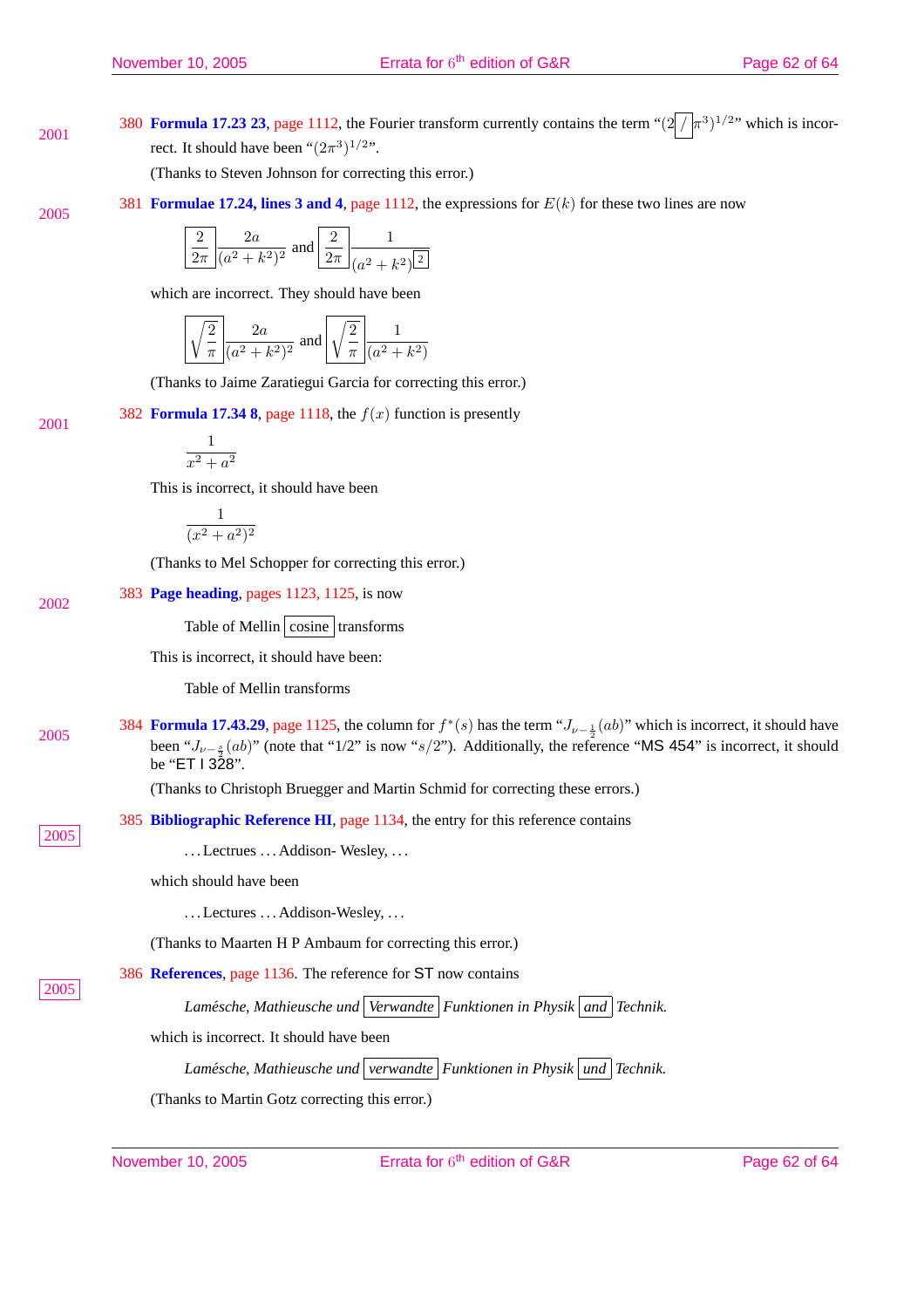2001

380 **Formula 17.23 23**, page 1112, the Fourier transform currently contains the term "$(2\boxed{/}\pi^3)^{1/2}$" which is incorrect. It should have been "$(2\pi^3)^{1/2}$".

(Thanks to Steven Johnson for correcting this error.)

2005

381 **Formulae 17.24, lines 3 and 4**, page 1112, the expressions for $E(k)$ for these two lines are now

$$\boxed{\frac{2}{2\pi}}\frac{2a}{(a^2+k^2)^2} \text{ and } \boxed{\frac{2}{2\pi}}\frac{1}{(a^2+k^2)^{\boxed{2}}}$$

which are incorrect. They should have been

$$\boxed{\sqrt{\frac{2}{\pi}}}\frac{2a}{(a^2+k^2)^2} \text{ and } \boxed{\sqrt{\frac{2}{\pi}}}\frac{1}{(a^2+k^2)}$$

(Thanks to Jaime Zaratiegui Garcia for correcting this error.)

2001

382 **Formula 17.34 8**, page 1118, the $f(x)$ function is presently

$$\frac{1}{x^2+a^2}$$

This is incorrect, it should have been

$$\frac{1}{(x^2+a^2)^2}$$

(Thanks to Mel Schopper for correcting this error.)

2002

383 **Page heading**, pages 1123, 1125, is now

Table of Mellin cosine transforms

This is incorrect, it should have been:

Table of Mellin transforms

2005

384 **Formula 17.43.29**, page 1125, the column for $f^*(s)$ has the term "$J_{\nu-\frac{1}{2}}(ab)$" which is incorrect, it should have been "$J_{\nu-\frac{s}{2}}(ab)$" (note that "1/2" is now "$s/2$"). Additionally, the reference "MS 454" is incorrect, it should be "ET I 328".

(Thanks to Christoph Bruegger and Martin Schmid for correcting these errors.)

2005

385 **Bibliographic Reference HI**, page 1134, the entry for this reference contains

…Lectures …Addison- Wesley, …

which should have been

…Lectures …Addison-Wesley, …

(Thanks to Maarten H P Ambaum for correcting this error.)

2005

386 **References**, page 1136. The reference for ST now contains

*Lamésche, Mathieusche und Verwandte Funktionen in Physik and Technik.*

which is incorrect. It should have been

*Lamésche, Mathieusche und verwandte Funktionen in Physik und Technik.*

(Thanks to Martin Gotz correcting this error.)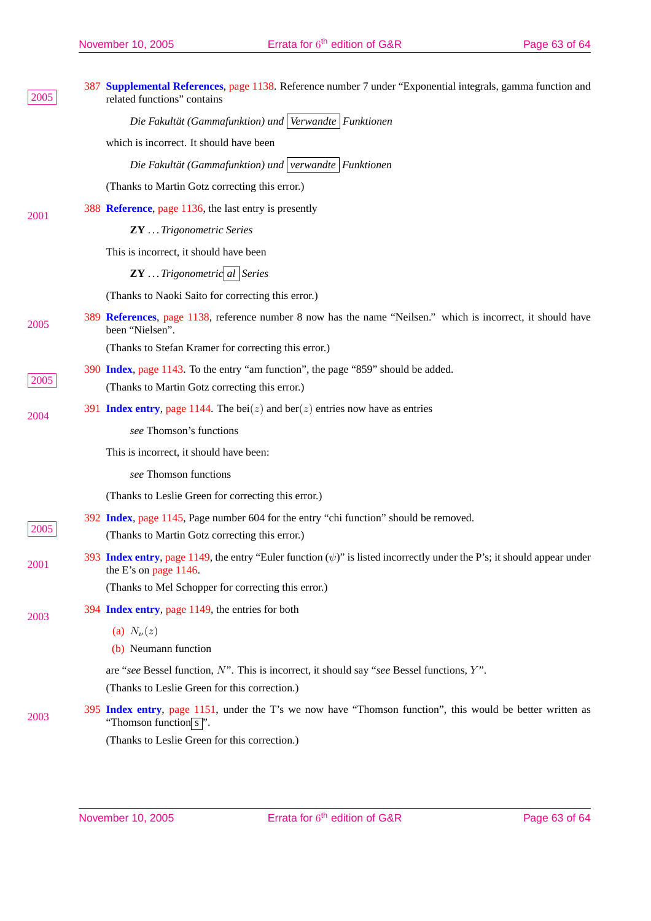2005

387 **Supplemental References**, page 1138. Reference number 7 under "Exponential integrals, gamma function and related functions" contains

*Die Fakultät (Gammafunktion) und* [*Verwandte*] *Funktionen*

which is incorrect. It should have been

*Die Fakultät (Gammafunktion) und* [*verwandte*] *Funktionen*

(Thanks to Martin Gotz correcting this error.)

2001

388 **Reference**, page 1136, the last entry is presently

**ZY** . . . *Trigonometric Series*

This is incorrect, it should have been

**ZY** . . . *Trigonometric*[*al*] *Series*

(Thanks to Naoki Saito for correcting this error.)

2005

389 **References**, page 1138, reference number 8 now has the name "Neilsen." which is incorrect, it should have been "Nielsen".

(Thanks to Stefan Kramer for correcting this error.)

2005

390 **Index**, page 1143. To the entry "am function", the page "859" should be added.

(Thanks to Martin Gotz correcting this error.)

2004

391 **Index entry**, page 1144. The bei$(z)$ and ber$(z)$ entries now have as entries

*see* Thomson's functions

This is incorrect, it should have been:

*see* Thomson functions

(Thanks to Leslie Green for correcting this error.)

2005

392 **Index**, page 1145, Page number 604 for the entry "chi function" should be removed.

(Thanks to Martin Gotz correcting this error.)

2001

393 **Index entry**, page 1149, the entry "Euler function $(\psi)$" is listed incorrectly under the P's; it should appear under the E's on page 1146.

(Thanks to Mel Schopper for correcting this error.)

2003

394 **Index entry**, page 1149, the entries for both

(a) $N_\nu(z)$

(b) Neumann function

are "*see* Bessel function, $N$". This is incorrect, it should say "*see* Bessel functions, $Y$".

(Thanks to Leslie Green for this correction.)

2003

395 **Index entry**, page 1151, under the T's we now have "Thomson function", this would be better written as "Thomson function[s]".

(Thanks to Leslie Green for this correction.)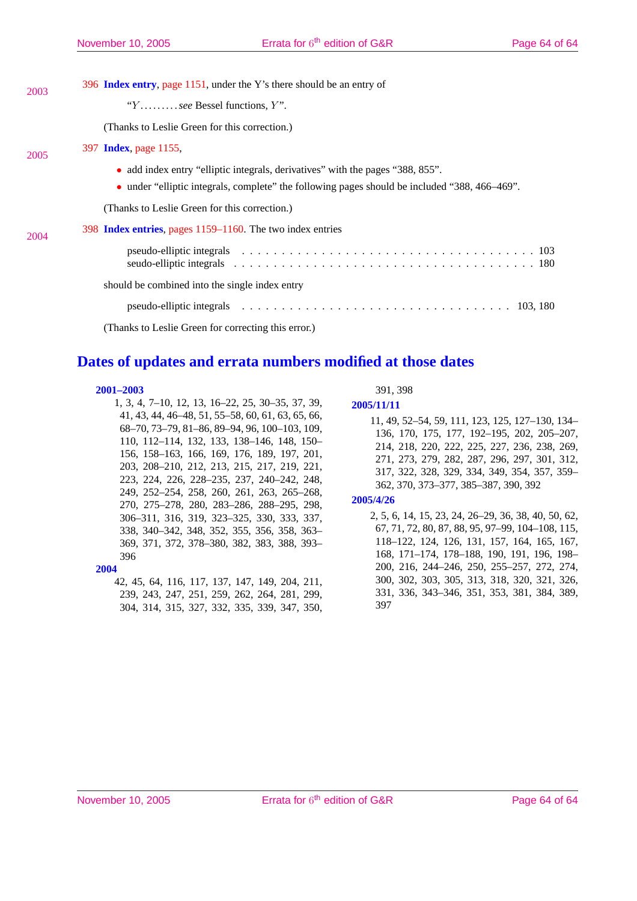2003

396 **Index entry**, page 1151, under the Y's there should be an entry of

"$Y$.........*see* Bessel functions, $Y$".

(Thanks to Leslie Green for this correction.)

2005

397 **Index**, page 1155,

- add index entry "elliptic integrals, derivatives" with the pages "388, 855".
- under "elliptic integrals, complete" the following pages should be included "388, 466–469".

(Thanks to Leslie Green for this correction.)

2004

398 **Index entries**, pages 1159–1160. The two index entries

pseudo-elliptic integrals . . . . . . . . . . . . . . . . . . . . . . . . . . . . . . . . . . . . . 103
seudo-elliptic integrals . . . . . . . . . . . . . . . . . . . . . . . . . . . . . . . . . . . . . . 180

should be combined into the single index entry

pseudo-elliptic integrals . . . . . . . . . . . . . . . . . . . . . . . . . . . . . . . . . . 103, 180

(Thanks to Leslie Green for correcting this error.)

## Dates of updates and errata numbers modified at those dates

**2001–2003**
1, 3, 4, 7–10, 12, 13, 16–22, 25, 30–35, 37, 39, 41, 43, 44, 46–48, 51, 55–58, 60, 61, 63, 65, 66, 68–70, 73–79, 81–86, 89–94, 96, 100–103, 109, 110, 112–114, 132, 133, 138–146, 148, 150–156, 158–163, 166, 169, 176, 189, 197, 201, 203, 208–210, 212, 213, 215, 217, 219, 221, 223, 224, 226, 228–235, 237, 240–242, 248, 249, 252–254, 258, 260, 261, 263, 265–268, 270, 275–278, 280, 283–286, 288–295, 298, 306–311, 316, 319, 323–325, 330, 333, 337, 338, 340–342, 348, 352, 355, 356, 358, 363–369, 371, 372, 378–380, 382, 383, 388, 393–396

**2004**
42, 45, 64, 116, 117, 137, 147, 149, 204, 211, 239, 243, 247, 251, 259, 262, 264, 281, 299, 304, 314, 315, 327, 332, 335, 339, 347, 350, 391, 398

**2005/11/11**
11, 49, 52–54, 59, 111, 123, 125, 127–130, 134–136, 170, 175, 177, 192–195, 202, 205–207, 214, 218, 220, 222, 225, 227, 236, 238, 269, 271, 273, 279, 282, 287, 296, 297, 301, 312, 317, 322, 328, 329, 334, 349, 354, 357, 359–362, 370, 373–377, 385–387, 390, 392

**2005/4/26**
2, 5, 6, 14, 15, 23, 24, 26–29, 36, 38, 40, 50, 62, 67, 71, 72, 80, 87, 88, 95, 97–99, 104–108, 115, 118–122, 124, 126, 131, 157, 164, 165, 167, 168, 171–174, 178–188, 190, 191, 196, 198–200, 216, 244–246, 250, 255–257, 272, 274, 300, 302, 303, 305, 313, 318, 320, 321, 326, 331, 336, 343–346, 351, 353, 381, 384, 389, 397